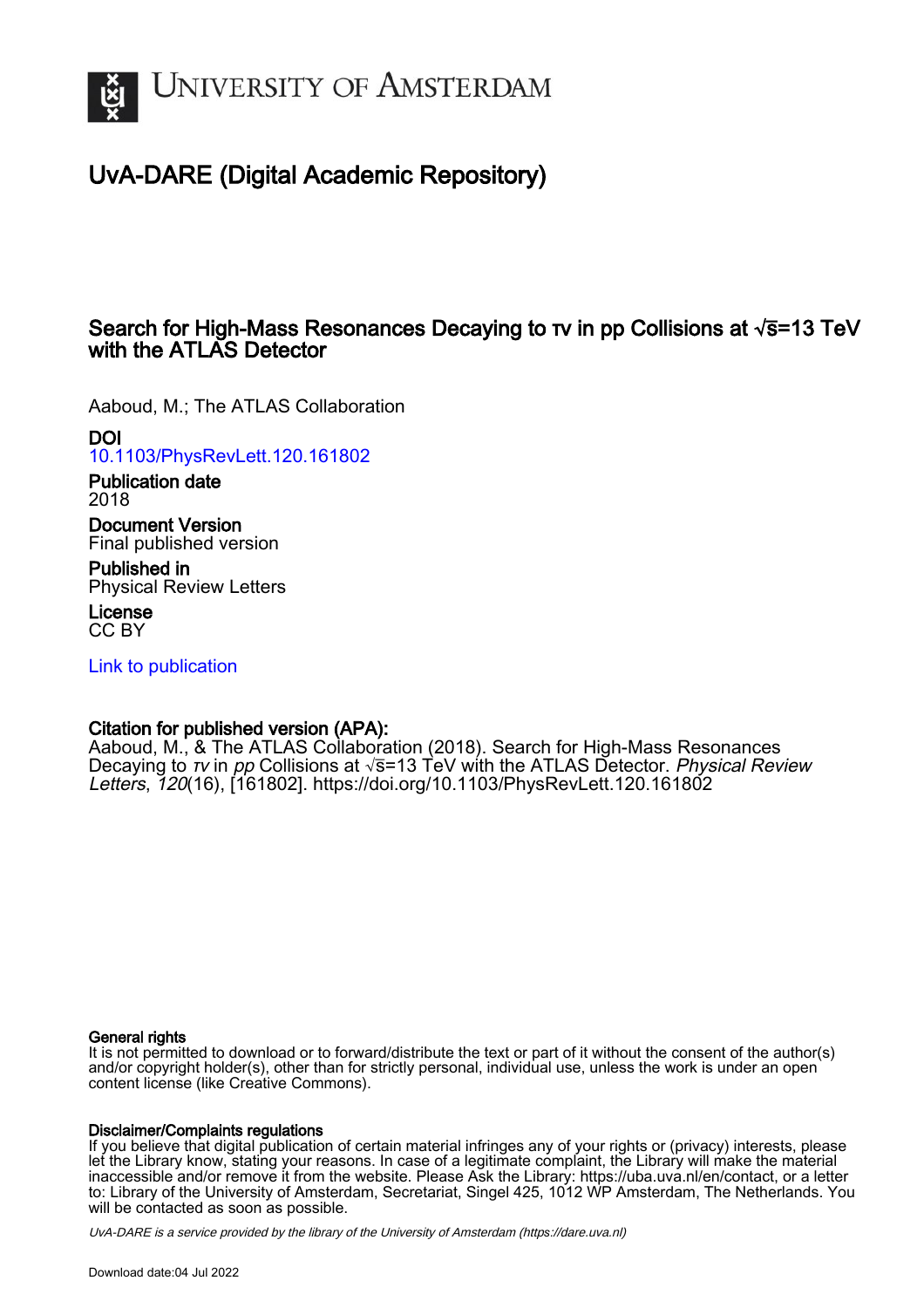# University of Amsterdam

## UvA-DARE (Digital Academic Repository)

### Search for High-Mass Resonances Decaying to τν in pp Collisions at $\sqrt{s}$=13 TeV with the ATLAS Detector

Aaboud, M.; The ATLAS Collaboration

**DOI**
10.1103/PhysRevLett.120.161802

**Publication date**
2018

**Document Version**
Final published version

**Published in**
Physical Review Letters

**License**
CC BY

Link to publication

**Citation for published version (APA):**
Aaboud, M., & The ATLAS Collaboration (2018). Search for High-Mass Resonances Decaying to *τν* in *pp* Collisions at $\sqrt{s}$=13 TeV with the ATLAS Detector. *Physical Review Letters*, *120*(16), [161802]. https://doi.org/10.1103/PhysRevLett.120.161802

**General rights**
It is not permitted to download or to forward/distribute the text or part of it without the consent of the author(s) and/or copyright holder(s), other than for strictly personal, individual use, unless the work is under an open content license (like Creative Commons).

**Disclaimer/Complaints regulations**
If you believe that digital publication of certain material infringes any of your rights or (privacy) interests, please let the Library know, stating your reasons. In case of a legitimate complaint, the Library will make the material inaccessible and/or remove it from the website. Please Ask the Library: https://uba.uva.nl/en/contact, or a letter to: Library of the University of Amsterdam, Secretariat, Singel 425, 1012 WP Amsterdam, The Netherlands. You will be contacted as soon as possible.

*UvA-DARE is a service provided by the library of the University of Amsterdam (https://dare.uva.nl)*

Download date:04 Jul 2022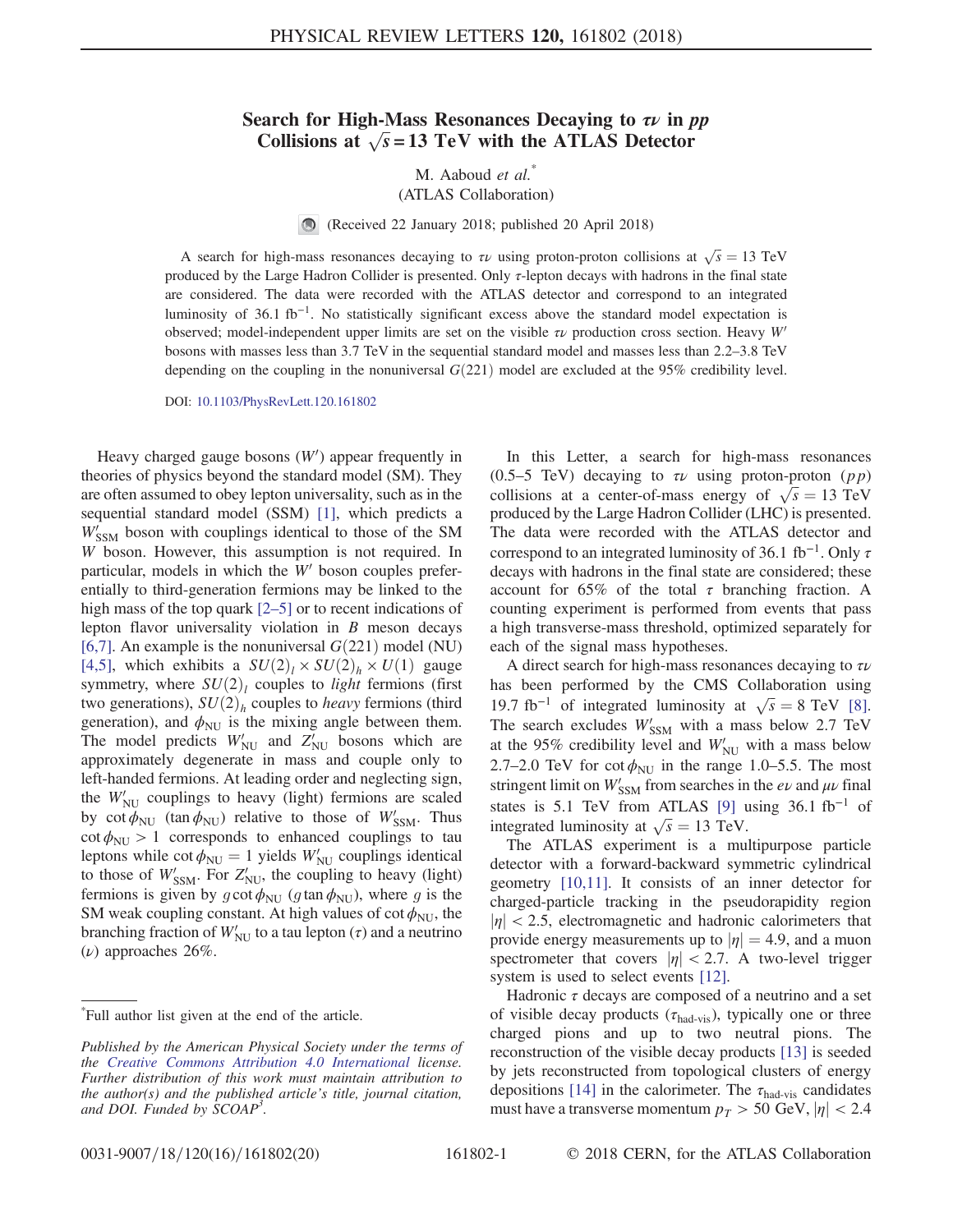# Search for High-Mass Resonances Decaying to $\tau\nu$ in $pp$ Collisions at $\sqrt{s} = 13$ TeV with the ATLAS Detector

M. Aaboud *et al.*[*]

(ATLAS Collaboration)

(Received 22 January 2018; published 20 April 2018)

A search for high-mass resonances decaying to $\tau\nu$ using proton-proton collisions at $\sqrt{s} = 13$ TeV produced by the Large Hadron Collider is presented. Only $\tau$-lepton decays with hadrons in the final state are considered. The data were recorded with the ATLAS detector and correspond to an integrated luminosity of 36.1 fb$^{-1}$. No statistically significant excess above the standard model expectation is observed; model-independent upper limits are set on the visible $\tau\nu$ production cross section. Heavy $W'$ bosons with masses less than 3.7 TeV in the sequential standard model and masses less than 2.2–3.8 TeV depending on the coupling in the nonuniversal $G(221)$ model are excluded at the 95% credibility level.

DOI: 10.1103/PhysRevLett.120.161802

Heavy charged gauge bosons ($W'$) appear frequently in theories of physics beyond the standard model (SM). They are often assumed to obey lepton universality, such as in the sequential standard model (SSM) [1], which predicts a $W'_{\rm SSM}$ boson with couplings identical to those of the SM $W$ boson. However, this assumption is not required. In particular, models in which the $W'$ boson couples preferentially to third-generation fermions may be linked to the high mass of the top quark [2–5] or to recent indications of lepton flavor universality violation in $B$ meson decays [6,7]. An example is the nonuniversal $G(221)$ model (NU) [4,5], which exhibits a $SU(2)_l \times SU(2)_h \times U(1)$ gauge symmetry, where $SU(2)_l$ couples to *light* fermions (first two generations), $SU(2)_h$ couples to *heavy* fermions (third generation), and $\phi_{\rm NU}$ is the mixing angle between them. The model predicts $W'_{\rm NU}$ and $Z'_{\rm NU}$ bosons which are approximately degenerate in mass and couple only to left-handed fermions. At leading order and neglecting sign, the $W'_{\rm NU}$ couplings to heavy (light) fermions are scaled by $\cot\phi_{\rm NU}$ ($\tan\phi_{\rm NU}$) relative to those of $W'_{\rm SSM}$. Thus $\cot\phi_{\rm NU} > 1$ corresponds to enhanced couplings to tau leptons while $\cot\phi_{\rm NU} = 1$ yields $W'_{\rm NU}$ couplings identical to those of $W'_{\rm SSM}$. For $Z'_{\rm NU}$, the coupling to heavy (light) fermions is given by $g\cot\phi_{\rm NU}$ ($g\tan\phi_{\rm NU}$), where $g$ is the SM weak coupling constant. At high values of $\cot\phi_{\rm NU}$, the branching fraction of $W'_{\rm NU}$ to a tau lepton ($\tau$) and a neutrino ($\nu$) approaches 26%.

In this Letter, a search for high-mass resonances (0.5–5 TeV) decaying to $\tau\nu$ using proton-proton ($pp$) collisions at a center-of-mass energy of $\sqrt{s} = 13$ TeV produced by the Large Hadron Collider (LHC) is presented. The data were recorded with the ATLAS detector and correspond to an integrated luminosity of 36.1 fb$^{-1}$. Only $\tau$ decays with hadrons in the final state are considered; these account for 65% of the total $\tau$ branching fraction. A counting experiment is performed from events that pass a high transverse-mass threshold, optimized separately for each of the signal mass hypotheses.

A direct search for high-mass resonances decaying to $\tau\nu$ has been performed by the CMS Collaboration using 19.7 fb$^{-1}$ of integrated luminosity at $\sqrt{s} = 8$ TeV [8]. The search excludes $W'_{\rm SSM}$ with a mass below 2.7 TeV at the 95% credibility level and $W'_{\rm NU}$ with a mass below 2.7–2.0 TeV for $\cot\phi_{\rm NU}$ in the range 1.0–5.5. The most stringent limit on $W'_{\rm SSM}$ from searches in the $e\nu$ and $\mu\nu$ final states is 5.1 TeV from ATLAS [9] using 36.1 fb$^{-1}$ of integrated luminosity at $\sqrt{s} = 13$ TeV.

The ATLAS experiment is a multipurpose particle detector with a forward-backward symmetric cylindrical geometry [10,11]. It consists of an inner detector for charged-particle tracking in the pseudorapidity region $|\eta| < 2.5$, electromagnetic and hadronic calorimeters that provide energy measurements up to $|\eta| = 4.9$, and a muon spectrometer that covers $|\eta| < 2.7$. A two-level trigger system is used to select events [12].

Hadronic $\tau$ decays are composed of a neutrino and a set of visible decay products ($\tau_{\text{had-vis}}$), typically one or three charged pions and up to two neutral pions. The reconstruction of the visible decay products [13] is seeded by jets reconstructed from topological clusters of energy depositions [14] in the calorimeter. The $\tau_{\text{had-vis}}$ candidates must have a transverse momentum $p_T > 50$ GeV, $|\eta| < 2.4$

[*]Full author list given at the end of the article.

*Published by the American Physical Society under the terms of the Creative Commons Attribution 4.0 International license. Further distribution of this work must maintain attribution to the author(s) and the published article's title, journal citation, and DOI. Funded by SCOAP³.*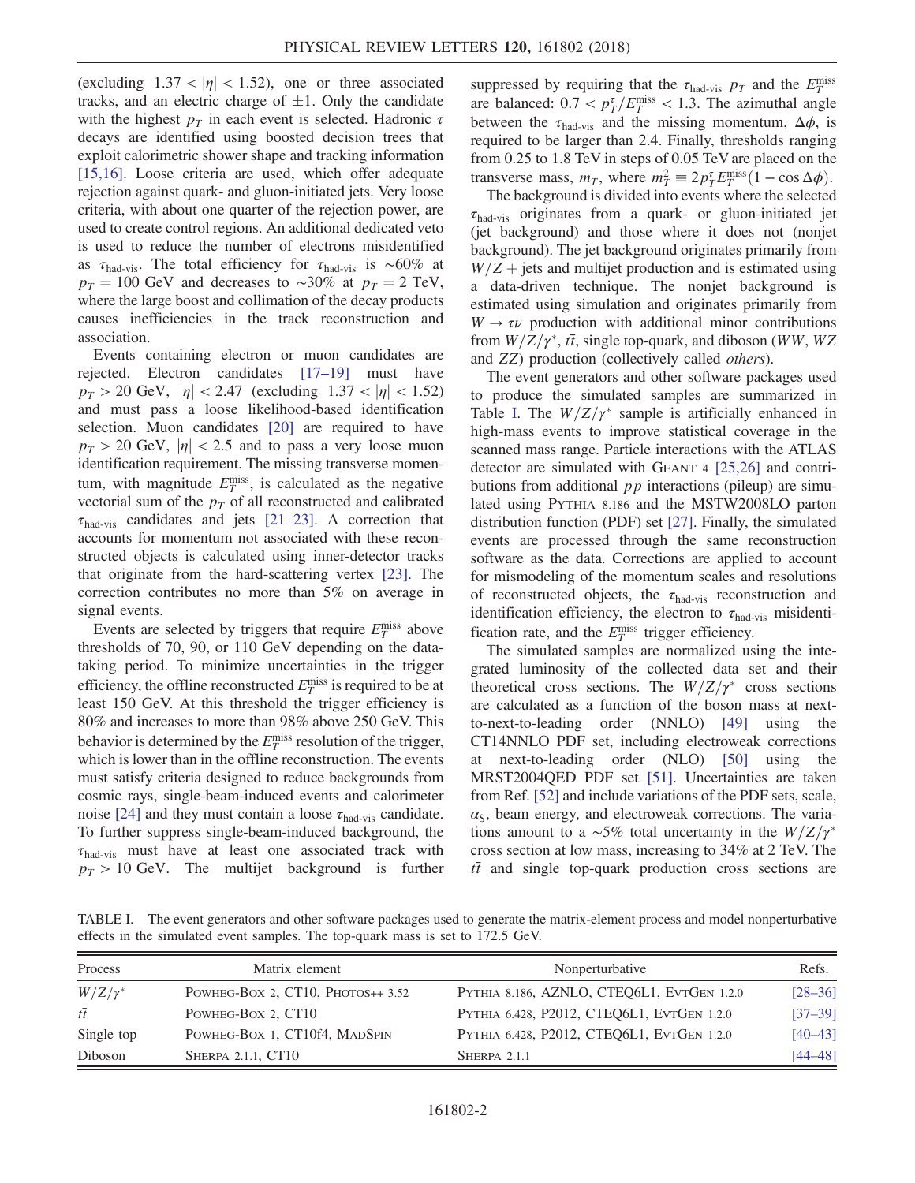(excluding $1.37 < |\eta| < 1.52$), one or three associated tracks, and an electric charge of $\pm 1$. Only the candidate with the highest $p_T$ in each event is selected. Hadronic $\tau$ decays are identified using boosted decision trees that exploit calorimetric shower shape and tracking information [15,16]. Loose criteria are used, which offer adequate rejection against quark- and gluon-initiated jets. Very loose criteria, with about one quarter of the rejection power, are used to create control regions. An additional dedicated veto is used to reduce the number of electrons misidentified as $\tau_{\text{had-vis}}$. The total efficiency for $\tau_{\text{had-vis}}$ is $\sim 60\%$ at $p_T = 100$ GeV and decreases to $\sim 30\%$ at $p_T = 2$ TeV, where the large boost and collimation of the decay products causes inefficiencies in the track reconstruction and association.

Events containing electron or muon candidates are rejected. Electron candidates [17–19] must have $p_T > 20$ GeV, $|\eta| < 2.47$ (excluding $1.37 < |\eta| < 1.52$) and must pass a loose likelihood-based identification selection. Muon candidates [20] are required to have $p_T > 20$ GeV, $|\eta| < 2.5$ and to pass a very loose muon identification requirement. The missing transverse momentum, with magnitude $E_T^{\text{miss}}$, is calculated as the negative vectorial sum of the $p_T$ of all reconstructed and calibrated $\tau_{\text{had-vis}}$ candidates and jets [21–23]. A correction that accounts for momentum not associated with these reconstructed objects is calculated using inner-detector tracks that originate from the hard-scattering vertex [23]. The correction contributes no more than 5% on average in signal events.

Events are selected by triggers that require $E_T^{\text{miss}}$ above thresholds of 70, 90, or 110 GeV depending on the data-taking period. To minimize uncertainties in the trigger efficiency, the offline reconstructed $E_T^{\text{miss}}$ is required to be at least 150 GeV. At this threshold the trigger efficiency is 80% and increases to more than 98% above 250 GeV. This behavior is determined by the $E_T^{\text{miss}}$ resolution of the trigger, which is lower than in the offline reconstruction. The events must satisfy criteria designed to reduce backgrounds from cosmic rays, single-beam-induced events and calorimeter noise [24] and they must contain a loose $\tau_{\text{had-vis}}$ candidate. To further suppress single-beam-induced background, the $\tau_{\text{had-vis}}$ must have at least one associated track with $p_T > 10$ GeV. The multijet background is further suppressed by requiring that the $\tau_{\text{had-vis}}$ $p_T$ and the $E_T^{\text{miss}}$ are balanced: $0.7 < p_T^{\tau}/E_T^{\text{miss}} < 1.3$. The azimuthal angle between the $\tau_{\text{had-vis}}$ and the missing momentum, $\Delta\phi$, is required to be larger than 2.4. Finally, thresholds ranging from 0.25 to 1.8 TeV in steps of 0.05 TeV are placed on the transverse mass, $m_T$, where $m_T^2 \equiv 2 p_T^{\tau} E_T^{\text{miss}} (1 - \cos\Delta\phi)$.

The background is divided into events where the selected $\tau_{\text{had-vis}}$ originates from a quark- or gluon-initiated jet (jet background) and those where it does not (nonjet background). The jet background originates primarily from $W/Z +$ jets and multijet production and is estimated using a data-driven technique. The nonjet background is estimated using simulation and originates primarily from $W \to \tau\nu$ production with additional minor contributions from $W/Z/\gamma^*$, $t\bar{t}$, single top-quark, and diboson ($WW$, $WZ$ and $ZZ$) production (collectively called *others*).

The event generators and other software packages used to produce the simulated samples are summarized in Table I. The $W/Z/\gamma^*$ sample is artificially enhanced in high-mass events to improve statistical coverage in the scanned mass range. Particle interactions with the ATLAS detector are simulated with GEANT 4 [25,26] and contributions from additional $pp$ interactions (pileup) are simulated using PYTHIA 8.186 and the MSTW2008LO parton distribution function (PDF) set [27]. Finally, the simulated events are processed through the same reconstruction software as the data. Corrections are applied to account for mismodeling of the momentum scales and resolutions of reconstructed objects, the $\tau_{\text{had-vis}}$ reconstruction and identification efficiency, the electron to $\tau_{\text{had-vis}}$ misidentification rate, and the $E_T^{\text{miss}}$ trigger efficiency.

The simulated samples are normalized using the integrated luminosity of the collected data set and their theoretical cross sections. The $W/Z/\gamma^*$ cross sections are calculated as a function of the boson mass at next-to-next-to-leading order (NNLO) [49] using the CT14NNLO PDF set, including electroweak corrections at next-to-leading order (NLO) [50] using the MRST2004QED PDF set [51]. Uncertainties are taken from Ref. [52] and include variations of the PDF sets, scale, $\alpha_S$, beam energy, and electroweak corrections. The variations amount to a $\sim 5\%$ total uncertainty in the $W/Z/\gamma^*$ cross section at low mass, increasing to 34% at 2 TeV. The $t\bar{t}$ and single top-quark production cross sections are

TABLE I. The event generators and other software packages used to generate the matrix-element process and model nonperturbative effects in the simulated event samples. The top-quark mass is set to 172.5 GeV.

| Process | Matrix element | Nonperturbative | Refs. |
|---|---|---|---|
| $W/Z/\gamma^*$ | POWHEG-BOX 2, CT10, PHOTOS++ 3.52 | PYTHIA 8.186, AZNLO, CTEQ6L1, EVTGEN 1.2.0 | [28–36] |
| $t\bar{t}$ | POWHEG-BOX 2, CT10 | PYTHIA 6.428, P2012, CTEQ6L1, EVTGEN 1.2.0 | [37–39] |
| Single top | POWHEG-BOX 1, CT10f4, MADSPIN | PYTHIA 6.428, P2012, CTEQ6L1, EVTGEN 1.2.0 | [40–43] |
| Diboson | SHERPA 2.1.1, CT10 | SHERPA 2.1.1 | [44–48] |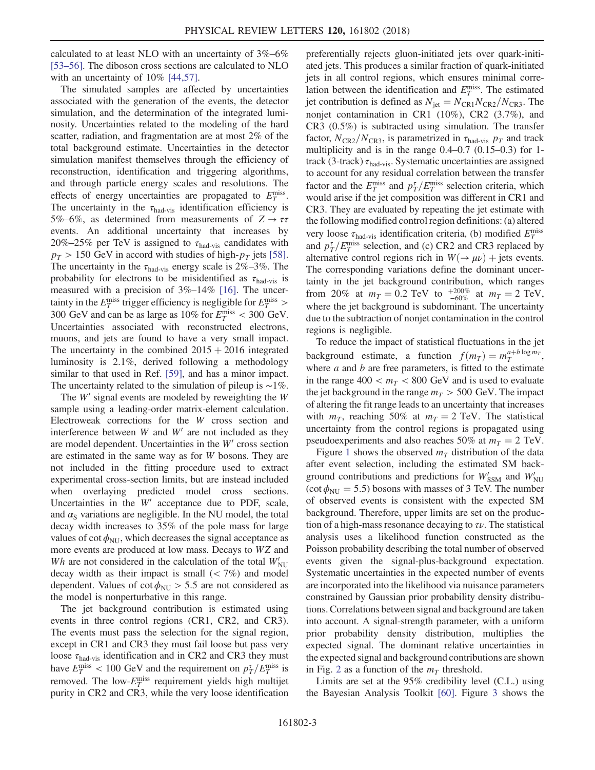calculated to at least NLO with an uncertainty of 3%–6% [53–56]. The diboson cross sections are calculated to NLO with an uncertainty of 10% [44,57].

The simulated samples are affected by uncertainties associated with the generation of the events, the detector simulation, and the determination of the integrated luminosity. Uncertainties related to the modeling of the hard scatter, radiation, and fragmentation are at most 2% of the total background estimate. Uncertainties in the detector simulation manifest themselves through the efficiency of reconstruction, identification and triggering algorithms, and through particle energy scales and resolutions. The effects of energy uncertainties are propagated to $E_T^{\mathrm{miss}}$. The uncertainty in the $\tau_{\mathrm{had\text{-}vis}}$ identification efficiency is 5%–6%, as determined from measurements of $Z \to \tau\tau$ events. An additional uncertainty that increases by 20%–25% per TeV is assigned to $\tau_{\mathrm{had\text{-}vis}}$ candidates with $p_T > 150$ GeV in accord with studies of high-$p_T$ jets [58]. The uncertainty in the $\tau_{\mathrm{had\text{-}vis}}$ energy scale is 2%–3%. The probability for electrons to be misidentified as $\tau_{\mathrm{had\text{-}vis}}$ is measured with a precision of 3%–14% [16]. The uncertainty in the $E_T^{\mathrm{miss}}$ trigger efficiency is negligible for $E_T^{\mathrm{miss}} > 300$ GeV and can be as large as 10% for $E_T^{\mathrm{miss}} < 300$ GeV. Uncertainties associated with reconstructed electrons, muons, and jets are found to have a very small impact. The uncertainty in the combined 2015 + 2016 integrated luminosity is 2.1%, derived following a methodology similar to that used in Ref. [59], and has a minor impact. The uncertainty related to the simulation of pileup is ~1%.

The $W'$ signal events are modeled by reweighting the $W$ sample using a leading-order matrix-element calculation. Electroweak corrections for the $W$ cross section and interference between $W$ and $W'$ are not included as they are model dependent. Uncertainties in the $W'$ cross section are estimated in the same way as for $W$ bosons. They are not included in the fitting procedure used to extract experimental cross-section limits, but are instead included when overlaying predicted model cross sections. Uncertainties in the $W'$ acceptance due to PDF, scale, and $\alpha_S$ variations are negligible. In the NU model, the total decay width increases to 35% of the pole mass for large values of $\cot\phi_{\mathrm{NU}}$, which decreases the signal acceptance as more events are produced at low mass. Decays to $WZ$ and $Wh$ are not considered in the calculation of the total $W'_{\mathrm{NU}}$ decay width as their impact is small (< 7%) and model dependent. Values of $\cot\phi_{\mathrm{NU}} > 5.5$ are not considered as the model is nonperturbative in this range.

The jet background contribution is estimated using events in three control regions (CR1, CR2, and CR3). The events must pass the selection for the signal region, except in CR1 and CR3 they must fail loose but pass very loose $\tau_{\mathrm{had\text{-}vis}}$ identification and in CR2 and CR3 they must have $E_T^{\mathrm{miss}} < 100$ GeV and the requirement on $p_T^{\tau}/E_T^{\mathrm{miss}}$ is removed. The low-$E_T^{\mathrm{miss}}$ requirement yields high multijet purity in CR2 and CR3, while the very loose identification preferentially rejects gluon-initiated jets over quark-initiated jets. This produces a similar fraction of quark-initiated jets in all control regions, which ensures minimal correlation between the identification and $E_T^{\mathrm{miss}}$. The estimated jet contribution is defined as $N_{\mathrm{jet}} = N_{\mathrm{CR1}} N_{\mathrm{CR2}} / N_{\mathrm{CR3}}$. The nonjet contamination in CR1 (10%), CR2 (3.7%), and CR3 (0.5%) is subtracted using simulation. The transfer factor, $N_{\mathrm{CR2}}/N_{\mathrm{CR3}}$, is parametrized in $\tau_{\mathrm{had\text{-}vis}}$ $p_T$ and track multiplicity and is in the range 0.4–0.7 (0.15–0.3) for 1-track (3-track) $\tau_{\mathrm{had\text{-}vis}}$. Systematic uncertainties are assigned to account for any residual correlation between the transfer factor and the $E_T^{\mathrm{miss}}$ and $p_T^{\tau}/E_T^{\mathrm{miss}}$ selection criteria, which would arise if the jet composition was different in CR1 and CR3. They are evaluated by repeating the jet estimate with the following modified control region definitions: (a) altered very loose $\tau_{\mathrm{had\text{-}vis}}$ identification criteria, (b) modified $E_T^{\mathrm{miss}}$ and $p_T^{\tau}/E_T^{\mathrm{miss}}$ selection, and (c) CR2 and CR3 replaced by alternative control regions rich in $W(\to \mu\nu)$ + jets events. The corresponding variations define the dominant uncertainty in the jet background contribution, which ranges from 20% at $m_T = 0.2$ TeV to $^{+200\%}_{-60\%}$ at $m_T = 2$ TeV, where the jet background is subdominant. The uncertainty due to the subtraction of nonjet contamination in the control regions is negligible.

To reduce the impact of statistical fluctuations in the jet background estimate, a function $f(m_T) = m_T^{a + b \log m_T}$, where $a$ and $b$ are free parameters, is fitted to the estimate in the range $400 < m_T < 800$ GeV and is used to evaluate the jet background in the range $m_T > 500$ GeV. The impact of altering the fit range leads to an uncertainty that increases with $m_T$, reaching 50% at $m_T = 2$ TeV. The statistical uncertainty from the control regions is propagated using pseudoexperiments and also reaches 50% at $m_T = 2$ TeV.

Figure 1 shows the observed $m_T$ distribution of the data after event selection, including the estimated SM background contributions and predictions for $W'_{\mathrm{SSM}}$ and $W'_{\mathrm{NU}}$ ($\cot\phi_{\mathrm{NU}} = 5.5$) bosons with masses of 3 TeV. The number of observed events is consistent with the expected SM background. Therefore, upper limits are set on the production of a high-mass resonance decaying to $\tau\nu$. The statistical analysis uses a likelihood function constructed as the Poisson probability describing the total number of observed events given the signal-plus-background expectation. Systematic uncertainties in the expected number of events are incorporated into the likelihood via nuisance parameters constrained by Gaussian prior probability density distributions. Correlations between signal and background are taken into account. A signal-strength parameter, with a uniform prior probability density distribution, multiplies the expected signal. The dominant relative uncertainties in the expected signal and background contributions are shown in Fig. 2 as a function of the $m_T$ threshold.

Limits are set at the 95% credibility level (C.L.) using the Bayesian Analysis Toolkit [60]. Figure 3 shows the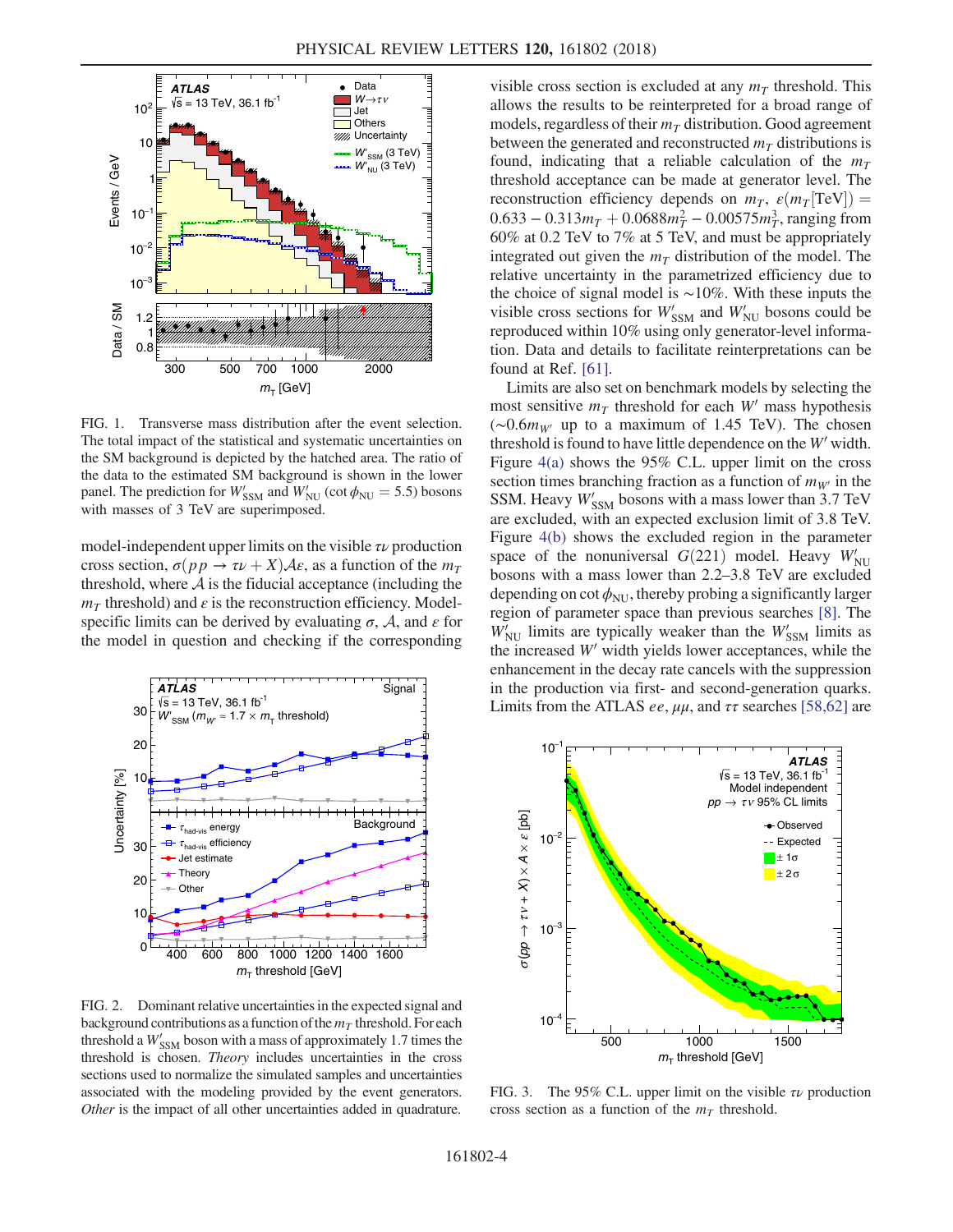FIG. 1. Transverse mass distribution after the event selection. The total impact of the statistical and systematic uncertainties on the SM background is depicted by the hatched area. The ratio of the data to the estimated SM background is shown in the lower panel. The prediction for $W'_{\mathrm{SSM}}$ and $W'_{\mathrm{NU}}$ ($\cot\phi_{\mathrm{NU}} = 5.5$) bosons with masses of 3 TeV are superimposed.

model-independent upper limits on the visible $\tau\nu$ production cross section, $\sigma(pp \to \tau\nu + X)\mathcal{A}\varepsilon$, as a function of the $m_T$ threshold, where $\mathcal{A}$ is the fiducial acceptance (including the $m_T$ threshold) and $\varepsilon$ is the reconstruction efficiency. Model-specific limits can be derived by evaluating $\sigma$, $\mathcal{A}$, and $\varepsilon$ for the model in question and checking if the corresponding visible cross section is excluded at any $m_T$ threshold. This allows the results to be reinterpreted for a broad range of models, regardless of their $m_T$ distribution. Good agreement between the generated and reconstructed $m_T$ distributions is found, indicating that a reliable calculation of the $m_T$ threshold acceptance can be made at generator level. The reconstruction efficiency depends on $m_T$, $\varepsilon(m_T[\mathrm{TeV}]) = 0.633 - 0.313m_T + 0.0688m_T^2 - 0.00575m_T^3$, ranging from 60% at 0.2 TeV to 7% at 5 TeV, and must be appropriately integrated out given the $m_T$ distribution of the model. The relative uncertainty in the parametrized efficiency due to the choice of signal model is $\sim$10%. With these inputs the visible cross sections for $W'_{\mathrm{SSM}}$ and $W'_{\mathrm{NU}}$ bosons could be reproduced within 10% using only generator-level information. Data and details to facilitate reinterpretations can be found at Ref. [61].

FIG. 2. Dominant relative uncertainties in the expected signal and background contributions as a function of the $m_T$ threshold. For each threshold a $W'_{\mathrm{SSM}}$ boson with a mass of approximately 1.7 times the threshold is chosen. *Theory* includes uncertainties in the cross sections used to normalize the simulated samples and uncertainties associated with the modeling provided by the event generators. *Other* is the impact of all other uncertainties added in quadrature.

Limits are also set on benchmark models by selecting the most sensitive $m_T$ threshold for each $W'$ mass hypothesis ($\sim 0.6m_{W'}$ up to a maximum of 1.45 TeV). The chosen threshold is found to have little dependence on the $W'$ width. Figure 4(a) shows the 95% C.L. upper limit on the cross section times branching fraction as a function of $m_{W'}$ in the SSM. Heavy $W'_{\mathrm{SSM}}$ bosons with a mass lower than 3.7 TeV are excluded, with an expected exclusion limit of 3.8 TeV. Figure 4(b) shows the excluded region in the parameter space of the nonuniversal $G(221)$ model. Heavy $W'_{\mathrm{NU}}$ bosons with a mass lower than 2.2–3.8 TeV are excluded depending on $\cot\phi_{\mathrm{NU}}$, thereby probing a significantly larger region of parameter space than previous searches [8]. The $W'_{\mathrm{NU}}$ limits are typically weaker than the $W'_{\mathrm{SSM}}$ limits as the increased $W'$ width yields lower acceptances, while the enhancement in the decay rate cancels with the suppression in the production via first- and second-generation quarks. Limits from the ATLAS $ee$, $\mu\mu$, and $\tau\tau$ searches [58,62] are

FIG. 3. The 95% C.L. upper limit on the visible $\tau\nu$ production cross section as a function of the $m_T$ threshold.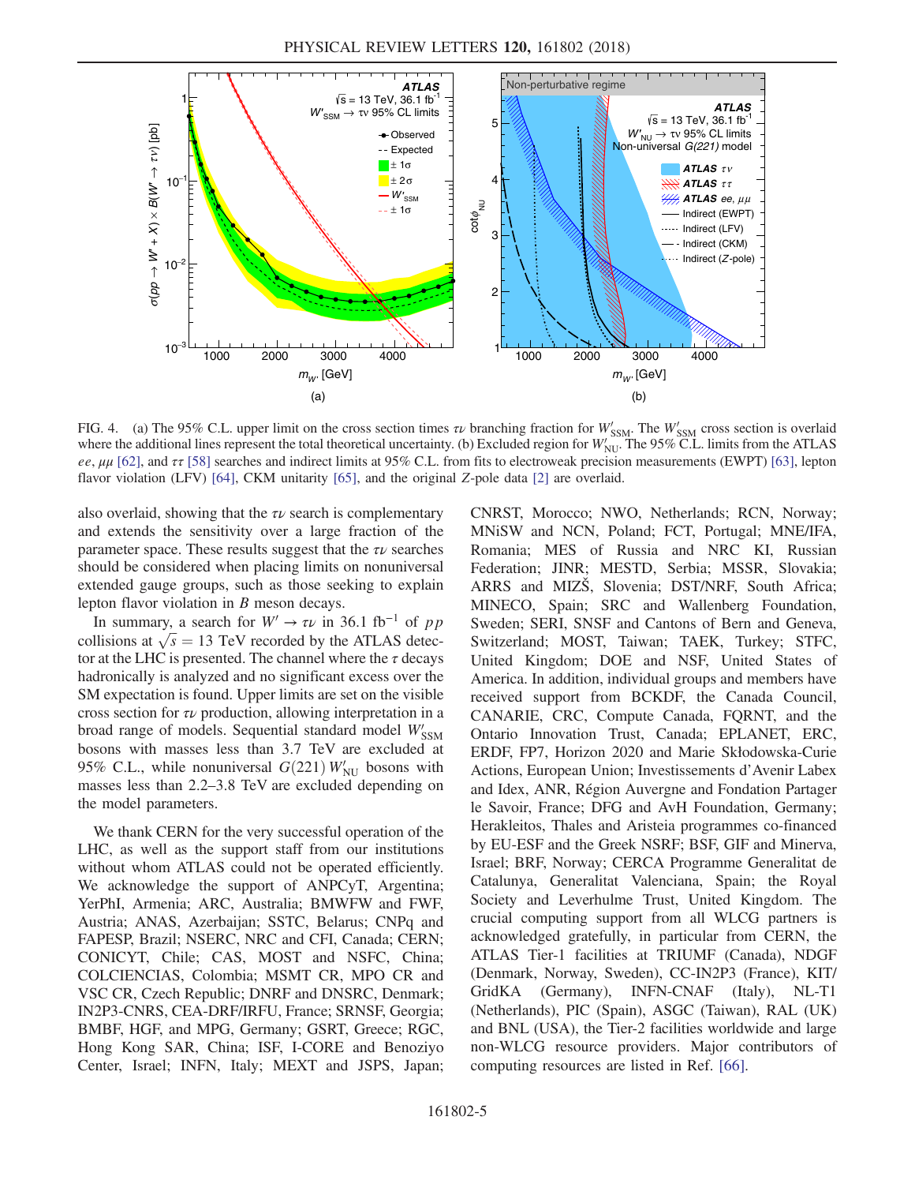FIG. 4. (a) The 95% C.L. upper limit on the cross section times $\tau\nu$ branching fraction for $W'_{\mathrm{SSM}}$. The $W'_{\mathrm{SSM}}$ cross section is overlaid where the additional lines represent the total theoretical uncertainty. (b) Excluded region for $W'_{\mathrm{NU}}$. The 95% C.L. limits from the ATLAS $ee$, $\mu\mu$ [62], and $\tau\tau$ [58] searches and indirect limits at 95% C.L. from fits to electroweak precision measurements (EWPT) [63], lepton flavor violation (LFV) [64], CKM unitarity [65], and the original $Z$-pole data [2] are overlaid.

also overlaid, showing that the $\tau\nu$ search is complementary and extends the sensitivity over a large fraction of the parameter space. These results suggest that the $\tau\nu$ searches should be considered when placing limits on nonuniversal extended gauge groups, such as those seeking to explain lepton flavor violation in $B$ meson decays.

In summary, a search for $W' \to \tau\nu$ in 36.1 fb$^{-1}$ of $pp$ collisions at $\sqrt{s} = 13$ TeV recorded by the ATLAS detector at the LHC is presented. The channel where the $\tau$ decays hadronically is analyzed and no significant excess over the SM expectation is found. Upper limits are set on the visible cross section for $\tau\nu$ production, allowing interpretation in a broad range of models. Sequential standard model $W'_{\mathrm{SSM}}$ bosons with masses less than 3.7 TeV are excluded at 95% C.L., while nonuniversal $G(221)$ $W'_{\mathrm{NU}}$ bosons with masses less than 2.2–3.8 TeV are excluded depending on the model parameters.

We thank CERN for the very successful operation of the LHC, as well as the support staff from our institutions without whom ATLAS could not be operated efficiently. We acknowledge the support of ANPCyT, Argentina; YerPhI, Armenia; ARC, Australia; BMWFW and FWF, Austria; ANAS, Azerbaijan; SSTC, Belarus; CNPq and FAPESP, Brazil; NSERC, NRC and CFI, Canada; CERN; CONICYT, Chile; CAS, MOST and NSFC, China; COLCIENCIAS, Colombia; MSMT CR, MPO CR and VSC CR, Czech Republic; DNRF and DNSRC, Denmark; IN2P3-CNRS, CEA-DRF/IRFU, France; SRNSF, Georgia; BMBF, HGF, and MPG, Germany; GSRT, Greece; RGC, Hong Kong SAR, China; ISF, I-CORE and Benoziyo Center, Israel; INFN, Italy; MEXT and JSPS, Japan; CNRST, Morocco; NWO, Netherlands; RCN, Norway; MNiSW and NCN, Poland; FCT, Portugal; MNE/IFA, Romania; MES of Russia and NRC KI, Russian Federation; JINR; MESTD, Serbia; MSSR, Slovakia; ARRS and MIZŠ, Slovenia; DST/NRF, South Africa; MINECO, Spain; SRC and Wallenberg Foundation, Sweden; SERI, SNSF and Cantons of Bern and Geneva, Switzerland; MOST, Taiwan; TAEK, Turkey; STFC, United Kingdom; DOE and NSF, United States of America. In addition, individual groups and members have received support from BCKDF, the Canada Council, CANARIE, CRC, Compute Canada, FQRNT, and the Ontario Innovation Trust, Canada; EPLANET, ERC, ERDF, FP7, Horizon 2020 and Marie Skłodowska-Curie Actions, European Union; Investissements d'Avenir Labex and Idex, ANR, Région Auvergne and Fondation Partager le Savoir, France; DFG and AvH Foundation, Germany; Herakleitos, Thales and Aristeia programmes co-financed by EU-ESF and the Greek NSRF; BSF, GIF and Minerva, Israel; BRF, Norway; CERCA Programme Generalitat de Catalunya, Generalitat Valenciana, Spain; the Royal Society and Leverhulme Trust, United Kingdom. The crucial computing support from all WLCG partners is acknowledged gratefully, in particular from CERN, the ATLAS Tier-1 facilities at TRIUMF (Canada), NDGF (Denmark, Norway, Sweden), CC-IN2P3 (France), KIT/GridKA (Germany), INFN-CNAF (Italy), NL-T1 (Netherlands), PIC (Spain), ASGC (Taiwan), RAL (UK) and BNL (USA), the Tier-2 facilities worldwide and large non-WLCG resource providers. Major contributors of computing resources are listed in Ref. [66].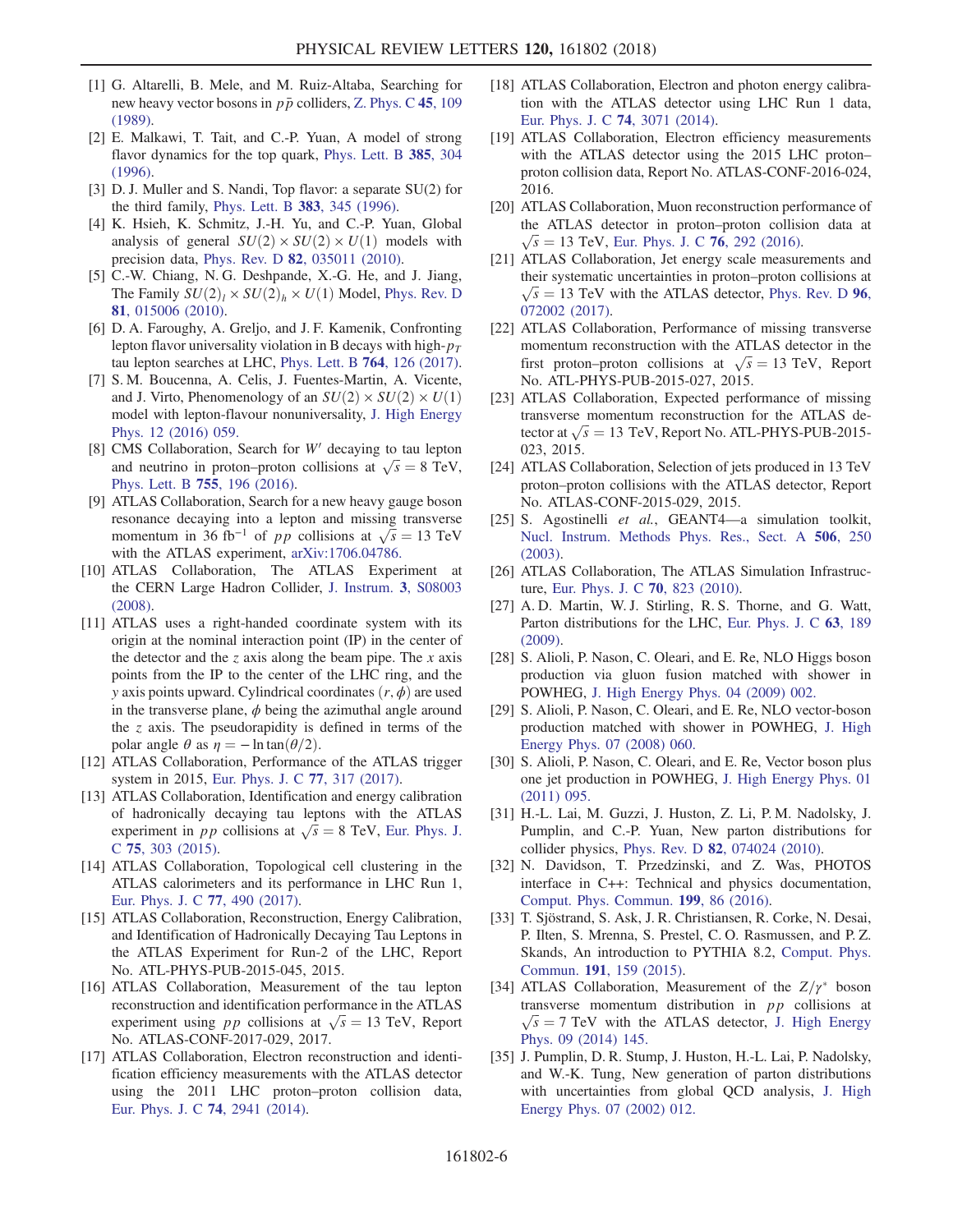[1] G. Altarelli, B. Mele, and M. Ruiz-Altaba, Searching for new heavy vector bosons in $p\bar{p}$ colliders, Z. Phys. C **45**, 109 (1989).

[2] E. Malkawi, T. Tait, and C.-P. Yuan, A model of strong flavor dynamics for the top quark, Phys. Lett. B **385**, 304 (1996).

[3] D. J. Muller and S. Nandi, Top flavor: a separate SU(2) for the third family, Phys. Lett. B **383**, 345 (1996).

[4] K. Hsieh, K. Schmitz, J.-H. Yu, and C.-P. Yuan, Global analysis of general $SU(2) \times SU(2) \times U(1)$ models with precision data, Phys. Rev. D **82**, 035011 (2010).

[5] C.-W. Chiang, N. G. Deshpande, X.-G. He, and J. Jiang, The Family $SU(2)_l \times SU(2)_h \times U(1)$ Model, Phys. Rev. D **81**, 015006 (2010).

[6] D. A. Faroughy, A. Greljo, and J. F. Kamenik, Confronting lepton flavor universality violation in B decays with high-$p_T$ tau lepton searches at LHC, Phys. Lett. B **764**, 126 (2017).

[7] S. M. Boucenna, A. Celis, J. Fuentes-Martin, A. Vicente, and J. Virto, Phenomenology of an $SU(2) \times SU(2) \times U(1)$ model with lepton-flavour nonuniversality, J. High Energy Phys. 12 (2016) 059.

[8] CMS Collaboration, Search for $W'$ decaying to tau lepton and neutrino in proton–proton collisions at $\sqrt{s} = 8$ TeV, Phys. Lett. B **755**, 196 (2016).

[9] ATLAS Collaboration, Search for a new heavy gauge boson resonance decaying into a lepton and missing transverse momentum in 36 $\mathrm{fb}^{-1}$ of $pp$ collisions at $\sqrt{s} = 13$ TeV with the ATLAS experiment, arXiv:1706.04786.

[10] ATLAS Collaboration, The ATLAS Experiment at the CERN Large Hadron Collider, J. Instrum. **3**, S08003 (2008).

[11] ATLAS uses a right-handed coordinate system with its origin at the nominal interaction point (IP) in the center of the detector and the $z$ axis along the beam pipe. The $x$ axis points from the IP to the center of the LHC ring, and the $y$ axis points upward. Cylindrical coordinates $(r, \phi)$ are used in the transverse plane, $\phi$ being the azimuthal angle around the $z$ axis. The pseudorapidity is defined in terms of the polar angle $\theta$ as $\eta = -\ln \tan(\theta/2)$.

[12] ATLAS Collaboration, Performance of the ATLAS trigger system in 2015, Eur. Phys. J. C **77**, 317 (2017).

[13] ATLAS Collaboration, Identification and energy calibration of hadronically decaying tau leptons with the ATLAS experiment in $pp$ collisions at $\sqrt{s} = 8$ TeV, Eur. Phys. J. C **75**, 303 (2015).

[14] ATLAS Collaboration, Topological cell clustering in the ATLAS calorimeters and its performance in LHC Run 1, Eur. Phys. J. C **77**, 490 (2017).

[15] ATLAS Collaboration, Reconstruction, Energy Calibration, and Identification of Hadronically Decaying Tau Leptons in the ATLAS Experiment for Run-2 of the LHC, Report No. ATL-PHYS-PUB-2015-045, 2015.

[16] ATLAS Collaboration, Measurement of the tau lepton reconstruction and identification performance in the ATLAS experiment using $pp$ collisions at $\sqrt{s} = 13$ TeV, Report No. ATLAS-CONF-2017-029, 2017.

[17] ATLAS Collaboration, Electron reconstruction and identification efficiency measurements with the ATLAS detector using the 2011 LHC proton–proton collision data, Eur. Phys. J. C **74**, 2941 (2014).

[18] ATLAS Collaboration, Electron and photon energy calibration with the ATLAS detector using LHC Run 1 data, Eur. Phys. J. C **74**, 3071 (2014).

[19] ATLAS Collaboration, Electron efficiency measurements with the ATLAS detector using the 2015 LHC proton–proton collision data, Report No. ATLAS-CONF-2016-024, 2016.

[20] ATLAS Collaboration, Muon reconstruction performance of the ATLAS detector in proton–proton collision data at $\sqrt{s} = 13$ TeV, Eur. Phys. J. C **76**, 292 (2016).

[21] ATLAS Collaboration, Jet energy scale measurements and their systematic uncertainties in proton–proton collisions at $\sqrt{s} = 13$ TeV with the ATLAS detector, Phys. Rev. D **96**, 072002 (2017).

[22] ATLAS Collaboration, Performance of missing transverse momentum reconstruction with the ATLAS detector in the first proton–proton collisions at $\sqrt{s} = 13$ TeV, Report No. ATL-PHYS-PUB-2015-027, 2015.

[23] ATLAS Collaboration, Expected performance of missing transverse momentum reconstruction for the ATLAS detector at $\sqrt{s} = 13$ TeV, Report No. ATL-PHYS-PUB-2015-023, 2015.

[24] ATLAS Collaboration, Selection of jets produced in 13 TeV proton–proton collisions with the ATLAS detector, Report No. ATLAS-CONF-2015-029, 2015.

[25] S. Agostinelli *et al.*, GEANT4—a simulation toolkit, Nucl. Instrum. Methods Phys. Res., Sect. A **506**, 250 (2003).

[26] ATLAS Collaboration, The ATLAS Simulation Infrastructure, Eur. Phys. J. C **70**, 823 (2010).

[27] A. D. Martin, W. J. Stirling, R. S. Thorne, and G. Watt, Parton distributions for the LHC, Eur. Phys. J. C **63**, 189 (2009).

[28] S. Alioli, P. Nason, C. Oleari, and E. Re, NLO Higgs boson production via gluon fusion matched with shower in POWHEG, J. High Energy Phys. 04 (2009) 002.

[29] S. Alioli, P. Nason, C. Oleari, and E. Re, NLO vector-boson production matched with shower in POWHEG, J. High Energy Phys. 07 (2008) 060.

[30] S. Alioli, P. Nason, C. Oleari, and E. Re, Vector boson plus one jet production in POWHEG, J. High Energy Phys. 01 (2011) 095.

[31] H.-L. Lai, M. Guzzi, J. Huston, Z. Li, P. M. Nadolsky, J. Pumplin, and C.-P. Yuan, New parton distributions for collider physics, Phys. Rev. D **82**, 074024 (2010).

[32] N. Davidson, T. Przedzinski, and Z. Was, PHOTOS interface in C++: Technical and physics documentation, Comput. Phys. Commun. **199**, 86 (2016).

[33] T. Sjöstrand, S. Ask, J. R. Christiansen, R. Corke, N. Desai, P. Ilten, S. Mrenna, S. Prestel, C. O. Rasmussen, and P. Z. Skands, An introduction to PYTHIA 8.2, Comput. Phys. Commun. **191**, 159 (2015).

[34] ATLAS Collaboration, Measurement of the $Z/\gamma^*$ boson transverse momentum distribution in $pp$ collisions at $\sqrt{s} = 7$ TeV with the ATLAS detector, J. High Energy Phys. 09 (2014) 145.

[35] J. Pumplin, D. R. Stump, J. Huston, H.-L. Lai, P. Nadolsky, and W.-K. Tung, New generation of parton distributions with uncertainties from global QCD analysis, J. High Energy Phys. 07 (2002) 012.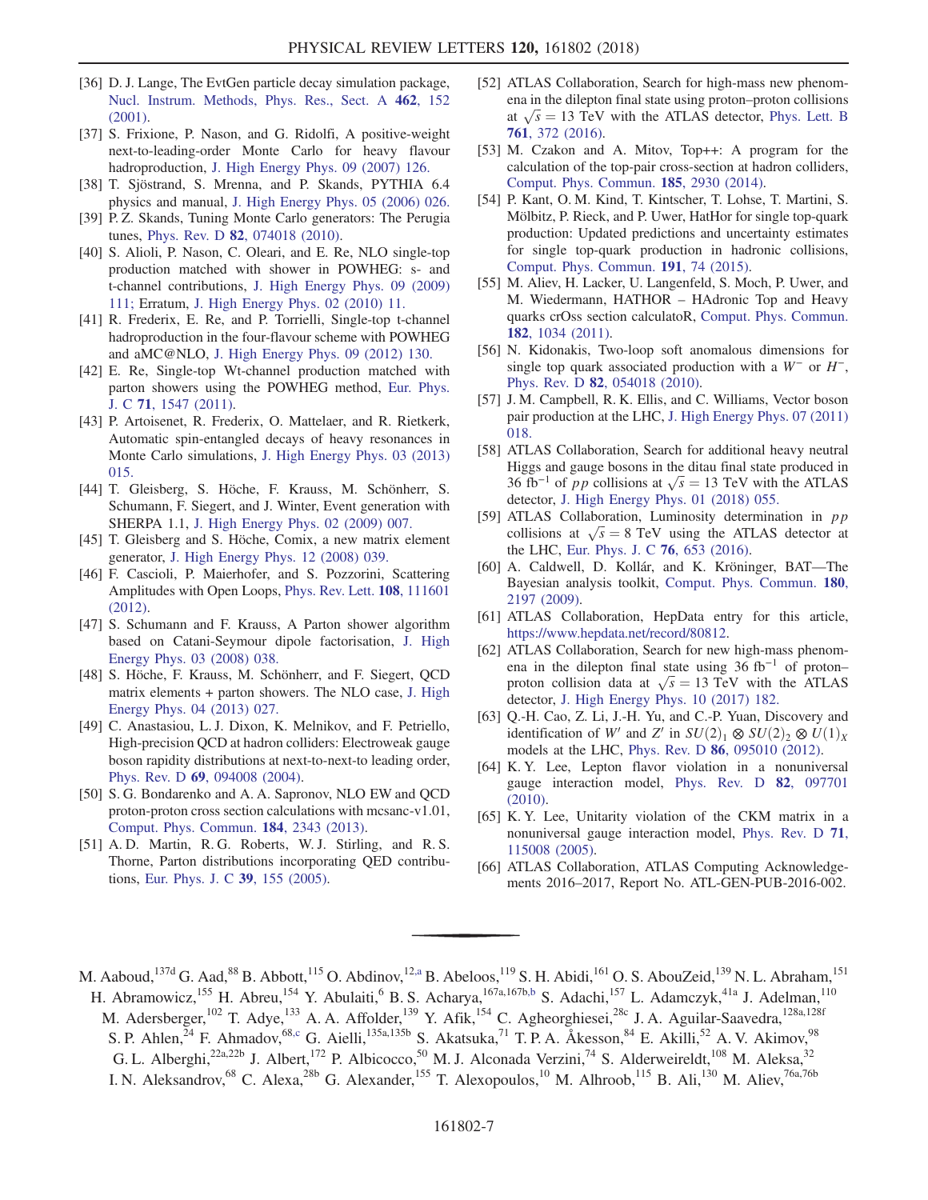[36] D. J. Lange, The EvtGen particle decay simulation package, Nucl. Instrum. Methods, Phys. Res., Sect. A **462**, 152 (2001).

[37] S. Frixione, P. Nason, and G. Ridolfi, A positive-weight next-to-leading-order Monte Carlo for heavy flavour hadroproduction, J. High Energy Phys. 09 (2007) 126.

[38] T. Sjöstrand, S. Mrenna, and P. Skands, PYTHIA 6.4 physics and manual, J. High Energy Phys. 05 (2006) 026.

[39] P. Z. Skands, Tuning Monte Carlo generators: The Perugia tunes, Phys. Rev. D **82**, 074018 (2010).

[40] S. Alioli, P. Nason, C. Oleari, and E. Re, NLO single-top production matched with shower in POWHEG: s- and t-channel contributions, J. High Energy Phys. 09 (2009) 111; Erratum, J. High Energy Phys. 02 (2010) 11.

[41] R. Frederix, E. Re, and P. Torrielli, Single-top t-channel hadroproduction in the four-flavour scheme with POWHEG and aMC@NLO, J. High Energy Phys. 09 (2012) 130.

[42] E. Re, Single-top Wt-channel production matched with parton showers using the POWHEG method, Eur. Phys. J. C **71**, 1547 (2011).

[43] P. Artoisenet, R. Frederix, O. Mattelaer, and R. Rietkerk, Automatic spin-entangled decays of heavy resonances in Monte Carlo simulations, J. High Energy Phys. 03 (2013) 015.

[44] T. Gleisberg, S. Höche, F. Krauss, M. Schönherr, S. Schumann, F. Siegert, and J. Winter, Event generation with SHERPA 1.1, J. High Energy Phys. 02 (2009) 007.

[45] T. Gleisberg and S. Höche, Comix, a new matrix element generator, J. High Energy Phys. 12 (2008) 039.

[46] F. Cascioli, P. Maierhofer, and S. Pozzorini, Scattering Amplitudes with Open Loops, Phys. Rev. Lett. **108**, 111601 (2012).

[47] S. Schumann and F. Krauss, A Parton shower algorithm based on Catani-Seymour dipole factorisation, J. High Energy Phys. 03 (2008) 038.

[48] S. Höche, F. Krauss, M. Schönherr, and F. Siegert, QCD matrix elements + parton showers. The NLO case, J. High Energy Phys. 04 (2013) 027.

[49] C. Anastasiou, L. J. Dixon, K. Melnikov, and F. Petriello, High-precision QCD at hadron colliders: Electroweak gauge boson rapidity distributions at next-to-next-to leading order, Phys. Rev. D **69**, 094008 (2004).

[50] S. G. Bondarenko and A. A. Sapronov, NLO EW and QCD proton-proton cross section calculations with mcsanc-v1.01, Comput. Phys. Commun. **184**, 2343 (2013).

[51] A. D. Martin, R. G. Roberts, W. J. Stirling, and R. S. Thorne, Parton distributions incorporating QED contributions, Eur. Phys. J. C **39**, 155 (2005).

[52] ATLAS Collaboration, Search for high-mass new phenomena in the dilepton final state using proton–proton collisions at $\sqrt{s} = 13$ TeV with the ATLAS detector, Phys. Lett. B **761**, 372 (2016).

[53] M. Czakon and A. Mitov, Top++: A program for the calculation of the top-pair cross-section at hadron colliders, Comput. Phys. Commun. **185**, 2930 (2014).

[54] P. Kant, O. M. Kind, T. Kintscher, T. Lohse, T. Martini, S. Mölbitz, P. Rieck, and P. Uwer, HatHor for single top-quark production: Updated predictions and uncertainty estimates for single top-quark production in hadronic collisions, Comput. Phys. Commun. **191**, 74 (2015).

[55] M. Aliev, H. Lacker, U. Langenfeld, S. Moch, P. Uwer, and M. Wiedermann, HATHOR – HAdronic Top and Heavy quarks crOss section calculatoR, Comput. Phys. Commun. **182**, 1034 (2011).

[56] N. Kidonakis, Two-loop soft anomalous dimensions for single top quark associated production with a $W^-$ or $H^-$, Phys. Rev. D **82**, 054018 (2010).

[57] J. M. Campbell, R. K. Ellis, and C. Williams, Vector boson pair production at the LHC, J. High Energy Phys. 07 (2011) 018.

[58] ATLAS Collaboration, Search for additional heavy neutral Higgs and gauge bosons in the ditau final state produced in 36 fb$^{-1}$ of $pp$ collisions at $\sqrt{s} = 13$ TeV with the ATLAS detector, J. High Energy Phys. 01 (2018) 055.

[59] ATLAS Collaboration, Luminosity determination in $pp$ collisions at $\sqrt{s} = 8$ TeV using the ATLAS detector at the LHC, Eur. Phys. J. C **76**, 653 (2016).

[60] A. Caldwell, D. Kollár, and K. Kröninger, BAT—The Bayesian analysis toolkit, Comput. Phys. Commun. **180**, 2197 (2009).

[61] ATLAS Collaboration, HepData entry for this article, https://www.hepdata.net/record/80812.

[62] ATLAS Collaboration, Search for new high-mass phenomena in the dilepton final state using 36 fb$^{-1}$ of proton–proton collision data at $\sqrt{s} = 13$ TeV with the ATLAS detector, J. High Energy Phys. 10 (2017) 182.

[63] Q.-H. Cao, Z. Li, J.-H. Yu, and C.-P. Yuan, Discovery and identification of $W'$ and $Z'$ in $SU(2)_1 \otimes SU(2)_2 \otimes U(1)_X$ models at the LHC, Phys. Rev. D **86**, 095010 (2012).

[64] K. Y. Lee, Lepton flavor violation in a nonuniversal gauge interaction model, Phys. Rev. D **82**, 097701 (2010).

[65] K. Y. Lee, Unitarity violation of the CKM matrix in a nonuniversal gauge interaction model, Phys. Rev. D **71**, 115008 (2005).

[66] ATLAS Collaboration, ATLAS Computing Acknowledgements 2016–2017, Report No. ATL-GEN-PUB-2016-002.

---

M. Aaboud,[137d] G. Aad,[88] B. Abbott,[115] O. Abdinov,[12,a] B. Abeloos,[119] S. H. Abidi,[161] O. S. AbouZeid,[139] N. L. Abraham,[151] H. Abramowicz,[155] H. Abreu,[154] Y. Abulaiti,[6] B. S. Acharya,[167a,167b,b] S. Adachi,[157] L. Adamczyk,[41a] J. Adelman,[110] M. Adersberger,[102] T. Adye,[133] A. A. Affolder,[139] Y. Afik,[154] C. Agheorghiesei,[28c] J. A. Aguilar-Saavedra,[128a,128f] S. P. Ahlen,[24] F. Ahmadov,[68,c] G. Aielli,[135a,135b] S. Akatsuka,[71] T. P. A. Åkesson,[84] E. Akilli,[52] A. V. Akimov,[98] G. L. Alberghi,[22a,22b] J. Albert,[172] P. Albicocco,[50] M. J. Alconada Verzini,[74] S. Alderweireldt,[108] M. Aleksa,[32] I. N. Aleksandrov,[68] C. Alexa,[28b] G. Alexander,[155] T. Alexopoulos,[10] M. Alhroob,[115] B. Ali,[130] M. Aliev,[76a,76b]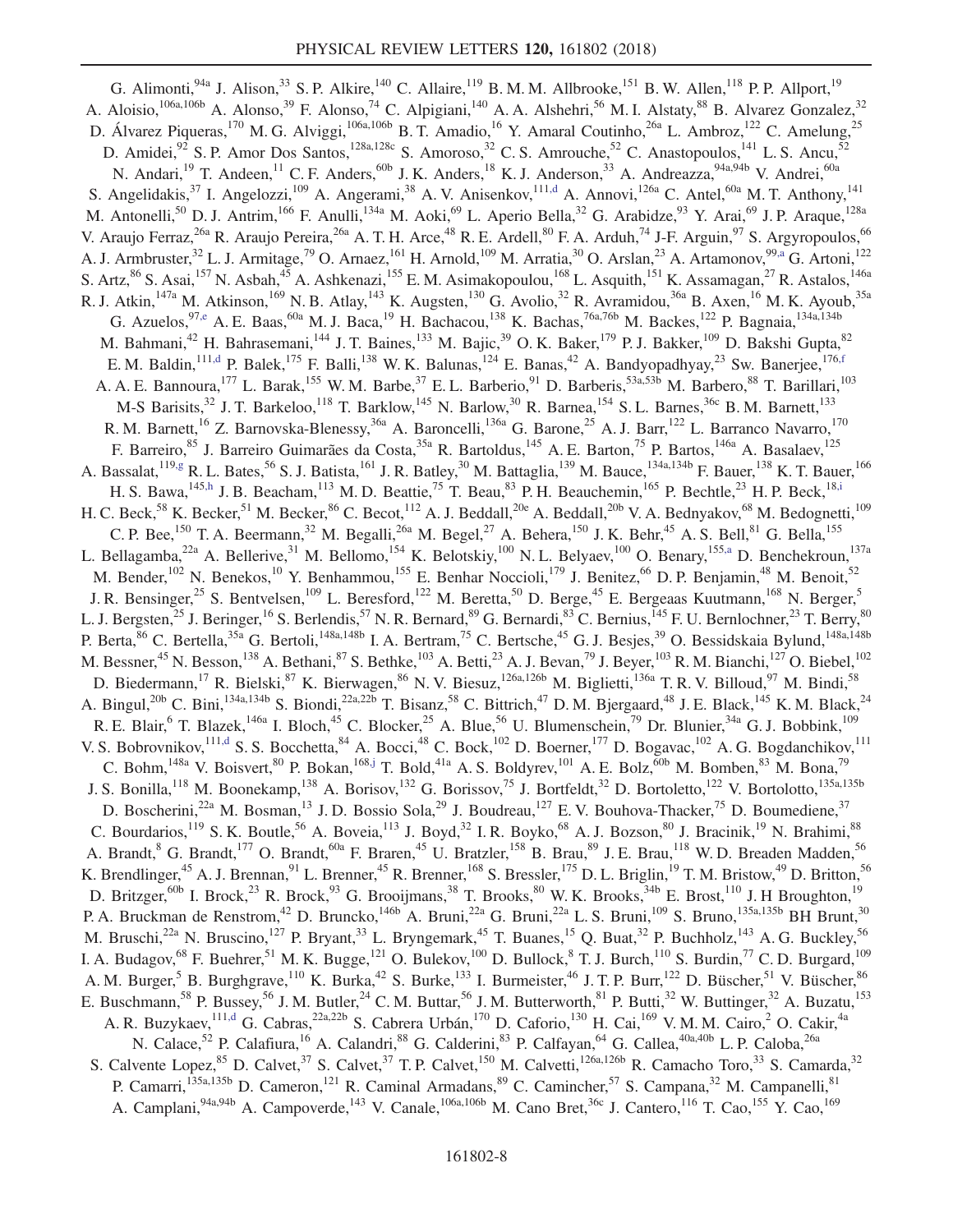G. Alimonti,[94a] J. Alison,[33] S. P. Alkire,[140] C. Allaire,[119] B. M. M. Allbrooke,[151] B. W. Allen,[118] P. P. Allport,[19] A. Aloisio,[106a,106b] A. Alonso,[39] F. Alonso,[74] C. Alpigiani,[140] A. A. Alshehri,[56] M. I. Alstaty,[88] B. Alvarez Gonzalez,[32] D. Álvarez Piqueras,[170] M. G. Alviggi,[106a,106b] B. T. Amadio,[16] Y. Amaral Coutinho,[26a] L. Ambroz,[122] C. Amelung,[25] D. Amidei,[92] S. P. Amor Dos Santos,[128a,128c] S. Amoroso,[32] C. S. Amrouche,[52] C. Anastopoulos,[141] L. S. Ancu,[52] N. Andari,[19] T. Andeen,[11] C. F. Anders,[60b] J. K. Anders,[18] K. J. Anderson,[33] A. Andreazza,[94a,94b] V. Andrei,[60a] S. Angelidakis,[37] I. Angelozzi,[109] A. Angerami,[38] A. V. Anisenkov,[111,d] A. Annovi,[126a] C. Antel,[60a] M. T. Anthony,[141] M. Antonelli,[50] D. J. Antrim,[166] F. Anulli,[134a] M. Aoki,[69] L. Aperio Bella,[32] G. Arabidze,[93] Y. Arai,[69] J. P. Araque,[128a] V. Araujo Ferraz,[26a] R. Araujo Pereira,[26a] A. T. H. Arce,[48] R. E. Ardell,[80] F. A. Arduh,[74] J-F. Arguin,[97] S. Argyropoulos,[66] A. J. Armbruster,[32] L. J. Armitage,[79] O. Arnaez,[161] H. Arnold,[109] M. Arratia,[30] O. Arslan,[23] A. Artamonov,[99,a] G. Artoni,[122] S. Artz,[86] S. Asai,[157] N. Asbah,[45] A. Ashkenazi,[155] E. M. Asimakopoulou,[168] L. Asquith,[151] K. Assamagan,[27] R. Astalos,[146a] R. J. Atkin,[147a] M. Atkinson,[169] N. B. Atlay,[143] K. Augsten,[130] G. Avolio,[32] R. Avramidou,[36a] M. K. Ayoub,[35a] G. Azuelos,[97,e] A. E. Baas,[60a] M. J. Baca,[19] H. Bachacou,[138] K. Bachas,[76a,76b] M. Backes,[122] P. Bagnaia,[134a,134b] M. Bahmani,[42] H. Bahrasemani,[144] J. T. Baines,[133] M. Bajic,[39] O. K. Baker,[179] P. J. Bakker,[109] D. Bakshi Gupta,[82] E. M. Baldin,[111,d] P. Balek,[175] F. Balli,[138] W. K. Balunas,[124] E. Banas,[42] A. Bandyopadhyay,[23] Sw. Banerjee,[176,f] A. A. E. Bannoura,[177] L. Barak,[155] W. M. Barbe,[37] E. L. Barberio,[91] D. Barberis,[53a,53b] M. Barbero,[88] T. Barillari,[103] M-S Barisits,[32] J. T. Barkeloo,[118] T. Barklow,[145] N. Barlow,[30] R. Barnea,[154] S. L. Barnes,[36c] B. M. Barnett,[133] R. M. Barnett,[16] Z. Barnovska-Blenessy,[36a] A. Baroncelli,[136a] G. Barone,[25] A. J. Barr,[122] L. Barranco Navarro,[170] F. Barreiro,[85] J. Barreiro Guimarães da Costa,[35a] R. Bartoldus,[145] A. E. Barton,[75] P. Bartos,[146a] A. Basalaev,[125] A. Bassalat,[119,g] R. L. Bates,[56] S. J. Batista,[161] J. R. Batley,[30] M. Battaglia,[139] M. Bauce,[134a,134b] F. Bauer,[138] K. T. Bauer,[166] H. S. Bawa,[145,h] J. B. Beacham,[113] M. D. Beattie,[75] T. Beau,[83] P. H. Beauchemin,[165] P. Bechtle,[23] H. P. Beck,[18,i] H. C. Beck,[58] K. Becker,[51] M. Becker,[86] C. Becot,[112] A. J. Beddall,[20e] A. Beddall,[20b] V. A. Bednyakov,[68] M. Bedognetti,[109] C. P. Bee,[150] T. A. Beermann,[32] M. Begalli,[26a] M. Begel,[27] A. Behera,[150] J. K. Behr,[45] A. S. Bell,[81] G. Bella,[155] L. Bellagamba,[22a] A. Bellerive,[31] M. Bellomo,[154] K. Belotskiy,[100] N. L. Belyaev,[100] O. Benary,[155,a] D. Benchekroun,[137a] M. Bender,[102] N. Benekos,[10] Y. Benhammou,[155] E. Benhar Noccioli,[179] J. Benitez,[66] D. P. Benjamin,[48] M. Benoit,[52] J. R. Bensinger,[25] S. Bentvelsen,[109] L. Beresford,[122] M. Beretta,[50] D. Berge,[45] E. Bergeaas Kuutmann,[168] N. Berger,[5] L. J. Bergsten,[25] J. Beringer,[16] S. Berlendis,[57] N. R. Bernard,[89] G. Bernardi,[83] C. Bernius,[145] F. U. Bernlochner,[23] T. Berry,[80] P. Berta,[86] C. Bertella,[35a] G. Bertoli,[148a,148b] I. A. Bertram,[75] C. Bertsche,[45] G. J. Besjes,[39] O. Bessidskaia Bylund,[148a,148b] M. Bessner,[45] N. Besson,[138] A. Bethani,[87] S. Bethke,[103] A. Betti,[23] A. J. Bevan,[79] J. Beyer,[103] R. M. Bianchi,[127] O. Biebel,[102] D. Biedermann,[17] R. Bielski,[87] K. Bierwagen,[86] N. V. Biesuz,[126a,126b] M. Biglietti,[136a] T. R. V. Billoud,[97] M. Bindi,[58] A. Bingul,[20b] C. Bini,[134a,134b] S. Biondi,[22a,22b] T. Bisanz,[58] C. Bittrich,[47] D. M. Bjergaard,[48] J. E. Black,[145] K. M. Black,[24] R. E. Blair,[6] T. Blazek,[146a] I. Bloch,[45] C. Blocker,[25] A. Blue,[56] U. Blumenschein,[79] Dr. Blunier,[34a] G. J. Bobbink,[109] V. S. Bobrovnikov,[111,d] S. S. Bocchetta,[84] A. Bocci,[48] C. Bock,[102] D. Boerner,[177] D. Bogavac,[102] A. G. Bogdanchikov,[111] C. Bohm,[148a] V. Boisvert,[80] P. Bokan,[168,j] T. Bold,[41a] A. S. Boldyrev,[101] A. E. Bolz,[60b] M. Bomben,[83] M. Bona,[79] J. S. Bonilla,[118] M. Boonekamp,[138] A. Borisov,[132] G. Borissov,[75] J. Bortfeldt,[32] D. Bortoletto,[122] V. Bortolotto,[135a,135b] D. Boscherini,[22a] M. Bosman,[13] J. D. Bossio Sola,[29] J. Boudreau,[127] E. V. Bouhova-Thacker,[75] D. Boumediene,[37] C. Bourdarios,[119] S. K. Boutle,[56] A. Boveia,[113] J. Boyd,[32] I. R. Boyko,[68] A. J. Bozson,[80] J. Bracinik,[19] N. Brahimi,[88] A. Brandt,[8] G. Brandt,[177] O. Brandt,[60a] F. Braren,[45] U. Bratzler,[158] B. Brau,[89] J. E. Brau,[118] W. D. Breaden Madden,[56] K. Brendlinger,[45] A. J. Brennan,[91] L. Brenner,[45] R. Brenner,[168] S. Bressler,[175] D. L. Briglin,[19] T. M. Bristow,[49] D. Britton,[56] D. Britzger,[60b] I. Brock,[23] R. Brock,[93] G. Brooijmans,[38] T. Brooks,[80] W. K. Brooks,[34b] E. Brost,[110] J. H Broughton,[19] P. A. Bruckman de Renstrom,[42] D. Bruncko,[146b] A. Bruni,[22a] G. Bruni,[22a] L. S. Bruni,[109] S. Bruno,[135a,135b] BH Brunt,[30] M. Bruschi,[22a] N. Bruscino,[127] P. Bryant,[33] L. Bryngemark,[45] T. Buanes,[15] Q. Buat,[32] P. Buchholz,[143] A. G. Buckley,[56] I. A. Budagov,[68] F. Buehrer,[51] M. K. Bugge,[121] O. Bulekov,[100] D. Bullock,[8] T. J. Burch,[110] S. Burdin,[77] C. D. Burgard,[109] A. M. Burger,[5] B. Burghgrave,[110] K. Burka,[42] S. Burke,[133] I. Burmeister,[46] J. T. P. Burr,[122] D. Büscher,[51] V. Büscher,[86] E. Buschmann,[58] P. Bussey,[56] J. M. Butler,[24] C. M. Buttar,[56] J. M. Butterworth,[81] P. Butti,[32] W. Buttinger,[32] A. Buzatu,[153] A. R. Buzykaev,[111,d] G. Cabras,[22a,22b] S. Cabrera Urbán,[170] D. Caforio,[130] H. Cai,[169] V. M. M. Cairo,[2] O. Cakir,[4a] N. Calace,[52] P. Calafiura,[16] A. Calandri,[88] G. Calderini,[83] P. Calfayan,[64] G. Callea,[40a,40b] L. P. Caloba,[26a] S. Calvente Lopez,[85] D. Calvet,[37] S. Calvet,[37] T. P. Calvet,[150] M. Calvetti,[126a,126b] R. Camacho Toro,[33] S. Camarda,[32] P. Camarri,[135a,135b] D. Cameron,[121] R. Caminal Armadans,[89] C. Camincher,[57] S. Campana,[32] M. Campanelli,[81] A. Camplani,[94a,94b] A. Campoverde,[143] V. Canale,[106a,106b] M. Cano Bret,[36c] J. Cantero,[116] T. Cao,[155] Y. Cao,[169]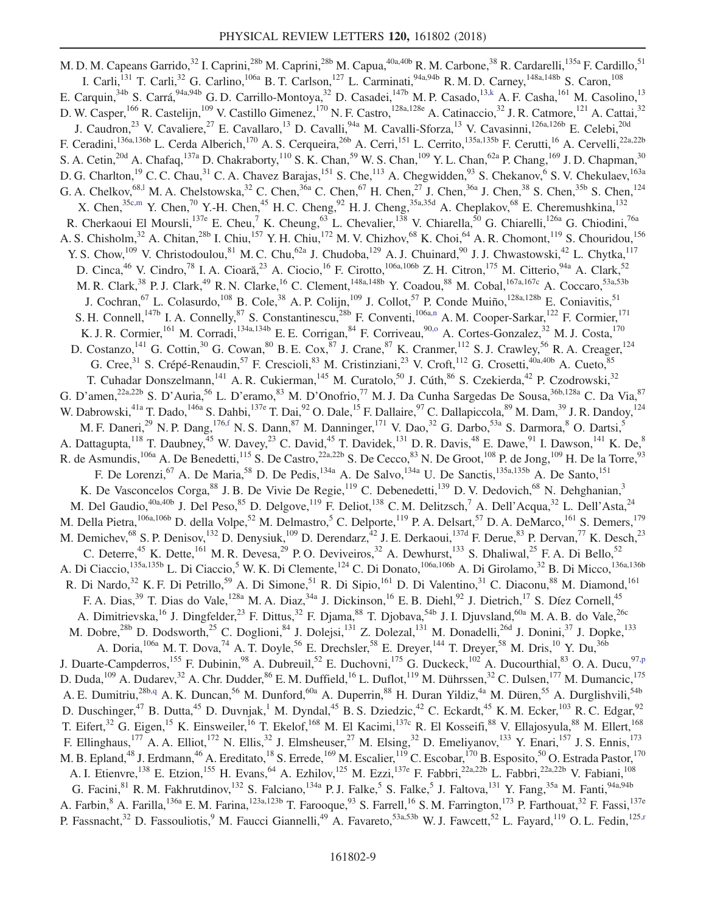M. D. M. Capeans Garrido,[32] I. Caprini,[28b] M. Caprini,[28b] M. Capua,[40a,40b] R. M. Carbone,[38] R. Cardarelli,[135a] F. Cardillo,[51] I. Carli,[131] T. Carli,[32] G. Carlino,[106a] B. T. Carlson,[127] L. Carminati,[94a,94b] R. M. D. Carney,[148a,148b] S. Caron,[108] E. Carquin,[34b] S. Carrá,[94a,94b] G. D. Carrillo-Montoya,[32] D. Casadei,[147b] M. P. Casado,[13,k] A. F. Casha,[161] M. Casolino,[13] D. W. Casper,[166] R. Castelijn,[109] V. Castillo Gimenez,[170] N. F. Castro,[128a,128e] A. Catinaccio,[32] J. R. Catmore,[121] A. Cattai,[32] J. Caudron,[23] V. Cavaliere,[27] E. Cavallaro,[13] D. Cavalli,[94a] M. Cavalli-Sforza,[13] V. Cavasinni,[126a,126b] E. Celebi,[20d] F. Ceradini,[136a,136b] L. Cerda Alberich,[170] A. S. Cerqueira,[26b] A. Cerri,[151] L. Cerrito,[135a,135b] F. Cerutti,[16] A. Cervelli,[22a,22b] S. A. Cetin,[20d] A. Chafaq,[137a] D. Chakraborty,[110] S. K. Chan,[59] W. S. Chan,[109] Y. L. Chan,[62a] P. Chang,[169] J. D. Chapman,[30] D. G. Charlton,[19] C. C. Chau,[31] C. A. Chavez Barajas,[151] S. Che,[113] A. Chegwidden,[93] S. Chekanov,[6] S. V. Chekulaev,[163a] G. A. Chelkov,[68,l] M. A. Chelstowska,[32] C. Chen,[36a] C. Chen,[67] H. Chen,[27] J. Chen,[36a] J. Chen,[38] S. Chen,[35b] S. Chen,[124] X. Chen,[35c,m] Y. Chen,[70] Y.-H. Chen,[45] H. C. Cheng,[92] H. J. Cheng,[35a,35d] A. Cheplakov,[68] E. Cheremushkina,[132] R. Cherkaoui El Moursli,[137e] E. Cheu,[7] K. Cheung,[63] L. Chevalier,[138] V. Chiarella,[50] G. Chiarelli,[126a] G. Chiodini,[76a] A. S. Chisholm,[32] A. Chitan,[28b] I. Chiu,[157] Y. H. Chiu,[172] M. V. Chizhov,[68] K. Choi,[64] A. R. Chomont,[119] S. Chouridou,[156] Y. S. Chow,[109] V. Christodoulou,[81] M. C. Chu,[62a] J. Chudoba,[129] A. J. Chuinard,[90] J. J. Chwastowski,[42] L. Chytka,[117] D. Cinca,[46] V. Cindro,[78] I. A. Cioară,[23] A. Ciocio,[16] F. Cirotto,[106a,106b] Z. H. Citron,[175] M. Citterio,[94a] A. Clark,[52] M. R. Clark,[38] P. J. Clark,[49] R. N. Clarke,[16] C. Clement,[148a,148b] Y. Coadou,[88] M. Cobal,[167a,167c] A. Coccaro,[53a,53b] J. Cochran,[67] L. Colasurdo,[108] B. Cole,[38] A. P. Colijn,[109] J. Collot,[57] P. Conde Muiño,[128a,128b] E. Coniavitis,[51] S. H. Connell,[147b] I. A. Connelly,[87] S. Constantinescu,[28b] F. Conventi,[106a,n] A. M. Cooper-Sarkar,[122] F. Cormier,[171] K. J. R. Cormier,[161] M. Corradi,[134a,134b] E. E. Corrigan,[84] F. Corriveau,[90,o] A. Cortes-Gonzalez,[32] M. J. Costa,[170] D. Costanzo,[141] G. Cottin,[30] G. Cowan,[80] B. E. Cox,[87] J. Crane,[87] K. Cranmer,[112] S. J. Crawley,[56] R. A. Creager,[124] G. Cree,[31] S. Crépé-Renaudin,[57] F. Crescioli,[83] M. Cristinziani,[23] V. Croft,[112] G. Crosetti,[40a,40b] A. Cueto,[85] T. Cuhadar Donszelmann,[141] A. R. Cukierman,[145] M. Curatolo,[50] J. Cúth,[86] S. Czekierda,[42] P. Czodrowski,[32] G. D'amen,[22a,22b] S. D'Auria,[56] L. D'eramo,[83] M. D'Onofrio,[77] M. J. Da Cunha Sargedas De Sousa,[36b,128a] C. Da Via,[87] W. Dabrowski,[41a] T. Dado,[146a] S. Dahbi,[137e] T. Dai,[92] O. Dale,[15] F. Dallaire,[97] C. Dallapiccola,[89] M. Dam,[39] J. R. Dandoy,[124] M. F. Daneri,[29] N. P. Dang,[176,f] N. S. Dann,[87] M. Danninger,[171] V. Dao,[32] G. Darbo,[53a] S. Darmora,[8] O. Dartsi,[5] A. Dattagupta,[118] T. Daubney,[45] W. Davey,[23] C. David,[45] T. Davidek,[131] D. R. Davis,[48] E. Dawe,[91] I. Dawson,[141] K. De,[8] R. de Asmundis,[106a] A. De Benedetti,[115] S. De Castro,[22a,22b] S. De Cecco,[83] N. De Groot,[108] P. de Jong,[109] H. De la Torre,[93] F. De Lorenzi,[67] A. De Maria,[58] D. De Pedis,[134a] A. De Salvo,[134a] U. De Sanctis,[135a,135b] A. De Santo,[151] K. De Vasconcelos Corga,[88] J. B. De Vivie De Regie,[119] C. Debenedetti,[139] D. V. Dedovich,[68] N. Dehghanian,[3] M. Del Gaudio,[40a,40b] J. Del Peso,[85] D. Delgove,[119] F. Deliot,[138] C. M. Delitzsch,[7] A. Dell'Acqua,[32] L. Dell'Asta,[24] M. Della Pietra,[106a,106b] D. della Volpe,[52] M. Delmastro,[5] C. Delporte,[119] P. A. Delsart,[57] D. A. DeMarco,[161] S. Demers,[179] M. Demichev,[68] S. P. Denisov,[132] D. Denysiuk,[109] D. Derendarz,[42] J. E. Derkaoui,[137d] F. Derue,[83] P. Dervan,[77] K. Desch,[23] C. Deterre,[45] K. Dette,[161] M. R. Devesa,[29] P. O. Deviveiros,[32] A. Dewhurst,[133] S. Dhaliwal,[25] F. A. Di Bello,[52] A. Di Ciaccio,[135a,135b] L. Di Ciaccio,[5] W. K. Di Clemente,[124] C. Di Donato,[106a,106b] A. Di Girolamo,[32] B. Di Micco,[136a,136b] R. Di Nardo,[32] K. F. Di Petrillo,[59] A. Di Simone,[51] R. Di Sipio,[161] D. Di Valentino,[31] C. Diaconu,[88] M. Diamond,[161] F. A. Dias,[39] T. Dias do Vale,[128a] M. A. Diaz,[34a] J. Dickinson,[16] E. B. Diehl,[92] J. Dietrich,[17] S. Díez Cornell,[45] A. Dimitrievska,[16] J. Dingfelder,[23] F. Dittus,[32] F. Djama,[88] T. Djobava,[54b] J. I. Djuvsland,[60a] M. A. B. do Vale,[26c] M. Dobre,[28b] D. Dodsworth,[25] C. Doglioni,[84] J. Dolejsi,[131] Z. Dolezal,[131] M. Donadelli,[26d] J. Donini,[37] J. Dopke,[133] A. Doria,[106a] M. T. Dova,[74] A. T. Doyle,[56] E. Drechsler,[58] E. Dreyer,[144] T. Dreyer,[58] M. Dris,[10] Y. Du,[36b] J. Duarte-Campderros,[155] F. Dubinin,[98] A. Dubreuil,[52] E. Duchovni,[175] G. Duckeck,[102] A. Ducourthial,[83] O. A. Ducu,[97,p] D. Duda,[109] A. Dudarev,[32] A. Chr. Dudder,[86] E. M. Duffield,[16] L. Duflot,[119] M. Dührssen,[32] C. Dulsen,[177] M. Dumancic,[175] A. E. Dumitriu,[28b,q] A. K. Duncan,[56] M. Dunford,[60a] A. Duperrin,[88] H. Duran Yildiz,[4a] M. Düren,[55] A. Durglishvili,[54b] D. Duschinger,[47] B. Dutta,[45] D. Duvnjak,[1] M. Dyndal,[45] B. S. Dziedzic,[42] C. Eckardt,[45] K. M. Ecker,[103] R. C. Edgar,[92] T. Eifert,[32] G. Eigen,[15] K. Einsweiler,[16] T. Ekelof,[168] M. El Kacimi,[137c] R. El Kosseifi,[88] V. Ellajosyula,[88] M. Ellert,[168] F. Ellinghaus,[177] A. A. Elliot,[172] N. Ellis,[32] J. Elmsheuser,[27] M. Elsing,[32] D. Emeliyanov,[133] Y. Enari,[157] J. S. Ennis,[173] M. B. Epland,[48] J. Erdmann,[46] A. Ereditato,[18] S. Errede,[169] M. Escalier,[119] C. Escobar,[170] B. Esposito,[50] O. Estrada Pastor,[170] A. I. Etienvre,[138] E. Etzion,[155] H. Evans,[64] A. Ezhilov,[125] M. Ezzi,[137e] F. Fabbri,[22a,22b] L. Fabbri,[22a,22b] V. Fabiani,[108] G. Facini,[81] R. M. Fakhrutdinov,[132] S. Falciano,[134a] P. J. Falke,[5] S. Falke,[5] J. Faltova,[131] Y. Fang,[35a] M. Fanti,[94a,94b] A. Farbin,[8] A. Farilla,[136a] E. M. Farina,[123a,123b] T. Farooque,[93] S. Farrell,[16] S. M. Farrington,[173] P. Farthouat,[32] F. Fassi,[137e] P. Fassnacht,[32] D. Fassouliotis,[9] M. Faucci Giannelli,[49] A. Favareto,[53a,53b] W. J. Fawcett,[52] L. Fayard,[119] O. L. Fedin,[125,r]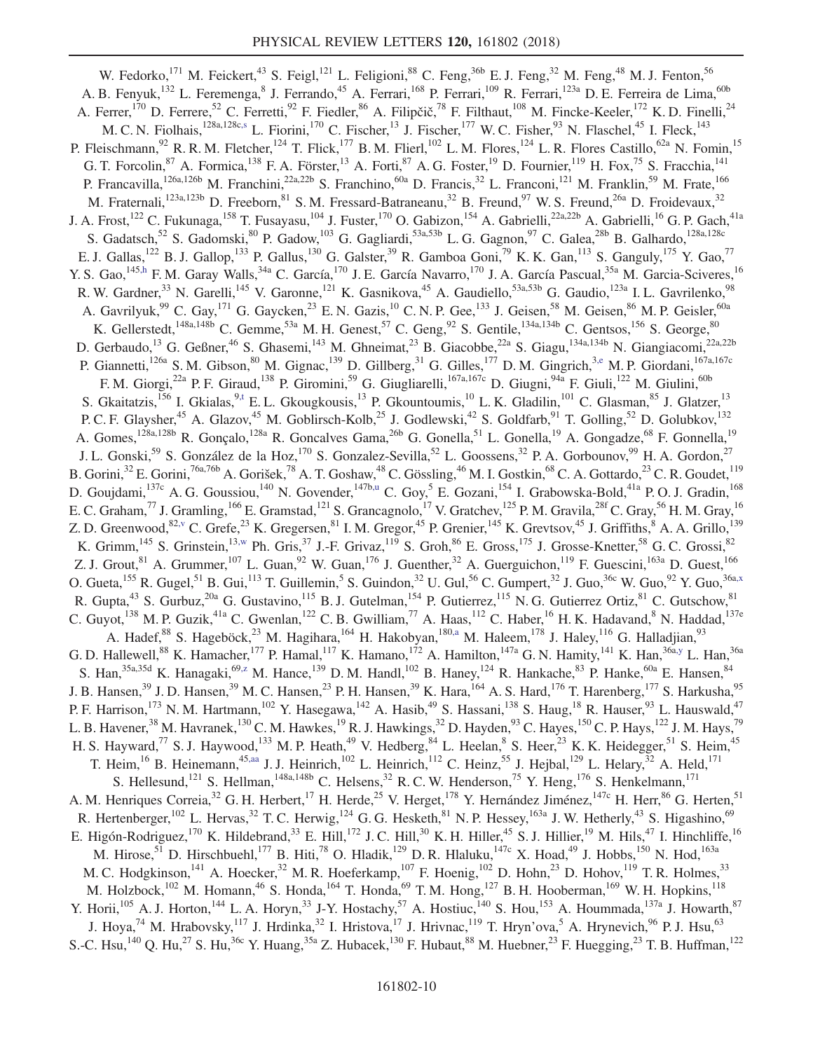W. Fedorko,[171] M. Feickert,[43] S. Feigl,[121] L. Feligioni,[88] C. Feng,[36b] E. J. Feng,[32] M. Feng,[48] M. J. Fenton,[56] A. B. Fenyuk,[132] L. Feremenga,[8] J. Ferrando,[45] A. Ferrari,[168] P. Ferrari,[109] R. Ferrari,[123a] D. E. Ferreira de Lima,[60b] A. Ferrer,[170] D. Ferrere,[52] C. Ferretti,[92] F. Fiedler,[86] A. Filipčič,[78] F. Filthaut,[108] M. Fincke-Keeler,[172] K. D. Finelli,[24] M. C. N. Fiolhais,[128a,128c,s] L. Fiorini,[170] C. Fischer,[13] J. Fischer,[177] W. C. Fisher,[93] N. Flaschel,[45] I. Fleck,[143] P. Fleischmann,[92] R. R. M. Fletcher,[124] T. Flick,[177] B. M. Flierl,[102] L. M. Flores,[124] L. R. Flores Castillo,[62a] N. Fomin,[15] G. T. Forcolin,[87] A. Formica,[138] F. A. Förster,[13] A. Forti,[87] A. G. Foster,[19] D. Fournier,[119] H. Fox,[75] S. Fracchia,[141] P. Francavilla,[126a,126b] M. Franchini,[22a,22b] S. Franchino,[60a] D. Francis,[32] L. Franconi,[121] M. Franklin,[59] M. Frate,[166] M. Fraternali,[123a,123b] D. Freeborn,[81] S. M. Fressard-Batraneanu,[32] B. Freund,[97] W. S. Freund,[26a] D. Froidevaux,[32] J. A. Frost,[122] C. Fukunaga,[158] T. Fusayasu,[104] J. Fuster,[170] O. Gabizon,[154] A. Gabrielli,[22a,22b] A. Gabrielli,[16] G. P. Gach,[41a] S. Gadatsch,[52] S. Gadomski,[80] P. Gadow,[103] G. Gagliardi,[53a,53b] L. G. Gagnon,[97] C. Galea,[28b] B. Galhardo,[128a,128c] E. J. Gallas,[122] B. J. Gallop,[133] P. Gallus,[130] G. Galster,[39] R. Gamboa Goni,[79] K. K. Gan,[113] S. Ganguly,[175] Y. Gao,[77] Y. S. Gao,[145,h] F. M. Garay Walls,[34a] C. García,[170] J. E. García Navarro,[170] J. A. García Pascual,[35a] M. Garcia-Sciveres,[16] R. W. Gardner,[33] N. Garelli,[145] V. Garonne,[121] K. Gasnikova,[45] A. Gaudiello,[53a,53b] G. Gaudio,[123a] I. L. Gavrilenko,[98] A. Gavrilyuk,[99] C. Gay,[171] G. Gaycken,[23] E. N. Gazis,[10] C. N. P. Gee,[133] J. Geisen,[58] M. Geisen,[86] M. P. Geisler,[60a] K. Gellerstedt,[148a,148b] C. Gemme,[53a] M. H. Genest,[57] C. Geng,[92] S. Gentile,[134a,134b] C. Gentsos,[156] S. George,[80] D. Gerbaudo,[13] G. Geßner,[46] S. Ghasemi,[143] M. Ghneimat,[23] B. Giacobbe,[22a] S. Giagu,[134a,134b] N. Giangiacomi,[22a,22b] P. Giannetti,[126a] S. M. Gibson,[80] M. Gignac,[139] D. Gillberg,[31] G. Gilles,[177] D. M. Gingrich,[3,e] M. P. Giordani,[167a,167c] F. M. Giorgi,[22a] P. F. Giraud,[138] P. Giromini,[59] G. Giugliarelli,[167a,167c] D. Giugni,[94a] F. Giuli,[122] M. Giulini,[60b] S. Gkaitatzis,[156] I. Gkialas,[9,t] E. L. Gkougkousis,[13] P. Gkountoumis,[10] L. K. Gladilin,[101] C. Glasman,[85] J. Glatzer,[13] P. C. F. Glaysher,[45] A. Glazov,[45] M. Goblirsch-Kolb,[25] J. Godlewski,[42] S. Goldfarb,[91] T. Golling,[52] D. Golubkov,[132] A. Gomes,[128a,128b] R. Gonçalo,[128a] R. Goncalves Gama,[26b] G. Gonella,[51] L. Gonella,[19] A. Gongadze,[68] F. Gonnella,[19] J. L. Gonski,[59] S. González de la Hoz,[170] S. Gonzalez-Sevilla,[52] L. Goossens,[32] P. A. Gorbounov,[99] H. A. Gordon,[27] B. Gorini,[32] E. Gorini,[76a,76b] A. Gorišek,[78] A. T. Goshaw,[48] C. Gössling,[46] M. I. Gostkin,[68] C. A. Gottardo,[23] C. R. Goudet,[119] D. Goujdami,[137c] A. G. Goussiou,[140] N. Govender,[147b,u] C. Goy,[5] E. Gozani,[154] I. Grabowska-Bold,[41a] P. O. J. Gradin,[168] E. C. Graham,[77] J. Gramling,[166] E. Gramstad,[121] S. Grancagnolo,[17] V. Gratchev,[125] P. M. Gravila,[28f] C. Gray,[56] H. M. Gray,[16] Z. D. Greenwood,[82,v] C. Grefe,[23] K. Gregersen,[81] I. M. Gregor,[45] P. Grenier,[145] K. Grevtsov,[45] J. Griffiths,[8] A. A. Grillo,[139] K. Grimm,[145] S. Grinstein,[13,w] Ph. Gris,[37] J.-F. Grivaz,[119] S. Groh,[86] E. Gross,[175] J. Grosse-Knetter,[58] G. C. Grossi,[82] Z. J. Grout,[81] A. Grummer,[107] L. Guan,[92] W. Guan,[176] J. Guenther,[32] A. Guerguichon,[119] F. Guescini,[163a] D. Guest,[166] O. Gueta,[155] R. Gugel,[51] B. Gui,[113] T. Guillemin,[5] S. Guindon,[32] U. Gul,[56] C. Gumpert,[32] J. Guo,[36c] W. Guo,[92] Y. Guo,[36a,x] R. Gupta,[43] S. Gurbuz,[20a] G. Gustavino,[115] B. J. Gutelman,[154] P. Gutierrez,[115] N. G. Gutierrez Ortiz,[81] C. Gutschow,[81] C. Guyot,[138] M. P. Guzik,[41a] C. Gwenlan,[122] C. B. Gwilliam,[77] A. Haas,[112] C. Haber,[16] H. K. Hadavand,[8] N. Haddad,[137e] A. Hadef,[88] S. Hageböck,[23] M. Hagihara,[164] H. Hakobyan,[180,a] M. Haleem,[178] J. Haley,[116] G. Halladjian,[93] G. D. Hallewell,[88] K. Hamacher,[177] P. Hamal,[117] K. Hamano,[172] A. Hamilton,[147a] G. N. Hamity,[141] K. Han,[36a,y] L. Han,[36a] S. Han,[35a,35d] K. Hanagaki,[69,z] M. Hance,[139] D. M. Handl,[102] B. Haney,[124] R. Hankache,[83] P. Hanke,[60a] E. Hansen,[84] J. B. Hansen,[39] J. D. Hansen,[39] M. C. Hansen,[23] P. H. Hansen,[39] K. Hara,[164] A. S. Hard,[176] T. Harenberg,[177] S. Harkusha,[95] P. F. Harrison,[173] N. M. Hartmann,[102] Y. Hasegawa,[142] A. Hasib,[49] S. Hassani,[138] S. Haug,[18] R. Hauser,[93] L. Hauswald,[47] L. B. Havener,[38] M. Havranek,[130] C. M. Hawkes,[19] R. J. Hawkings,[32] D. Hayden,[93] C. Hayes,[150] C. P. Hays,[122] J. M. Hays,[79] H. S. Hayward,[77] S. J. Haywood,[133] M. P. Heath,[49] V. Hedberg,[84] L. Heelan,[8] S. Heer,[23] K. K. Heidegger,[51] S. Heim,[45] T. Heim,[16] B. Heinemann,[45,aa] J. J. Heinrich,[102] L. Heinrich,[112] C. Heinz,[55] J. Hejbal,[129] L. Helary,[32] A. Held,[171] S. Hellesund,[121] S. Hellman,[148a,148b] C. Helsens,[32] R. C. W. Henderson,[75] Y. Heng,[176] S. Henkelmann,[171] A. M. Henriques Correia,[32] G. H. Herbert,[17] H. Herde,[25] V. Herget,[178] Y. Hernández Jiménez,[147c] H. Herr,[86] G. Herten,[51] R. Hertenberger,[102] L. Hervas,[32] T. C. Herwig,[124] G. G. Hesketh,[81] N. P. Hessey,[163a] J. W. Hetherly,[43] S. Higashino,[69] E. Higón-Rodriguez,[170] K. Hildebrand,[33] E. Hill,[172] J. C. Hill,[30] K. H. Hiller,[45] S. J. Hillier,[19] M. Hils,[47] I. Hinchliffe,[16] M. Hirose,[51] D. Hirschbuehl,[177] B. Hiti,[78] O. Hladik,[129] D. R. Hlaluku,[147c] X. Hoad,[49] J. Hobbs,[150] N. Hod,[163a] M. C. Hodgkinson,[141] A. Hoecker,[32] M. R. Hoeferkamp,[107] F. Hoenig,[102] D. Hohn,[23] D. Hohov,[119] T. R. Holmes,[33] M. Holzbock,[102] M. Homann,[46] S. Honda,[164] T. Honda,[69] T. M. Hong,[127] B. H. Hooberman,[169] W. H. Hopkins,[118] Y. Horii,[105] A. J. Horton,[144] L. A. Horyn,[33] J-Y. Hostachy,[57] A. Hostiuc,[140] S. Hou,[153] A. Hoummada,[137a] J. Howarth,[87] J. Hoya,[74] M. Hrabovsky,[117] J. Hrdinka,[32] I. Hristova,[17] J. Hrivnac,[119] T. Hryn'ova,[5] A. Hrynevich,[96] P. J. Hsu,[63] S.-C. Hsu,[140] Q. Hu,[27] S. Hu,[36c] Y. Huang,[35a] Z. Hubacek,[130] F. Hubaut,[88] M. Huebner,[23] F. Huegging,[23] T. B. Huffman,[122]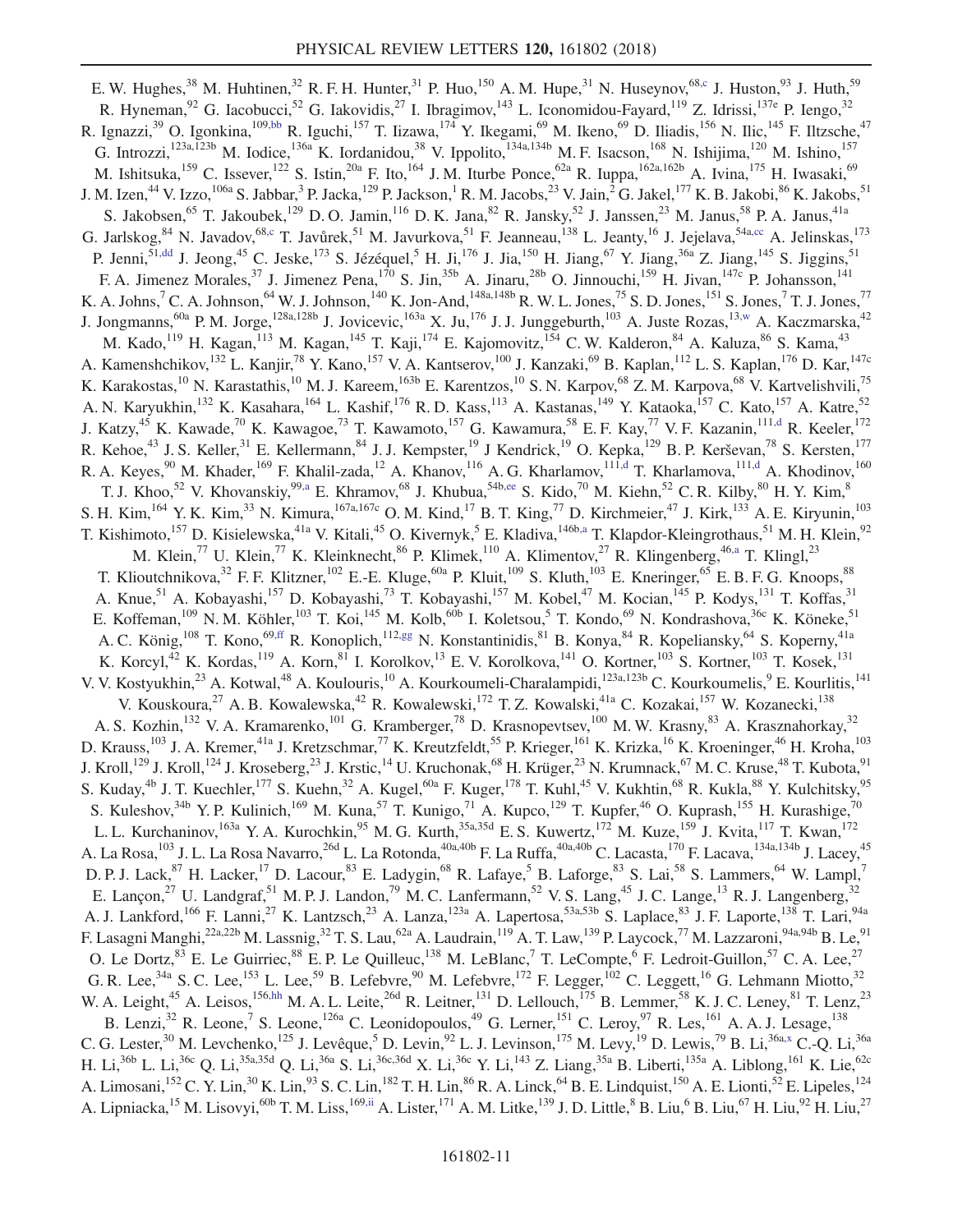E. W. Hughes,[38] M. Huhtinen,[32] R. F. H. Hunter,[31] P. Huo,[150] A. M. Hupe,[31] N. Huseynov,[68,c] J. Huston,[93] J. Huth,[59] R. Hyneman,[92] G. Iacobucci,[52] G. Iakovidis,[27] I. Ibragimov,[143] L. Iconomidou-Fayard,[119] Z. Idrissi,[137e] P. Iengo,[32] R. Ignazzi,[39] O. Igonkina,[109,bb] R. Iguchi,[157] T. Iizawa,[174] Y. Ikegami,[69] M. Ikeno,[69] D. Iliadis,[156] N. Ilic,[145] F. Iltzsche,[47] G. Introzzi,[123a,123b] M. Iodice,[136a] K. Iordanidou,[38] V. Ippolito,[134a,134b] M. F. Isacson,[168] N. Ishijima,[120] M. Ishino,[157] M. Ishitsuka,[159] C. Issever,[122] S. Istin,[20a] F. Ito,[164] J. M. Iturbe Ponce,[62a] R. Iuppa,[162a,162b] A. Ivina,[175] H. Iwasaki,[69] J. M. Izen,[44] V. Izzo,[106a] S. Jabbar,[3] P. Jacka,[129] P. Jackson,[1] R. M. Jacobs,[23] V. Jain,[2] G. Jakel,[177] K. B. Jakobi,[86] K. Jakobs,[51] S. Jakobsen,[65] T. Jakoubek,[129] D. O. Jamin,[116] D. K. Jana,[82] R. Jansky,[52] J. Janssen,[23] M. Janus,[58] P. A. Janus,[41a] G. Jarlskog,[84] N. Javadov,[68,c] T. Javůrek,[51] M. Javurkova,[51] F. Jeanneau,[138] L. Jeanty,[16] J. Jejelava,[54a,cc] A. Jelinskas,[173] P. Jenni,[51,dd] J. Jeong,[45] C. Jeske,[173] S. Jézéquel,[5] H. Ji,[176] J. Jia,[150] H. Jiang,[67] Y. Jiang,[36a] Z. Jiang,[145] S. Jiggins,[51] F. A. Jimenez Morales,[37] J. Jimenez Pena,[170] S. Jin,[35b] A. Jinaru,[28b] O. Jinnouchi,[159] H. Jivan,[147c] P. Johansson,[141] K. A. Johns,[7] C. A. Johnson,[64] W. J. Johnson,[140] K. Jon-And,[148a,148b] R. W. L. Jones,[75] S. D. Jones,[151] S. Jones,[7] T. J. Jones,[77] J. Jongmanns,[60a] P. M. Jorge,[128a,128b] J. Jovicevic,[163a] X. Ju,[176] J. J. Junggeburth,[103] A. Juste Rozas,[13,w] A. Kaczmarska,[42] M. Kado,[119] H. Kagan,[113] M. Kagan,[145] T. Kaji,[174] E. Kajomovitz,[154] C. W. Kalderon,[84] A. Kaluza,[86] S. Kama,[43] A. Kamenshchikov,[132] L. Kanjir,[78] Y. Kano,[157] V. A. Kantserov,[100] J. Kanzaki,[69] B. Kaplan,[112] L. S. Kaplan,[176] D. Kar,[147c] K. Karakostas,[10] N. Karastathis,[10] M. J. Kareem,[163b] E. Karentzos,[10] S. N. Karpov,[68] Z. M. Karpova,[68] V. Kartvelishvili,[75] A. N. Karyukhin,[132] K. Kasahara,[164] L. Kashif,[176] R. D. Kass,[113] A. Kastanas,[149] Y. Kataoka,[157] C. Kato,[157] A. Katre,[52] J. Katzy,[45] K. Kawade,[70] K. Kawagoe,[73] T. Kawamoto,[157] G. Kawamura,[58] E. F. Kay,[77] V. F. Kazanin,[111,d] R. Keeler,[172] R. Kehoe,[43] J. S. Keller,[31] E. Kellermann,[84] J. J. Kempster,[19] J Kendrick,[19] O. Kepka,[129] B. P. Kerševan,[78] S. Kersten,[177] R. A. Keyes,[90] M. Khader,[169] F. Khalil-zada,[12] A. Khanov,[116] A. G. Kharlamov,[111,d] T. Kharlamova,[111,d] A. Khodinov,[160] T. J. Khoo,[52] V. Khovanskiy,[99,a] E. Khramov,[68] J. Khubua,[54b,ee] S. Kido,[70] M. Kiehn,[52] C. R. Kilby,[80] H. Y. Kim,[8] S. H. Kim,[164] Y. K. Kim,[33] N. Kimura,[167a,167c] O. M. Kind,[17] B. T. King,[77] D. Kirchmeier,[47] J. Kirk,[133] A. E. Kiryunin,[103] T. Kishimoto,[157] D. Kisielewska,[41a] V. Kitali,[45] O. Kivernyk,[5] E. Kladiva,[146b,a] T. Klapdor-Kleingrothaus,[51] M. H. Klein,[92] M. Klein,[77] U. Klein,[77] K. Kleinknecht,[86] P. Klimek,[110] A. Klimentov,[27] R. Klingenberg,[46,a] T. Klingl,[23] T. Klioutchnikova,[32] F. F. Klitzner,[102] E.-E. Kluge,[60a] P. Kluit,[109] S. Kluth,[103] E. Kneringer,[65] E. B. F. G. Knoops,[88] A. Knue,[51] A. Kobayashi,[157] D. Kobayashi,[73] T. Kobayashi,[157] M. Kobel,[47] M. Kocian,[145] P. Kodys,[131] T. Koffas,[31] E. Koffeman,[109] N. M. Köhler,[103] T. Koi,[145] M. Kolb,[60b] I. Koletsou,[5] T. Kondo,[69] N. Kondrashova,[36c] K. Köneke,[51] A. C. König,[108] T. Kono,[69,ff] R. Konoplich,[112,gg] N. Konstantinidis,[81] B. Konya,[84] R. Kopeliansky,[64] S. Koperny,[41a] K. Korcyl,[42] K. Kordas,[119] A. Korn,[81] I. Korolkov,[13] E. V. Korolkova,[141] O. Kortner,[103] S. Kortner,[103] T. Kosek,[131] V. V. Kostyukhin,[23] A. Kotwal,[48] A. Koulouris,[10] A. Kourkoumeli-Charalampidi,[123a,123b] C. Kourkoumelis,[9] E. Kourlitis,[141] V. Kouskoura,[27] A. B. Kowalewska,[42] R. Kowalewski,[172] T. Z. Kowalski,[41a] C. Kozakai,[157] W. Kozanecki,[138] A. S. Kozhin,[132] V. A. Kramarenko,[101] G. Kramberger,[78] D. Krasnopevtsev,[100] M. W. Krasny,[83] A. Krasznahorkay,[32] D. Krauss,[103] J. A. Kremer,[41a] J. Kretzschmar,[77] K. Kreutzfeldt,[55] P. Krieger,[161] K. Krizka,[16] K. Kroeninger,[46] H. Kroha,[103] J. Kroll,[129] J. Kroll,[124] J. Kroseberg,[23] J. Krstic,[14] U. Kruchonak,[68] H. Krüger,[23] N. Krumnack,[67] M. C. Kruse,[48] T. Kubota,[91] S. Kuday,[4b] J. T. Kuechler,[177] S. Kuehn,[32] A. Kugel,[60a] F. Kuger,[178] T. Kuhl,[45] V. Kukhtin,[68] R. Kukla,[88] Y. Kulchitsky,[95] S. Kuleshov,[34b] Y. P. Kulinich,[169] M. Kuna,[57] T. Kunigo,[71] A. Kupco,[129] T. Kupfer,[46] O. Kuprash,[155] H. Kurashige,[70] L. L. Kurchaninov,[163a] Y. A. Kurochkin,[95] M. G. Kurth,[35a,35d] E. S. Kuwertz,[172] M. Kuze,[159] J. Kvita,[117] T. Kwan,[172] A. La Rosa,[103] J. L. La Rosa Navarro,[26d] L. La Rotonda,[40a,40b] F. La Ruffa,[40a,40b] C. Lacasta,[170] F. Lacava,[134a,134b] J. Lacey,[45] D. P. J. Lack,[87] H. Lacker,[17] D. Lacour,[83] E. Ladygin,[68] R. Lafaye,[5] B. Laforge,[83] S. Lai,[58] S. Lammers,[64] W. Lampl,[7] E. Lançon,[27] U. Landgraf,[51] M. P. J. Landon,[79] M. C. Lanfermann,[52] V. S. Lang,[45] J. C. Lange,[13] R. J. Langenberg,[32] A. J. Lankford,[166] F. Lanni,[27] K. Lantzsch,[23] A. Lanza,[123a] A. Lapertosa,[53a,53b] S. Laplace,[83] J. F. Laporte,[138] T. Lari,[94a] F. Lasagni Manghi,[22a,22b] M. Lassnig,[32] T. S. Lau,[62a] A. Laudrain,[119] A. T. Law,[139] P. Laycock,[77] M. Lazzaroni,[94a,94b] B. Le,[91] O. Le Dortz,[83] E. Le Guirriec,[88] E. P. Le Quilleuc,[138] M. LeBlanc,[7] T. LeCompte,[6] F. Ledroit-Guillon,[57] C. A. Lee,[27] G. R. Lee,[34a] S. C. Lee,[153] L. Lee,[59] B. Lefebvre,[90] M. Lefebvre,[172] F. Legger,[102] C. Leggett,[16] G. Lehmann Miotto,[32] W. A. Leight,[45] A. Leisos,[156,hh] M. A. L. Leite,[26d] R. Leitner,[131] D. Lellouch,[175] B. Lemmer,[58] K. J. C. Leney,[81] T. Lenz,[23] B. Lenzi,[32] R. Leone,[7] S. Leone,[126a] C. Leonidopoulos,[49] G. Lerner,[151] C. Leroy,[97] R. Les,[161] A. A. J. Lesage,[138] C. G. Lester,[30] M. Levchenko,[125] J. Levêque,[5] D. Levin,[92] L. J. Levinson,[175] M. Levy,[19] D. Lewis,[79] B. Li,[36a,x] C.-Q. Li,[36a] H. Li,[36b] L. Li,[36c] Q. Li,[35a,35d] Q. Li,[36a] S. Li,[36c,36d] X. Li,[36c] Y. Li,[143] Z. Liang,[35a] B. Liberti,[135a] A. Liblong,[161] K. Lie,[62c] A. Limosani,[152] C. Y. Lin,[30] K. Lin,[93] S. C. Lin,[182] T. H. Lin,[86] R. A. Linck,[64] B. E. Lindquist,[150] A. E. Lionti,[52] E. Lipeles,[124] A. Lipniacka,[15] M. Lisovyi,[60b] T. M. Liss,[169,ii] A. Lister,[171] A. M. Litke,[139] J. D. Little,[8] B. Liu,[6] B. Liu,[67] H. Liu,[92] H. Liu,[27]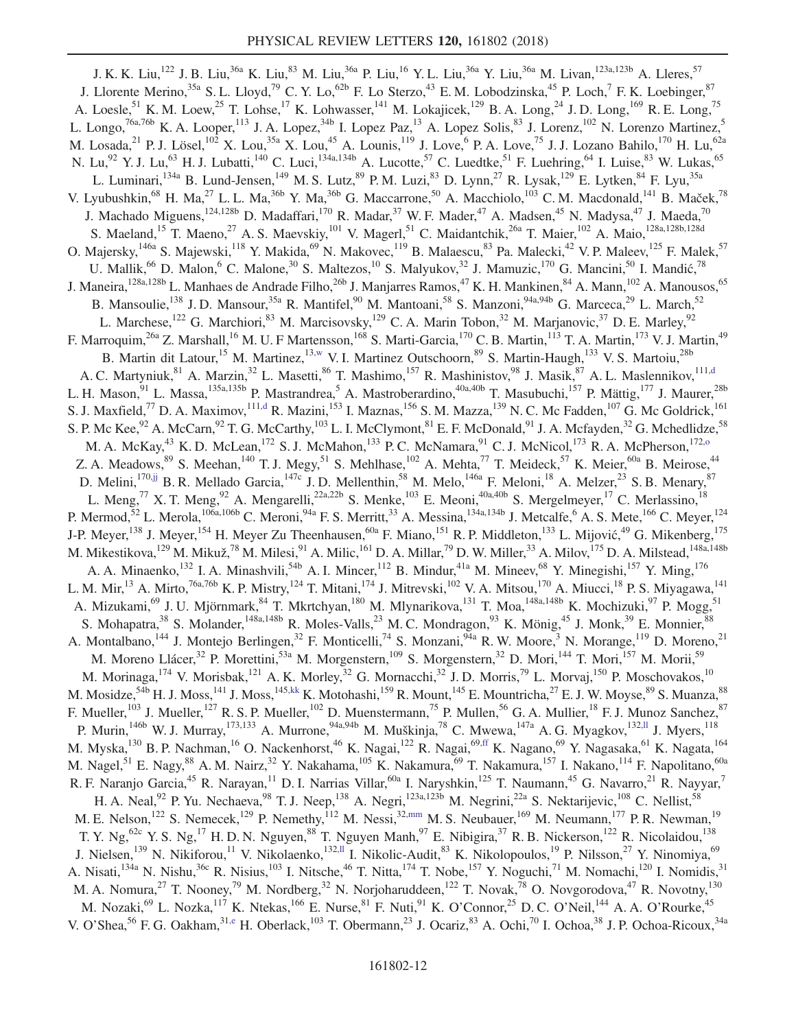J. K. K. Liu,[122] J. B. Liu,[36a] K. Liu,[83] M. Liu,[36a] P. Liu,[16] Y. L. Liu,[36a] Y. Liu,[36a] M. Livan,[123a,123b] A. Lleres,[57] J. Llorente Merino,[35a] S. L. Lloyd,[79] C. Y. Lo,[62b] F. Lo Sterzo,[43] E. M. Lobodzinska,[45] P. Loch,[7] F. K. Loebinger,[87] A. Loesle,[51] K. M. Loew,[25] T. Lohse,[17] K. Lohwasser,[141] M. Lokajicek,[129] B. A. Long,[24] J. D. Long,[169] R. E. Long,[75] L. Longo,[76a,76b] K. A. Looper,[113] J. A. Lopez,[34b] I. Lopez Paz,[13] A. Lopez Solis,[83] J. Lorenz,[102] N. Lorenzo Martinez,[5] M. Losada,[21] P. J. Lösel,[102] X. Lou,[35a] X. Lou,[45] A. Lounis,[119] J. Love,[6] P. A. Love,[75] J. J. Lozano Bahilo,[170] H. Lu,[62a] N. Lu,[92] Y. J. Lu,[63] H. J. Lubatti,[140] C. Luci,[134a,134b] A. Lucotte,[57] C. Luedtke,[51] F. Luehring,[64] I. Luise,[83] W. Lukas,[65] L. Luminari,[134a] B. Lund-Jensen,[149] M. S. Lutz,[89] P. M. Luzi,[83] D. Lynn,[27] R. Lysak,[129] E. Lytken,[84] F. Lyu,[35a] V. Lyubushkin,[68] H. Ma,[27] L. L. Ma,[36b] Y. Ma,[36b] G. Maccarrone,[50] A. Macchiolo,[103] C. M. Macdonald,[141] B. Maček,[78] J. Machado Miguens,[124,128b] D. Madaffari,[170] R. Madar,[37] W. F. Mader,[47] A. Madsen,[45] N. Madysa,[47] J. Maeda,[70] S. Maeland,[15] T. Maeno,[27] A. S. Maevskiy,[101] V. Magerl,[51] C. Maidantchik,[26a] T. Maier,[102] A. Maio,[128a,128b,128d] O. Majersky,[146a] S. Majewski,[118] Y. Makida,[69] N. Makovec,[119] B. Malaescu,[83] Pa. Malecki,[42] V. P. Maleev,[125] F. Malek,[57] U. Mallik,[66] D. Malon,[6] C. Malone,[30] S. Maltezos,[10] S. Malyukov,[32] J. Mamuzic,[170] G. Mancini,[50] I. Mandić,[78] J. Maneira,[128a,128b] L. Manhaes de Andrade Filho,[26b] J. Manjarres Ramos,[47] K. H. Mankinen,[84] A. Mann,[102] A. Manousos,[65] B. Mansoulie,[138] J. D. Mansour,[35a] R. Mantifel,[90] M. Mantoani,[58] S. Manzoni,[94a,94b] G. Marceca,[29] L. March,[52] L. Marchese,[122] G. Marchiori,[83] M. Marcisovsky,[129] C. A. Marin Tobon,[32] M. Marjanovic,[37] D. E. Marley,[92] F. Marroquim,[26a] Z. Marshall,[16] M. U. F Martensson,[168] S. Marti-Garcia,[170] C. B. Martin,[113] T. A. Martin,[173] V. J. Martin,[49] B. Martin dit Latour,[15] M. Martinez,[13,w] V. I. Martinez Outschoorn,[89] S. Martin-Haugh,[133] V. S. Martoiu,[28b] A. C. Martyniuk,[81] A. Marzin,[32] L. Masetti,[86] T. Mashimo,[157] R. Mashinistov,[98] J. Masik,[87] A. L. Maslennikov,[111,d] L. H. Mason,[91] L. Massa,[135a,135b] P. Mastrandrea,[5] A. Mastroberardino,[40a,40b] T. Masubuchi,[157] P. Mättig,[177] J. Maurer,[28b] S. J. Maxfield,[77] D. A. Maximov,[111,d] R. Mazini,[153] I. Maznas,[156] S. M. Mazza,[139] N. C. Mc Fadden,[107] G. Mc Goldrick,[161] S. P. Mc Kee,[92] A. McCarn,[92] T. G. McCarthy,[103] L. I. McClymont,[81] E. F. McDonald,[91] J. A. Mcfayden,[32] G. Mchedlidze,[58] M. A. McKay,[43] K. D. McLean,[172] S. J. McMahon,[133] P. C. McNamara,[91] C. J. McNicol,[173] R. A. McPherson,[172,o] Z. A. Meadows,[89] S. Meehan,[140] T. J. Megy,[51] S. Mehlhase,[102] A. Mehta,[77] T. Meideck,[57] K. Meier,[60a] B. Meirose,[44] D. Melini,[170,jj] B. R. Mellado Garcia,[147c] J. D. Mellenthin,[58] M. Melo,[146a] F. Meloni,[18] A. Melzer,[23] S. B. Menary,[87] L. Meng,[77] X. T. Meng,[92] A. Mengarelli,[22a,22b] S. Menke,[103] E. Meoni,[40a,40b] S. Mergelmeyer,[17] C. Merlassino,[18] P. Mermod,[52] L. Merola,[106a,106b] C. Meroni,[94a] F. S. Merritt,[33] A. Messina,[134a,134b] J. Metcalfe,[6] A. S. Mete,[166] C. Meyer,[124] J-P. Meyer,[138] J. Meyer,[154] H. Meyer Zu Theenhausen,[60a] F. Miano,[151] R. P. Middleton,[133] L. Mijović,[49] G. Mikenberg,[175] M. Mikestikova,[129] M. Mikuž,[78] M. Milesi,[91] A. Milic,[161] D. A. Millar,[79] D. W. Miller,[33] A. Milov,[175] D. A. Milstead,[148a,148b] A. A. Minaenko,[132] I. A. Minashvili,[54b] A. I. Mincer,[112] B. Mindur,[41a] M. Mineev,[68] Y. Minegishi,[157] Y. Ming,[176] L. M. Mir,[13] A. Mirto,[76a,76b] K. P. Mistry,[124] T. Mitani,[174] J. Mitrevski,[102] V. A. Mitsou,[170] A. Miucci,[18] P. S. Miyagawa,[141] A. Mizukami,[69] J. U. Mjörnmark,[84] T. Mkrtchyan,[180] M. Mlynarikova,[131] T. Moa,[148a,148b] K. Mochizuki,[97] P. Mogg,[51] S. Mohapatra,[38] S. Molander,[148a,148b] R. Moles-Valls,[23] M. C. Mondragon,[93] K. Mönig,[45] J. Monk,[39] E. Monnier,[88] A. Montalbano,[144] J. Montejo Berlingen,[32] F. Monticelli,[74] S. Monzani,[94a] R. W. Moore,[3] N. Morange,[119] D. Moreno,[21] M. Moreno Llácer,[32] P. Morettini,[53a] M. Morgenstern,[109] S. Morgenstern,[32] D. Mori,[144] T. Mori,[157] M. Morii,[59] M. Morinaga,[174] V. Morisbak,[121] A. K. Morley,[32] G. Mornacchi,[32] J. D. Morris,[79] L. Morvaj,[150] P. Moschovakos,[10] M. Mosidze,[54b] H. J. Moss,[141] J. Moss,[145,kk] K. Motohashi,[159] R. Mount,[145] E. Mountricha,[27] E. J. W. Moyse,[89] S. Muanza,[88] F. Mueller,[103] J. Mueller,[127] R. S. P. Mueller,[102] D. Muenstermann,[75] P. Mullen,[56] G. A. Mullier,[18] F. J. Munoz Sanchez,[87] P. Murin,[146b] W. J. Murray,[173,133] A. Murrone,[94a,94b] M. Muškinja,[78] C. Mwewa,[147a] A. G. Myagkov,[132,ll] J. Myers,[118] M. Myska,[130] B. P. Nachman,[16] O. Nackenhorst,[46] K. Nagai,[122] R. Nagai,[69,ff] K. Nagano,[69] Y. Nagasaka,[61] K. Nagata,[164] M. Nagel,[51] E. Nagy,[88] A. M. Nairz,[32] Y. Nakahama,[105] K. Nakamura,[69] T. Nakamura,[157] I. Nakano,[114] F. Napolitano,[60a] R. F. Naranjo Garcia,[45] R. Narayan,[11] D. I. Narrias Villar,[60a] I. Naryshkin,[125] T. Naumann,[45] G. Navarro,[21] R. Nayyar,[7] H. A. Neal,[92] P. Yu. Nechaeva,[98] T. J. Neep,[138] A. Negri,[123a,123b] M. Negrini,[22a] S. Nektarijevic,[108] C. Nellist,[58] M. E. Nelson,[122] S. Nemecek,[129] P. Nemethy,[112] M. Nessi,[32,mm] M. S. Neubauer,[169] M. Neumann,[177] P. R. Newman,[19] T. Y. Ng,[62c] Y. S. Ng,[17] H. D. N. Nguyen,[88] T. Nguyen Manh,[97] E. Nibigira,[37] R. B. Nickerson,[122] R. Nicolaidou,[138] J. Nielsen,[139] N. Nikiforou,[11] V. Nikolaenko,[132,ll] I. Nikolic-Audit,[83] K. Nikolopoulos,[19] P. Nilsson,[27] Y. Ninomiya,[69] A. Nisati,[134a] N. Nishu,[36c] R. Nisius,[103] I. Nitsche,[46] T. Nitta,[174] T. Nobe,[157] Y. Noguchi,[71] M. Nomachi,[120] I. Nomidis,[31] M. A. Nomura,[27] T. Nooney,[79] M. Nordberg,[32] N. Norjoharuddeen,[122] T. Novak,[78] O. Novgorodova,[47] R. Novotny,[130] M. Nozaki,[69] L. Nozka,[117] K. Ntekas,[166] E. Nurse,[81] F. Nuti,[91] K. O'Connor,[25] D. C. O'Neil,[144] A. A. O'Rourke,[45] V. O'Shea,[56] F. G. Oakham,[31,e] H. Oberlack,[103] T. Obermann,[23] J. Ocariz,[83] A. Ochi,[70] I. Ochoa,[38] J. P. Ochoa-Ricoux,[34a]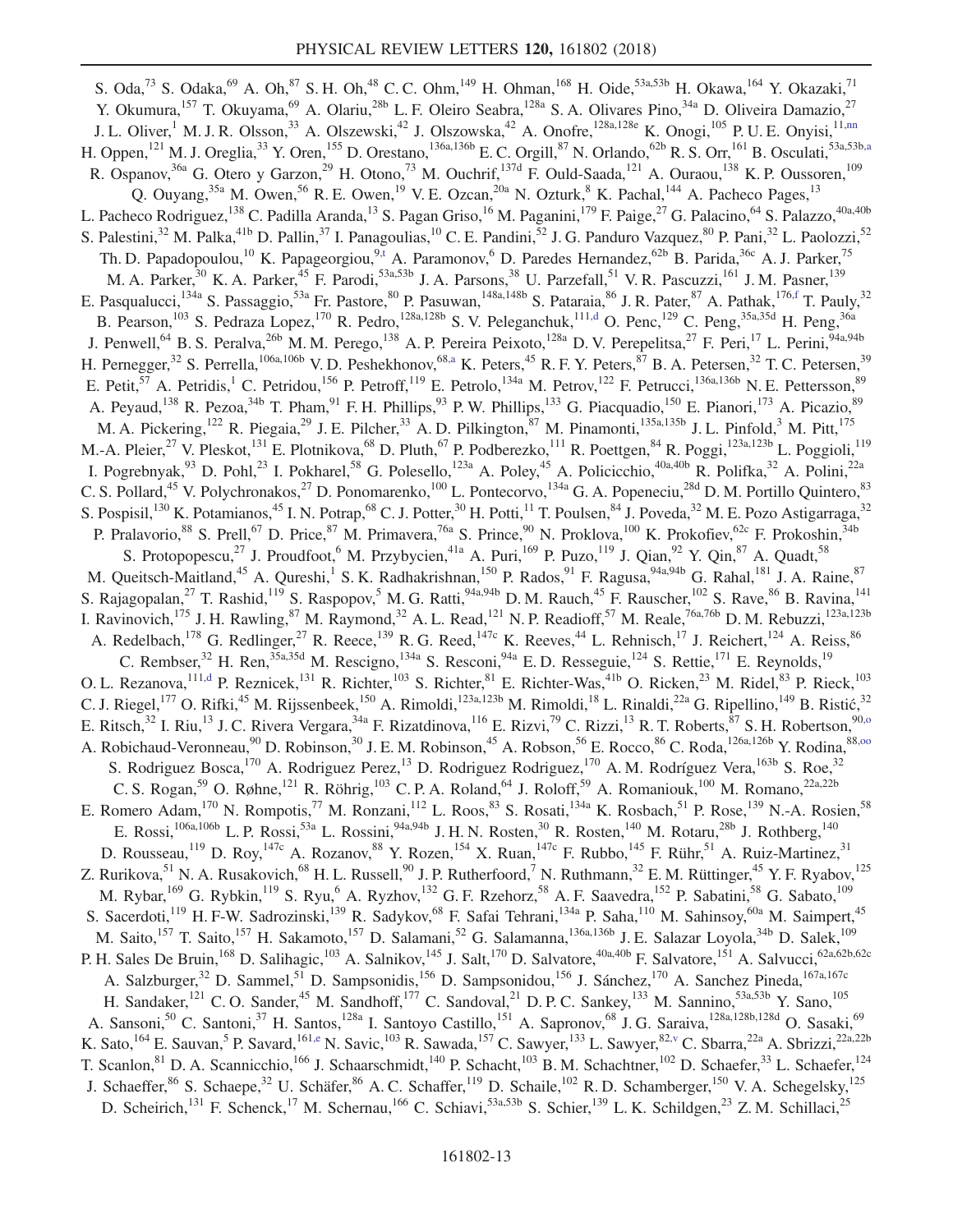S. Oda,[73] S. Odaka,[69] A. Oh,[87] S. H. Oh,[48] C. C. Ohm,[149] H. Ohman,[168] H. Oide,[53a,53b] H. Okawa,[164] Y. Okazaki,[71] Y. Okumura,[157] T. Okuyama,[69] A. Olariu,[28b] L. F. Oleiro Seabra,[128a] S. A. Olivares Pino,[34a] D. Oliveira Damazio,[27] J. L. Oliver,[1] M. J. R. Olsson,[33] A. Olszewski,[42] J. Olszowska,[42] A. Onofre,[128a,128e] K. Onogi,[105] P. U. E. Onyisi,[11,nn] H. Oppen,[121] M. J. Oreglia,[33] Y. Oren,[155] D. Orestano,[136a,136b] E. C. Orgill,[87] N. Orlando,[62b] R. S. Orr,[161] B. Osculati,[53a,53b,a] R. Ospanov,[36a] G. Otero y Garzon,[29] H. Otono,[73] M. Ouchrif,[137d] F. Ould-Saada,[121] A. Ouraou,[138] K. P. Oussoren,[109] Q. Ouyang,[35a] M. Owen,[56] R. E. Owen,[19] V. E. Ozcan,[20a] N. Ozturk,[8] K. Pachal,[144] A. Pacheco Pages,[13] L. Pacheco Rodriguez,[138] C. Padilla Aranda,[13] S. Pagan Griso,[16] M. Paganini,[179] F. Paige,[27] G. Palacino,[64] S. Palazzo,[40a,40b] S. Palestini,[32] M. Palka,[41b] D. Pallin,[37] I. Panagoulias,[10] C. E. Pandini,[52] J. G. Panduro Vazquez,[80] P. Pani,[32] L. Paolozzi,[52] Th. D. Papadopoulou,[10] K. Papageorgiou,[9,t] A. Paramonov,[6] D. Paredes Hernandez,[62b] B. Parida,[36c] A. J. Parker,[75] M. A. Parker,[30] K. A. Parker,[45] F. Parodi,[53a,53b] J. A. Parsons,[38] U. Parzefall,[51] V. R. Pascuzzi,[161] J. M. Pasner,[139] E. Pasqualucci,[134a] S. Passaggio,[53a] Fr. Pastore,[80] P. Pasuwan,[148a,148b] S. Pataraia,[86] J. R. Pater,[87] A. Pathak,[176,f] T. Pauly,[32] B. Pearson,[103] S. Pedraza Lopez,[170] R. Pedro,[128a,128b] S. V. Peleganchuk,[111,d] O. Penc,[129] C. Peng,[35a,35d] H. Peng,[36a] J. Penwell,[64] B. S. Peralva,[26b] M. M. Perego,[138] A. P. Pereira Peixoto,[128a] D. V. Perepelitsa,[27] F. Peri,[17] L. Perini,[94a,94b] H. Pernegger,[32] S. Perrella,[106a,106b] V. D. Peshekhonov,[68,a] K. Peters,[45] R. F. Y. Peters,[87] B. A. Petersen,[32] T. C. Petersen,[39] E. Petit,[57] A. Petridis,[1] C. Petridou,[156] P. Petroff,[119] E. Petrolo,[134a] M. Petrov,[122] F. Petrucci,[136a,136b] N. E. Pettersson,[89] A. Peyaud,[138] R. Pezoa,[34b] T. Pham,[91] F. H. Phillips,[93] P. W. Phillips,[133] G. Piacquadio,[150] E. Pianori,[173] A. Picazio,[89] M. A. Pickering,[122] R. Piegaia,[29] J. E. Pilcher,[33] A. D. Pilkington,[87] M. Pinamonti,[135a,135b] J. L. Pinfold,[3] M. Pitt,[175] M.-A. Pleier,[27] V. Pleskot,[131] E. Plotnikova,[68] D. Pluth,[67] P. Podberezko,[111] R. Poettgen,[84] R. Poggi,[123a,123b] L. Poggioli,[119] I. Pogrebnyak,[93] D. Pohl,[23] I. Pokharel,[58] G. Polesello,[123a] A. Poley,[45] A. Policicchio,[40a,40b] R. Polifka,[32] A. Polini,[22a] C. S. Pollard,[45] V. Polychronakos,[27] D. Ponomarenko,[100] L. Pontecorvo,[134a] G. A. Popeneciu,[28d] D. M. Portillo Quintero,[83] S. Pospisil,[130] K. Potamianos,[45] I. N. Potrap,[68] C. J. Potter,[30] H. Potti,[11] T. Poulsen,[84] J. Poveda,[32] M. E. Pozo Astigarraga,[32] P. Pralavorio,[88] S. Prell,[67] D. Price,[87] M. Primavera,[76a] S. Prince,[90] N. Proklova,[100] K. Prokofiev,[62c] F. Prokoshin,[34b] S. Protopopescu,[27] J. Proudfoot,[6] M. Przybycien,[41a] A. Puri,[169] P. Puzo,[119] J. Qian,[92] Y. Qin,[87] A. Quadt,[58] M. Queitsch-Maitland,[45] A. Qureshi,[1] S. K. Radhakrishnan,[150] P. Rados,[91] F. Ragusa,[94a,94b] G. Rahal,[181] J. A. Raine,[87] S. Rajagopalan,[27] T. Rashid,[119] S. Raspopov,[5] M. G. Ratti,[94a,94b] D. M. Rauch,[45] F. Rauscher,[102] S. Rave,[86] B. Ravina,[141] I. Ravinovich,[175] J. H. Rawling,[87] M. Raymond,[32] A. L. Read,[121] N. P. Readioff,[57] M. Reale,[76a,76b] D. M. Rebuzzi,[123a,123b] A. Redelbach,[178] G. Redlinger,[27] R. Reece,[139] R. G. Reed,[147c] K. Reeves,[44] L. Rehnisch,[17] J. Reichert,[124] A. Reiss,[86] C. Rembser,[32] H. Ren,[35a,35d] M. Rescigno,[134a] S. Resconi,[94a] E. D. Resseguie,[124] S. Rettie,[171] E. Reynolds,[19] O. L. Rezanova,[111,d] P. Reznicek,[131] R. Richter,[103] S. Richter,[81] E. Richter-Was,[41b] O. Ricken,[23] M. Ridel,[83] P. Rieck,[103] C. J. Riegel,[177] O. Rifki,[45] M. Rijssenbeek,[150] A. Rimoldi,[123a,123b] M. Rimoldi,[18] L. Rinaldi,[22a] G. Ripellino,[149] B. Ristić,[32] E. Ritsch,[32] I. Riu,[13] J. C. Rivera Vergara,[34a] F. Rizatdinova,[116] E. Rizvi,[79] C. Rizzi,[13] R. T. Roberts,[87] S. H. Robertson,[90,o] A. Robichaud-Veronneau,[90] D. Robinson,[30] J. E. M. Robinson,[45] A. Robson,[56] E. Rocco,[86] C. Roda,[126a,126b] Y. Rodina,[88,oo] S. Rodriguez Bosca,[170] A. Rodriguez Perez,[13] D. Rodriguez Rodriguez,[170] A. M. Rodríguez Vera,[163b] S. Roe,[32] C. S. Rogan,[59] O. Røhne,[121] R. Röhrig,[103] C. P. A. Roland,[64] J. Roloff,[59] A. Romaniouk,[100] M. Romano,[22a,22b] E. Romero Adam,[170] N. Rompotis,[77] M. Ronzani,[112] L. Roos,[83] S. Rosati,[134a] K. Rosbach,[51] P. Rose,[139] N.-A. Rosien,[58] E. Rossi,[106a,106b] L. P. Rossi,[53a] L. Rossini,[94a,94b] J. H. N. Rosten,[30] R. Rosten,[140] M. Rotaru,[28b] J. Rothberg,[140] D. Rousseau,[119] D. Roy,[147c] A. Rozanov,[88] Y. Rozen,[154] X. Ruan,[147c] F. Rubbo,[145] F. Rühr,[51] A. Ruiz-Martinez,[31] Z. Rurikova,[51] N. A. Rusakovich,[68] H. L. Russell,[90] J. P. Rutherfoord,[7] N. Ruthmann,[32] E. M. Rüttinger,[45] Y. F. Ryabov,[125] M. Rybar,[169] G. Rybkin,[119] S. Ryu,[6] A. Ryzhov,[132] G. F. Rzehorz,[58] A. F. Saavedra,[152] P. Sabatini,[58] G. Sabato,[109] S. Sacerdoti,[119] H. F-W. Sadrozinski,[139] R. Sadykov,[68] F. Safai Tehrani,[134a] P. Saha,[110] M. Sahinsoy,[60a] M. Saimpert,[45] M. Saito,[157] T. Saito,[157] H. Sakamoto,[157] D. Salamani,[52] G. Salamanna,[136a,136b] J. E. Salazar Loyola,[34b] D. Salek,[109] P. H. Sales De Bruin,[168] D. Salihagic,[103] A. Salnikov,[145] J. Salt,[170] D. Salvatore,[40a,40b] F. Salvatore,[151] A. Salvucci,[62a,62b,62c] A. Salzburger,[32] D. Sammel,[51] D. Sampsonidis,[156] D. Sampsonidou,[156] J. Sánchez,[170] A. Sanchez Pineda,[167a,167c] H. Sandaker,[121] C. O. Sander,[45] M. Sandhoff,[177] C. Sandoval,[21] D. P. C. Sankey,[133] M. Sannino,[53a,53b] Y. Sano,[105] A. Sansoni,[50] C. Santoni,[37] H. Santos,[128a] I. Santoyo Castillo,[151] A. Sapronov,[68] J. G. Saraiva,[128a,128b,128d] O. Sasaki,[69] K. Sato,[164] E. Sauvan,[5] P. Savard,[161,e] N. Savic,[103] R. Sawada,[157] C. Sawyer,[133] L. Sawyer,[82,v] C. Sbarra,[22a] A. Sbrizzi,[22a,22b] T. Scanlon,[81] D. A. Scannicchio,[166] J. Schaarschmidt,[140] P. Schacht,[103] B. M. Schachtner,[102] D. Schaefer,[33] L. Schaefer,[124] J. Schaeffer,[86] S. Schaepe,[32] U. Schäfer,[86] A. C. Schaffer,[119] D. Schaile,[102] R. D. Schamberger,[150] V. A. Schegelsky,[125] D. Scheirich,[131] F. Schenck,[17] M. Schernau,[166] C. Schiavi,[53a,53b] S. Schier,[139] L. K. Schildgen,[23] Z. M. Schillaci,[25]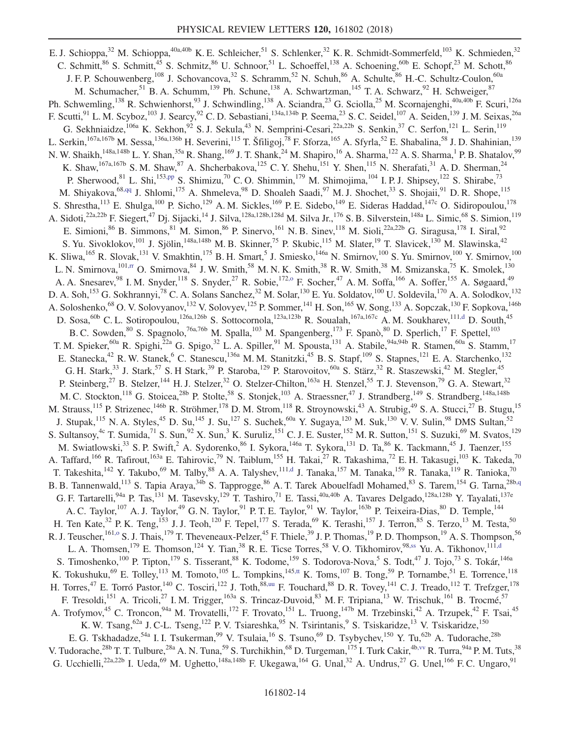E. J. Schioppa,[32] M. Schioppa,[40a,40b] K. E. Schleicher,[51] S. Schlenker,[32] K. R. Schmidt-Sommerfeld,[103] K. Schmieden,[32] C. Schmitt,[86] S. Schmitt,[45] S. Schmitz,[86] U. Schnoor,[51] L. Schoeffel,[138] A. Schoening,[60b] E. Schopf,[23] M. Schott,[86] J. F. P. Schouwenberg,[108] J. Schovancova,[32] S. Schramm,[52] N. Schuh,[86] A. Schulte,[86] H.-C. Schultz-Coulon,[60a] M. Schumacher,[51] B. A. Schumm,[139] Ph. Schune,[138] A. Schwartzman,[145] T. A. Schwarz,[92] H. Schweiger,[87] Ph. Schwemling,[138] R. Schwienhorst,[93] J. Schwindling,[138] A. Sciandra,[23] G. Sciolla,[25] M. Scornajenghi,[40a,40b] F. Scuri,[126a] F. Scutti,[91] L. M. Scyboz,[103] J. Searcy,[92] C. D. Sebastiani,[134a,134b] P. Seema,[23] S. C. Seidel,[107] A. Seiden,[139] J. M. Seixas,[26a] G. Sekhniaidze,[106a] K. Sekhon,[92] S. J. Sekula,[43] N. Semprini-Cesari,[22a,22b] S. Senkin,[37] C. Serfon,[121] L. Serin,[119] L. Serkin,[167a,167b] M. Sessa,[136a,136b] H. Severini,[115] T. Šfiligoj,[78] F. Sforza,[165] A. Sfyrla,[52] E. Shabalina,[58] J. D. Shahinian,[139] N. W. Shaikh,[148a,148b] L. Y. Shan,[35a] R. Shang,[169] J. T. Shank,[24] M. Shapiro,[16] A. Sharma,[122] A. S. Sharma,[1] P. B. Shatalov,[99] K. Shaw,[167a,167b] S. M. Shaw,[87] A. Shcherbakova,[125] C. Y. Shehu,[151] Y. Shen,[115] N. Sherafati,[31] A. D. Sherman,[24] P. Sherwood,[81] L. Shi,[153,pp] S. Shimizu,[70] C. O. Shimmin,[179] M. Shimojima,[104] I. P. J. Shipsey,[122] S. Shirabe,[73] M. Shiyakova,[68,qq] J. Shlomi,[175] A. Shmeleva,[98] D. Shoaleh Saadi,[97] M. J. Shochet,[33] S. Shojaii,[91] D. R. Shope,[115] S. Shrestha,[113] E. Shulga,[100] P. Sicho,[129] A. M. Sickles,[169] P. E. Sidebo,[149] E. Sideras Haddad,[147c] O. Sidiropoulou,[178] A. Sidoti,[22a,22b] F. Siegert,[47] Dj. Sijacki,[14] J. Silva,[128a,128b,128d] M. Silva Jr.,[176] S. B. Silverstein,[148a] L. Simic,[68] S. Simion,[119] E. Simioni,[86] B. Simmons,[81] M. Simon,[86] P. Sinervo,[161] N. B. Sinev,[118] M. Sioli,[22a,22b] G. Siragusa,[178] I. Siral,[92] S. Yu. Sivoklokov,[101] J. Sjölin,[148a,148b] M. B. Skinner,[75] P. Skubic,[115] M. Slater,[19] T. Slavicek,[130] M. Slawinska,[42] K. Sliwa,[165] R. Slovak,[131] V. Smakhtin,[175] B. H. Smart,[5] J. Smiesko,[146a] N. Smirnov,[100] S. Yu. Smirnov,[100] Y. Smirnov,[100] L. N. Smirnova,[101,rr] O. Smirnova,[84] J. W. Smith,[58] M. N. K. Smith,[38] R. W. Smith,[38] M. Smizanska,[75] K. Smolek,[130] A. A. Snesarev,[98] I. M. Snyder,[118] S. Snyder,[27] R. Sobie,[172,o] F. Socher,[47] A. M. Soffa,[166] A. Soffer,[155] A. Søgaard,[49] D. A. Soh,[153] G. Sokhrannyi,[78] C. A. Solans Sanchez,[32] M. Solar,[130] E. Yu. Soldatov,[100] U. Soldevila,[170] A. A. Solodkov,[132] A. Soloshenko,[68] O. V. Solovyanov,[132] V. Solovyev,[125] P. Sommer,[141] H. Son,[165] W. Song,[133] A. Sopczak,[130] F. Sopkova,[146b] D. Sosa,[60b] C. L. Sotiropoulou,[126a,126b] S. Sottocornola,[123a,123b] R. Soualah,[167a,167c] A. M. Soukharev,[111,d] D. South,[45] B. C. Sowden,[80] S. Spagnolo,[76a,76b] M. Spalla,[103] M. Spangenberg,[173] F. Spanò,[80] D. Sperlich,[17] F. Spettel,[103] T. M. Spieker,[60a] R. Spighi,[22a] G. Spigo,[32] L. A. Spiller,[91] M. Spousta,[131] A. Stabile,[94a,94b] R. Stamen,[60a] S. Stamm,[17] E. Stanecka,[42] R. W. Stanek,[6] C. Stanescu,[136a] M. M. Stanitzki,[45] B. S. Stapf,[109] S. Stapnes,[121] E. A. Starchenko,[132] G. H. Stark,[33] J. Stark,[57] S. H Stark,[39] P. Staroba,[129] P. Starovoitov,[60a] S. Stärz,[32] R. Staszewski,[42] M. Stegler,[45] P. Steinberg,[27] B. Stelzer,[144] H. J. Stelzer,[32] O. Stelzer-Chilton,[163a] H. Stenzel,[55] T. J. Stevenson,[79] G. A. Stewart,[32] M. C. Stockton,[118] G. Stoicea,[28b] P. Stolte,[58] S. Stonjek,[103] A. Straessner,[47] J. Strandberg,[149] S. Strandberg,[148a,148b] M. Strauss,[115] P. Strizenec,[146b] R. Ströhmer,[178] D. M. Strom,[118] R. Stroynowski,[43] A. Strubig,[49] S. A. Stucci,[27] B. Stugu,[15] J. Stupak,[115] N. A. Styles,[45] D. Su,[145] J. Su,[127] S. Suchek,[60a] Y. Sugaya,[120] M. Suk,[130] V. V. Sulin,[98] DMS Sultan,[52] S. Sultansoy,[4c] T. Sumida,[71] S. Sun,[92] X. Sun,[3] K. Suruliz,[151] C. J. E. Suster,[152] M. R. Sutton,[151] S. Suzuki,[69] M. Svatos,[129] M. Swiatlowski,[33] S. P. Swift,[2] A. Sydorenko,[86] I. Sykora,[146a] T. Sykora,[131] D. Ta,[86] K. Tackmann,[45] J. Taenzer,[155] A. Taffard,[166] R. Tafirout,[163a] E. Tahirovic,[79] N. Taiblum,[155] H. Takai,[27] R. Takashima,[72] E. H. Takasugi,[103] K. Takeda,[70] T. Takeshita,[142] Y. Takubo,[69] M. Talby,[88] A. A. Talyshev,[111,d] J. Tanaka,[157] M. Tanaka,[159] R. Tanaka,[119] R. Tanioka,[70] B. B. Tannenwald,[113] S. Tapia Araya,[34b] S. Tapprogge,[86] A. T. Tarek Abouelfadl Mohamed,[83] S. Tarem,[154] G. Tarna,[28b,q] G. F. Tartarelli,[94a] P. Tas,[131] M. Tasevsky,[129] T. Tashiro,[71] E. Tassi,[40a,40b] A. Tavares Delgado,[128a,128b] Y. Tayalati,[137e] A. C. Taylor,[107] A. J. Taylor,[49] G. N. Taylor,[91] P. T. E. Taylor,[91] W. Taylor,[163b] P. Teixeira-Dias,[80] D. Temple,[144] H. Ten Kate,[32] P. K. Teng,[153] J. J. Teoh,[120] F. Tepel,[177] S. Terada,[69] K. Terashi,[157] J. Terron,[85] S. Terzo,[13] M. Testa,[50] R. J. Teuscher,[161,o] S. J. Thais,[179] T. Theveneaux-Pelzer,[45] F. Thiele,[39] J. P. Thomas,[19] P. D. Thompson,[19] A. S. Thompson,[56] L. A. Thomsen,[179] E. Thomson,[124] Y. Tian,[38] R. E. Ticse Torres,[58] V. O. Tikhomirov,[98,ss] Yu. A. Tikhonov,[111,d] S. Timoshenko,[100] P. Tipton,[179] S. Tisserant,[88] K. Todome,[159] S. Todorova-Nova,[5] S. Todt,[47] J. Tojo,[73] S. Tokár,[146a] K. Tokushuku,[69] E. Tolley,[113] M. Tomoto,[105] L. Tompkins,[145,tt] K. Toms,[107] B. Tong,[59] P. Tornambe,[51] E. Torrence,[118] H. Torres,[47] E. Torró Pastor,[140] C. Tosciri,[122] J. Toth,[88,uu] F. Touchard,[88] D. R. Tovey,[141] C. J. Treado,[112] T. Trefzger,[178] F. Tresoldi,[151] A. Tricoli,[27] I. M. Trigger,[163a] S. Trincaz-Duvoid,[83] M. F. Tripiana,[13] W. Trischuk,[161] B. Trocmé,[57] A. Trofymov,[45] C. Troncon,[94a] M. Trovatelli,[172] F. Trovato,[151] L. Truong,[147b] M. Trzebinski,[42] A. Trzupek,[42] F. Tsai,[45] K. W. Tsang,[62a] J. C-L. Tseng,[122] P. V. Tsiareshka,[95] N. Tsirintanis,[9] S. Tsiskaridze,[13] V. Tsiskaridze,[150] E. G. Tskhadadze,[54a] I. I. Tsukerman,[99] V. Tsulaia,[16] S. Tsuno,[69] D. Tsybychev,[150] Y. Tu,[62b] A. Tudorache,[28b] V. Tudorache,[28b] T. T. Tulbure,[28a] A. N. Tuna,[59] S. Turchikhin,[68] D. Turgeman,[175] I. Turk Cakir,[4b,vv] R. Turra,[94a] P. M. Tuts,[38] G. Ucchielli,[22a,22b] I. Ueda,[69] M. Ughetto,[148a,148b] F. Ukegawa,[164] G. Unal,[32] A. Undrus,[27] G. Unel,[166] F. C. Ungaro,[91]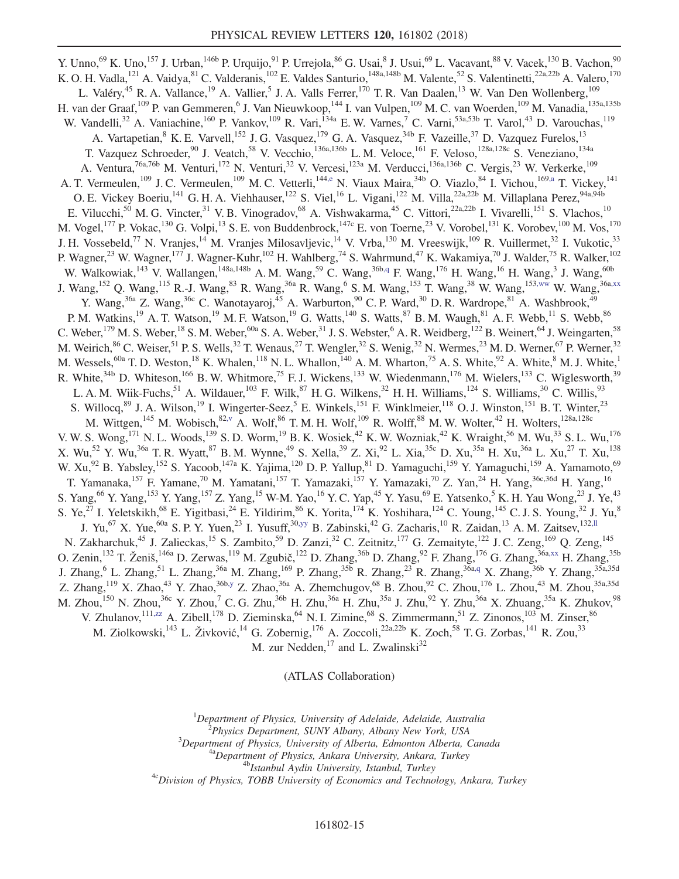Y. Unno,[69] K. Uno,[157] J. Urban,[146b] P. Urquijo,[91] P. Urrejola,[86] G. Usai,[8] J. Usui,[69] L. Vacavant,[88] V. Vacek,[130] B. Vachon,[90] K. O. H. Vadla,[121] A. Vaidya,[81] C. Valderanis,[102] E. Valdes Santurio,[148a,148b] M. Valente,[52] S. Valentinetti,[22a,22b] A. Valero,[170] L. Valéry,[45] R. A. Vallance,[19] A. Vallier,[5] J. A. Valls Ferrer,[170] T. R. Van Daalen,[13] W. Van Den Wollenberg,[109] H. van der Graaf,[109] P. van Gemmeren,[6] J. Van Nieuwkoop,[144] I. van Vulpen,[109] M. C. van Woerden,[109] M. Vanadia,[135a,135b] W. Vandelli,[32] A. Vaniachine,[160] P. Vankov,[109] R. Vari,[134a] E. W. Varnes,[7] C. Varni,[53a,53b] T. Varol,[43] D. Varouchas,[119] A. Vartapetian,[8] K. E. Varvell,[152] J. G. Vasquez,[179] G. A. Vasquez,[34b] F. Vazeille,[37] D. Vazquez Furelos,[13] T. Vazquez Schroeder,[90] J. Veatch,[58] V. Vecchio,[136a,136b] L. M. Veloce,[161] F. Veloso,[128a,128c] S. Veneziano,[134a] A. Ventura,[76a,76b] M. Venturi,[172] N. Venturi,[32] V. Vercesi,[123a] M. Verducci,[136a,136b] C. Vergis,[23] W. Verkerke,[109] A. T. Vermeulen,[109] J. C. Vermeulen,[109] M. C. Vetterli,[144,e] N. Viaux Maira,[34b] O. Viazlo,[84] I. Vichou,[169,a] T. Vickey,[141] O. E. Vickey Boeriu,[141] G. H. A. Viehhauser,[122] S. Viel,[16] L. Vigani,[122] M. Villa,[22a,22b] M. Villaplana Perez,[94a,94b] E. Vilucchi,[50] M. G. Vincter,[31] V. B. Vinogradov,[68] A. Vishwakarma,[45] C. Vittori,[22a,22b] I. Vivarelli,[151] S. Vlachos,[10] M. Vogel,[177] P. Vokac,[130] G. Volpi,[13] S. E. von Buddenbrock,[147c] E. von Toerne,[23] V. Vorobel,[131] K. Vorobev,[100] M. Vos,[170] J. H. Vossebeld,[77] N. Vranjes,[14] M. Vranjes Milosavljevic,[14] V. Vrba,[130] M. Vreeswijk,[109] R. Vuillermet,[32] I. Vukotic,[33] P. Wagner,[23] W. Wagner,[177] J. Wagner-Kuhr,[102] H. Wahlberg,[74] S. Wahrmund,[47] K. Wakamiya,[70] J. Walder,[75] R. Walker,[102] W. Walkowiak,[143] V. Wallangen,[148a,148b] A. M. Wang,[59] C. Wang,[36b,q] F. Wang,[176] H. Wang,[16] H. Wang,[3] J. Wang,[60b] J. Wang,[152] Q. Wang,[115] R.-J. Wang,[83] R. Wang,[36a] R. Wang,[6] S. M. Wang,[153] T. Wang,[38] W. Wang,[153,ww] W. Wang,[36a,xx] Y. Wang,[36a] Z. Wang,[36c] C. Wanotayaroj,[45] A. Warburton,[90] C. P. Ward,[30] D. R. Wardrope,[81] A. Washbrook,[49] P. M. Watkins,[19] A. T. Watson,[19] M. F. Watson,[19] G. Watts,[140] S. Watts,[87] B. M. Waugh,[81] A. F. Webb,[11] S. Webb,[86] C. Weber,[179] M. S. Weber,[18] S. M. Weber,[60a] S. A. Weber,[31] J. S. Webster,[6] A. R. Weidberg,[122] B. Weinert,[64] J. Weingarten,[58] M. Weirich,[86] C. Weiser,[51] P. S. Wells,[32] T. Wenaus,[27] T. Wengler,[32] S. Wenig,[32] N. Wermes,[23] M. D. Werner,[67] P. Werner,[32] M. Wessels,[60a] T. D. Weston,[18] K. Whalen,[118] N. L. Whallon,[140] A. M. Wharton,[75] A. S. White,[92] A. White,[8] M. J. White,[1] R. White,[34b] D. Whiteson,[166] B. W. Whitmore,[75] F. J. Wickens,[133] W. Wiedenmann,[176] M. Wielers,[133] C. Wiglesworth,[39] L. A. M. Wiik-Fuchs,[51] A. Wildauer,[103] F. Wilk,[87] H. G. Wilkens,[32] H. H. Williams,[124] S. Williams,[30] C. Willis,[93] S. Willocq,[89] J. A. Wilson,[19] I. Wingerter-Seez,[5] E. Winkels,[151] F. Winklmeier,[118] O. J. Winston,[151] B. T. Winter,[23] M. Wittgen,[145] M. Wobisch,[82,v] A. Wolf,[86] T. M. H. Wolf,[109] R. Wolff,[88] M. W. Wolter,[42] H. Wolters,[128a,128c] V. W. S. Wong,[171] N. L. Woods,[139] S. D. Worm,[19] B. K. Wosiek,[42] K. W. Wozniak,[42] K. Wraight,[56] M. Wu,[33] S. L. Wu,[176] X. Wu,[52] Y. Wu,[36a] T. R. Wyatt,[87] B. M. Wynne,[49] S. Xella,[39] Z. Xi,[92] L. Xia,[35c] D. Xu,[35a] H. Xu,[36a] L. Xu,[27] T. Xu,[138] W. Xu,[92] B. Yabsley,[152] S. Yacoob,[147a] K. Yajima,[120] D. P. Yallup,[81] D. Yamaguchi,[159] Y. Yamaguchi,[159] A. Yamamoto,[69] T. Yamanaka,[157] F. Yamane,[70] M. Yamatani,[157] T. Yamazaki,[157] Y. Yamazaki,[70] Z. Yan,[24] H. Yang,[36c,36d] H. Yang,[16] S. Yang,[66] Y. Yang,[153] Y. Yang,[157] Z. Yang,[15] W-M. Yao,[16] Y. C. Yap,[45] Y. Yasu,[69] E. Yatsenko,[5] K. H. Yau Wong,[23] J. Ye,[43] S. Ye,[27] I. Yeletskikh,[68] E. Yigitbasi,[24] E. Yildirim,[86] K. Yorita,[174] K. Yoshihara,[124] C. Young,[145] C. J. S. Young,[32] J. Yu,[8] J. Yu,[67] X. Yue,[60a] S. P. Y. Yuen,[23] I. Yusuff,[30,yy] B. Zabinski,[42] G. Zacharis,[10] R. Zaidan,[13] A. M. Zaitsev,[132,ll] N. Zakharchuk,[45] J. Zalieckas,[15] S. Zambito,[59] D. Zanzi,[32] C. Zeitnitz,[177] G. Zemaityte,[122] J. C. Zeng,[169] Q. Zeng,[145] O. Zenin,[132] T. Ženiš,[146a] D. Zerwas,[119] M. Zgubič,[122] D. Zhang,[36b] D. Zhang,[92] F. Zhang,[176] G. Zhang,[36a,xx] H. Zhang,[35b] J. Zhang,[6] L. Zhang,[51] L. Zhang,[36a] M. Zhang,[169] P. Zhang,[35b] R. Zhang,[23] R. Zhang,[36a,q] X. Zhang,[36b] Y. Zhang,[35a,35d] Z. Zhang,[119] X. Zhao,[43] Y. Zhao,[36b,y] Z. Zhao,[36a] A. Zhemchugov,[68] B. Zhou,[92] C. Zhou,[176] L. Zhou,[43] M. Zhou,[35a,35d] M. Zhou,[150] N. Zhou,[36c] Y. Zhou,[7] C. G. Zhu,[36b] H. Zhu,[36a] H. Zhu,[35a] J. Zhu,[92] Y. Zhu,[36a] X. Zhuang,[35a] K. Zhukov,[98] V. Zhulanov,[111,zz] A. Zibell,[178] D. Zieminska,[64] N. I. Zimine,[68] S. Zimmermann,[51] Z. Zinonos,[103] M. Zinser,[86] M. Ziolkowski,[143] L. Živković,[14] G. Zobernig,[176] A. Zoccoli,[22a,22b] K. Zoch,[58] T. G. Zorbas,[141] R. Zou,[33] M. zur Nedden,[17] and L. Zwalinski[32]

(ATLAS Collaboration)

[1] *Department of Physics, University of Adelaide, Adelaide, Australia*
[2] *Physics Department, SUNY Albany, Albany New York, USA*
[3] *Department of Physics, University of Alberta, Edmonton Alberta, Canada*
[4a] *Department of Physics, Ankara University, Ankara, Turkey*
[4b] *Istanbul Aydin University, Istanbul, Turkey*
[4c] *Division of Physics, TOBB University of Economics and Technology, Ankara, Turkey*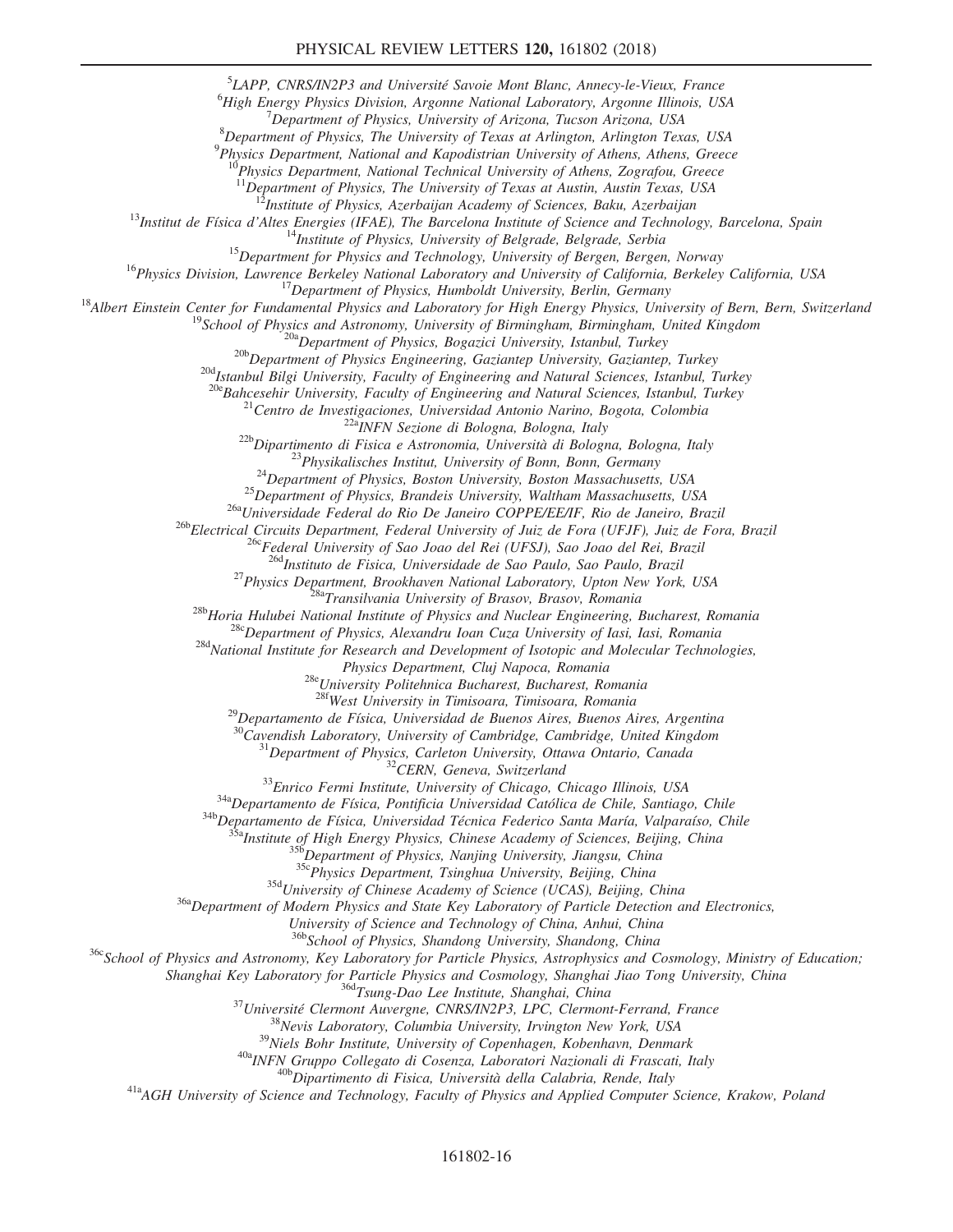[5]LAPP, CNRS/IN2P3 and Université Savoie Mont Blanc, Annecy-le-Vieux, France
[6]High Energy Physics Division, Argonne National Laboratory, Argonne Illinois, USA
[7]Department of Physics, University of Arizona, Tucson Arizona, USA
[8]Department of Physics, The University of Texas at Arlington, Arlington Texas, USA
[9]Physics Department, National and Kapodistrian University of Athens, Athens, Greece
[10]Physics Department, National Technical University of Athens, Zografou, Greece
[11]Department of Physics, The University of Texas at Austin, Austin Texas, USA
[12]Institute of Physics, Azerbaijan Academy of Sciences, Baku, Azerbaijan
[13]Institut de Física d'Altes Energies (IFAE), The Barcelona Institute of Science and Technology, Barcelona, Spain
[14]Institute of Physics, University of Belgrade, Belgrade, Serbia
[15]Department for Physics and Technology, University of Bergen, Bergen, Norway
[16]Physics Division, Lawrence Berkeley National Laboratory and University of California, Berkeley California, USA
[17]Department of Physics, Humboldt University, Berlin, Germany
[18]Albert Einstein Center for Fundamental Physics and Laboratory for High Energy Physics, University of Bern, Bern, Switzerland
[19]School of Physics and Astronomy, University of Birmingham, Birmingham, United Kingdom
[20a]Department of Physics, Bogazici University, Istanbul, Turkey
[20b]Department of Physics Engineering, Gaziantep University, Gaziantep, Turkey
[20d]Istanbul Bilgi University, Faculty of Engineering and Natural Sciences, Istanbul, Turkey
[20e]Bahcesehir University, Faculty of Engineering and Natural Sciences, Istanbul, Turkey
[21]Centro de Investigaciones, Universidad Antonio Narino, Bogota, Colombia
[22a]INFN Sezione di Bologna, Bologna, Italy
[22b]Dipartimento di Fisica e Astronomia, Università di Bologna, Bologna, Italy
[23]Physikalisches Institut, University of Bonn, Bonn, Germany
[24]Department of Physics, Boston University, Boston Massachusetts, USA
[25]Department of Physics, Brandeis University, Waltham Massachusetts, USA
[26a]Universidade Federal do Rio De Janeiro COPPE/EE/IF, Rio de Janeiro, Brazil
[26b]Electrical Circuits Department, Federal University of Juiz de Fora (UFJF), Juiz de Fora, Brazil
[26c]Federal University of Sao Joao del Rei (UFSJ), Sao Joao del Rei, Brazil
[26d]Instituto de Fisica, Universidade de Sao Paulo, Sao Paulo, Brazil
[27]Physics Department, Brookhaven National Laboratory, Upton New York, USA
[28a]Transilvania University of Brasov, Brasov, Romania
[28b]Horia Hulubei National Institute of Physics and Nuclear Engineering, Bucharest, Romania
[28c]Department of Physics, Alexandru Ioan Cuza University of Iasi, Iasi, Romania
[28d]National Institute for Research and Development of Isotopic and Molecular Technologies, Physics Department, Cluj Napoca, Romania
[28e]University Politehnica Bucharest, Bucharest, Romania
[28f]West University in Timisoara, Timisoara, Romania
[29]Departamento de Física, Universidad de Buenos Aires, Buenos Aires, Argentina
[30]Cavendish Laboratory, University of Cambridge, Cambridge, United Kingdom
[31]Department of Physics, Carleton University, Ottawa Ontario, Canada
[32]CERN, Geneva, Switzerland
[33]Enrico Fermi Institute, University of Chicago, Chicago Illinois, USA
[34a]Departamento de Física, Pontificia Universidad Católica de Chile, Santiago, Chile
[34b]Departamento de Física, Universidad Técnica Federico Santa María, Valparaíso, Chile
[35a]Institute of High Energy Physics, Chinese Academy of Sciences, Beijing, China
[35b]Department of Physics, Nanjing University, Jiangsu, China
[35c]Physics Department, Tsinghua University, Beijing, China
[35d]University of Chinese Academy of Science (UCAS), Beijing, China
[36a]Department of Modern Physics and State Key Laboratory of Particle Detection and Electronics, University of Science and Technology of China, Anhui, China
[36b]School of Physics, Shandong University, Shandong, China
[36c]School of Physics and Astronomy, Key Laboratory for Particle Physics, Astrophysics and Cosmology, Ministry of Education; Shanghai Key Laboratory for Particle Physics and Cosmology, Shanghai Jiao Tong University, China
[36d]Tsung-Dao Lee Institute, Shanghai, China
[37]Université Clermont Auvergne, CNRS/IN2P3, LPC, Clermont-Ferrand, France
[38]Nevis Laboratory, Columbia University, Irvington New York, USA
[39]Niels Bohr Institute, University of Copenhagen, Kobenhavn, Denmark
[40a]INFN Gruppo Collegato di Cosenza, Laboratori Nazionali di Frascati, Italy
[40b]Dipartimento di Fisica, Università della Calabria, Rende, Italy
[41a]AGH University of Science and Technology, Faculty of Physics and Applied Computer Science, Krakow, Poland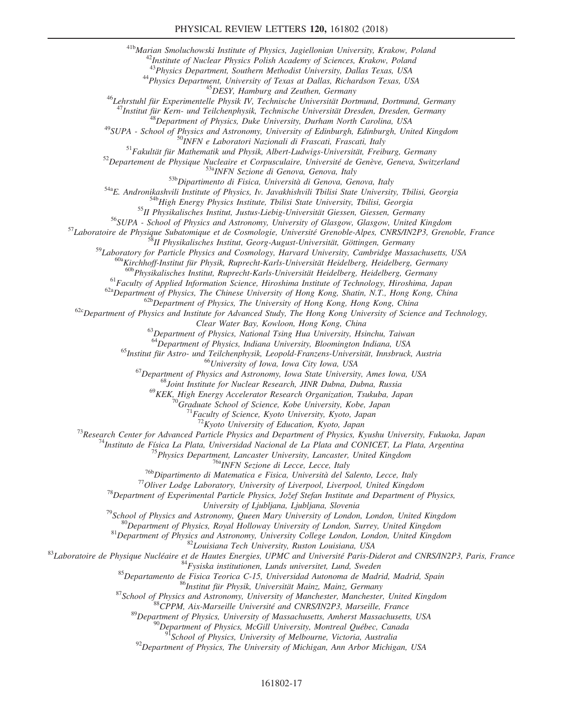[41b]Marian Smoluchowski Institute of Physics, Jagiellonian University, Krakow, Poland
[42]Institute of Nuclear Physics Polish Academy of Sciences, Krakow, Poland
[43]Physics Department, Southern Methodist University, Dallas Texas, USA
[44]Physics Department, University of Texas at Dallas, Richardson Texas, USA
[45]DESY, Hamburg and Zeuthen, Germany
[46]Lehrstuhl für Experimentelle Physik IV, Technische Universität Dortmund, Dortmund, Germany
[47]Institut für Kern- und Teilchenphysik, Technische Universität Dresden, Dresden, Germany
[48]Department of Physics, Duke University, Durham North Carolina, USA
[49]SUPA - School of Physics and Astronomy, University of Edinburgh, Edinburgh, United Kingdom
[50]INFN e Laboratori Nazionali di Frascati, Frascati, Italy
[51]Fakultät für Mathematik und Physik, Albert-Ludwigs-Universität, Freiburg, Germany
[52]Departement de Physique Nucleaire et Corpusculaire, Université de Genève, Geneva, Switzerland
[53a]INFN Sezione di Genova, Genova, Italy
[53b]Dipartimento di Fisica, Università di Genova, Genova, Italy
[54a]E. Andronikashvili Institute of Physics, Iv. Javakhishvili Tbilisi State University, Tbilisi, Georgia
[54b]High Energy Physics Institute, Tbilisi State University, Tbilisi, Georgia
[55]II Physikalisches Institut, Justus-Liebig-Universität Giessen, Giessen, Germany
[56]SUPA - School of Physics and Astronomy, University of Glasgow, Glasgow, United Kingdom
[57]Laboratoire de Physique Subatomique et de Cosmologie, Université Grenoble-Alpes, CNRS/IN2P3, Grenoble, France
[58]II Physikalisches Institut, Georg-August-Universität, Göttingen, Germany
[59]Laboratory for Particle Physics and Cosmology, Harvard University, Cambridge Massachusetts, USA
[60a]Kirchhoff-Institut für Physik, Ruprecht-Karls-Universität Heidelberg, Heidelberg, Germany
[60b]Physikalisches Institut, Ruprecht-Karls-Universität Heidelberg, Heidelberg, Germany
[61]Faculty of Applied Information Science, Hiroshima Institute of Technology, Hiroshima, Japan
[62a]Department of Physics, The Chinese University of Hong Kong, Shatin, N.T., Hong Kong, China
[62b]Department of Physics, The University of Hong Kong, Hong Kong, China
[62c]Department of Physics and Institute for Advanced Study, The Hong Kong University of Science and Technology, Clear Water Bay, Kowloon, Hong Kong, China
[63]Department of Physics, National Tsing Hua University, Hsinchu, Taiwan
[64]Department of Physics, Indiana University, Bloomington Indiana, USA
[65]Institut für Astro- und Teilchenphysik, Leopold-Franzens-Universität, Innsbruck, Austria
[66]University of Iowa, Iowa City Iowa, USA
[67]Department of Physics and Astronomy, Iowa State University, Ames Iowa, USA
[68]Joint Institute for Nuclear Research, JINR Dubna, Dubna, Russia
[69]KEK, High Energy Accelerator Research Organization, Tsukuba, Japan
[70]Graduate School of Science, Kobe University, Kobe, Japan
[71]Faculty of Science, Kyoto University, Kyoto, Japan
[72]Kyoto University of Education, Kyoto, Japan
[73]Research Center for Advanced Particle Physics and Department of Physics, Kyushu University, Fukuoka, Japan
[74]Instituto de Física La Plata, Universidad Nacional de La Plata and CONICET, La Plata, Argentina
[75]Physics Department, Lancaster University, Lancaster, United Kingdom
[76a]INFN Sezione di Lecce, Lecce, Italy
[76b]Dipartimento di Matematica e Fisica, Università del Salento, Lecce, Italy
[77]Oliver Lodge Laboratory, University of Liverpool, Liverpool, United Kingdom
[78]Department of Experimental Particle Physics, Jožef Stefan Institute and Department of Physics, University of Ljubljana, Ljubljana, Slovenia
[79]School of Physics and Astronomy, Queen Mary University of London, London, United Kingdom
[80]Department of Physics, Royal Holloway University of London, Surrey, United Kingdom
[81]Department of Physics and Astronomy, University College London, London, United Kingdom
[82]Louisiana Tech University, Ruston Louisiana, USA
[83]Laboratoire de Physique Nucléaire et de Hautes Energies, UPMC and Université Paris-Diderot and CNRS/IN2P3, Paris, France
[84]Fysiska institutionen, Lunds universitet, Lund, Sweden
[85]Departamento de Fisica Teorica C-15, Universidad Autonoma de Madrid, Madrid, Spain
[86]Institut für Physik, Universität Mainz, Mainz, Germany
[87]School of Physics and Astronomy, University of Manchester, Manchester, United Kingdom
[88]CPPM, Aix-Marseille Université and CNRS/IN2P3, Marseille, France
[89]Department of Physics, University of Massachusetts, Amherst Massachusetts, USA
[90]Department of Physics, McGill University, Montreal Québec, Canada
[91]School of Physics, University of Melbourne, Victoria, Australia
[92]Department of Physics, The University of Michigan, Ann Arbor Michigan, USA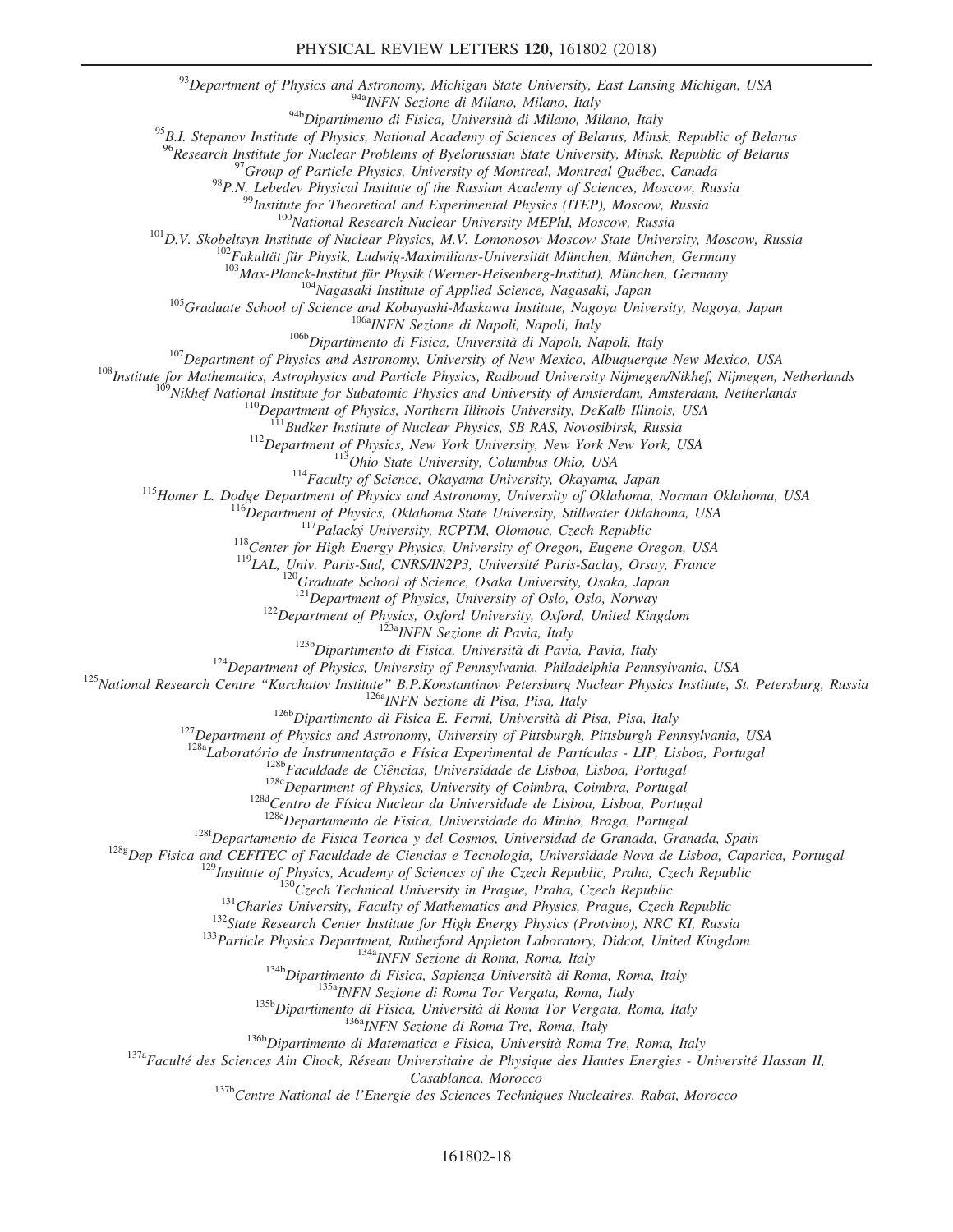[93]Department of Physics and Astronomy, Michigan State University, East Lansing Michigan, USA
[94a]INFN Sezione di Milano, Milano, Italy
[94b]Dipartimento di Fisica, Università di Milano, Milano, Italy
[95]B.I. Stepanov Institute of Physics, National Academy of Sciences of Belarus, Minsk, Republic of Belarus
[96]Research Institute for Nuclear Problems of Byelorussian State University, Minsk, Republic of Belarus
[97]Group of Particle Physics, University of Montreal, Montreal Québec, Canada
[98]P.N. Lebedev Physical Institute of the Russian Academy of Sciences, Moscow, Russia
[99]Institute for Theoretical and Experimental Physics (ITEP), Moscow, Russia
[100]National Research Nuclear University MEPhI, Moscow, Russia
[101]D.V. Skobeltsyn Institute of Nuclear Physics, M.V. Lomonosov Moscow State University, Moscow, Russia
[102]Fakultät für Physik, Ludwig-Maximilians-Universität München, München, Germany
[103]Max-Planck-Institut für Physik (Werner-Heisenberg-Institut), München, Germany
[104]Nagasaki Institute of Applied Science, Nagasaki, Japan
[105]Graduate School of Science and Kobayashi-Maskawa Institute, Nagoya University, Nagoya, Japan
[106a]INFN Sezione di Napoli, Napoli, Italy
[106b]Dipartimento di Fisica, Università di Napoli, Napoli, Italy
[107]Department of Physics and Astronomy, University of New Mexico, Albuquerque New Mexico, USA
[108]Institute for Mathematics, Astrophysics and Particle Physics, Radboud University Nijmegen/Nikhef, Nijmegen, Netherlands
[109]Nikhef National Institute for Subatomic Physics and University of Amsterdam, Amsterdam, Netherlands
[110]Department of Physics, Northern Illinois University, DeKalb Illinois, USA
[111]Budker Institute of Nuclear Physics, SB RAS, Novosibirsk, Russia
[112]Department of Physics, New York University, New York New York, USA
[113]Ohio State University, Columbus Ohio, USA
[114]Faculty of Science, Okayama University, Okayama, Japan
[115]Homer L. Dodge Department of Physics and Astronomy, University of Oklahoma, Norman Oklahoma, USA
[116]Department of Physics, Oklahoma State University, Stillwater Oklahoma, USA
[117]Palacký University, RCPTM, Olomouc, Czech Republic
[118]Center for High Energy Physics, University of Oregon, Eugene Oregon, USA
[119]LAL, Univ. Paris-Sud, CNRS/IN2P3, Université Paris-Saclay, Orsay, France
[120]Graduate School of Science, Osaka University, Osaka, Japan
[121]Department of Physics, University of Oslo, Oslo, Norway
[122]Department of Physics, Oxford University, Oxford, United Kingdom
[123a]INFN Sezione di Pavia, Italy
[123b]Dipartimento di Fisica, Università di Pavia, Pavia, Italy
[124]Department of Physics, University of Pennsylvania, Philadelphia Pennsylvania, USA
[125]National Research Centre "Kurchatov Institute" B.P.Konstantinov Petersburg Nuclear Physics Institute, St. Petersburg, Russia
[126a]INFN Sezione di Pisa, Pisa, Italy
[126b]Dipartimento di Fisica E. Fermi, Università di Pisa, Pisa, Italy
[127]Department of Physics and Astronomy, University of Pittsburgh, Pittsburgh Pennsylvania, USA
[128a]Laboratório de Instrumentação e Física Experimental de Partículas - LIP, Lisboa, Portugal
[128b]Faculdade de Ciências, Universidade de Lisboa, Lisboa, Portugal
[128c]Department of Physics, University of Coimbra, Coimbra, Portugal
[128d]Centro de Física Nuclear da Universidade de Lisboa, Lisboa, Portugal
[128e]Departamento de Fisica, Universidade do Minho, Braga, Portugal
[128f]Departamento de Fisica Teorica y del Cosmos, Universidad de Granada, Granada, Spain
[128g]Dep Fisica and CEFITEC of Faculdade de Ciencias e Tecnologia, Universidade Nova de Lisboa, Caparica, Portugal
[129]Institute of Physics, Academy of Sciences of the Czech Republic, Praha, Czech Republic
[130]Czech Technical University in Prague, Praha, Czech Republic
[131]Charles University, Faculty of Mathematics and Physics, Prague, Czech Republic
[132]State Research Center Institute for High Energy Physics (Protvino), NRC KI, Russia
[133]Particle Physics Department, Rutherford Appleton Laboratory, Didcot, United Kingdom
[134a]INFN Sezione di Roma, Roma, Italy
[134b]Dipartimento di Fisica, Sapienza Università di Roma, Roma, Italy
[135a]INFN Sezione di Roma Tor Vergata, Roma, Italy
[135b]Dipartimento di Fisica, Università di Roma Tor Vergata, Roma, Italy
[136a]INFN Sezione di Roma Tre, Roma, Italy
[136b]Dipartimento di Matematica e Fisica, Università Roma Tre, Roma, Italy
[137a]Faculté des Sciences Ain Chock, Réseau Universitaire de Physique des Hautes Energies - Université Hassan II, Casablanca, Morocco
[137b]Centre National de l'Energie des Sciences Techniques Nucleaires, Rabat, Morocco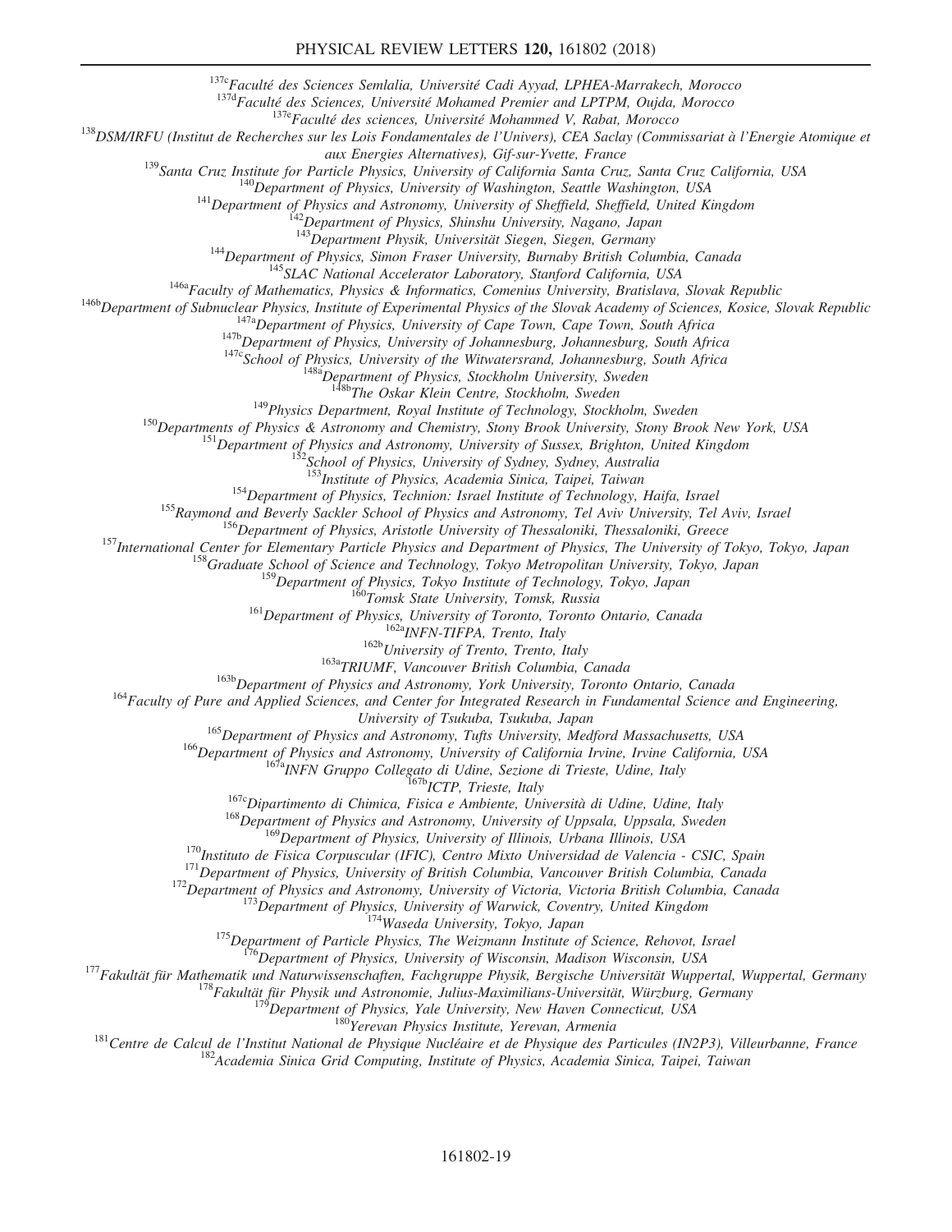[137c]*Faculté des Sciences Semlalia, Université Cadi Ayyad, LPHEA-Marrakech, Morocco*
[137d]*Faculté des Sciences, Université Mohamed Premier and LPTPM, Oujda, Morocco*
[137e]*Faculté des sciences, Université Mohammed V, Rabat, Morocco*
[138]*DSM/IRFU (Institut de Recherches sur les Lois Fondamentales de l'Univers), CEA Saclay (Commissariat à l'Energie Atomique et aux Energies Alternatives), Gif-sur-Yvette, France*
[139]*Santa Cruz Institute for Particle Physics, University of California Santa Cruz, Santa Cruz California, USA*
[140]*Department of Physics, University of Washington, Seattle Washington, USA*
[141]*Department of Physics and Astronomy, University of Sheffield, Sheffield, United Kingdom*
[142]*Department of Physics, Shinshu University, Nagano, Japan*
[143]*Department Physik, Universität Siegen, Siegen, Germany*
[144]*Department of Physics, Simon Fraser University, Burnaby British Columbia, Canada*
[145]*SLAC National Accelerator Laboratory, Stanford California, USA*
[146a]*Faculty of Mathematics, Physics & Informatics, Comenius University, Bratislava, Slovak Republic*
[146b]*Department of Subnuclear Physics, Institute of Experimental Physics of the Slovak Academy of Sciences, Kosice, Slovak Republic*
[147a]*Department of Physics, University of Cape Town, Cape Town, South Africa*
[147b]*Department of Physics, University of Johannesburg, Johannesburg, South Africa*
[147c]*School of Physics, University of the Witwatersrand, Johannesburg, South Africa*
[148a]*Department of Physics, Stockholm University, Sweden*
[148b]*The Oskar Klein Centre, Stockholm, Sweden*
[149]*Physics Department, Royal Institute of Technology, Stockholm, Sweden*
[150]*Departments of Physics & Astronomy and Chemistry, Stony Brook University, Stony Brook New York, USA*
[151]*Department of Physics and Astronomy, University of Sussex, Brighton, United Kingdom*
[152]*School of Physics, University of Sydney, Sydney, Australia*
[153]*Institute of Physics, Academia Sinica, Taipei, Taiwan*
[154]*Department of Physics, Technion: Israel Institute of Technology, Haifa, Israel*
[155]*Raymond and Beverly Sackler School of Physics and Astronomy, Tel Aviv University, Tel Aviv, Israel*
[156]*Department of Physics, Aristotle University of Thessaloniki, Thessaloniki, Greece*
[157]*International Center for Elementary Particle Physics and Department of Physics, The University of Tokyo, Tokyo, Japan*
[158]*Graduate School of Science and Technology, Tokyo Metropolitan University, Tokyo, Japan*
[159]*Department of Physics, Tokyo Institute of Technology, Tokyo, Japan*
[160]*Tomsk State University, Tomsk, Russia*
[161]*Department of Physics, University of Toronto, Toronto Ontario, Canada*
[162a]*INFN-TIFPA, Trento, Italy*
[162b]*University of Trento, Trento, Italy*
[163a]*TRIUMF, Vancouver British Columbia, Canada*
[163b]*Department of Physics and Astronomy, York University, Toronto Ontario, Canada*
[164]*Faculty of Pure and Applied Sciences, and Center for Integrated Research in Fundamental Science and Engineering, University of Tsukuba, Tsukuba, Japan*
[165]*Department of Physics and Astronomy, Tufts University, Medford Massachusetts, USA*
[166]*Department of Physics and Astronomy, University of California Irvine, Irvine California, USA*
[167a]*INFN Gruppo Collegato di Udine, Sezione di Trieste, Udine, Italy*
[167b]*ICTP, Trieste, Italy*
[167c]*Dipartimento di Chimica, Fisica e Ambiente, Università di Udine, Udine, Italy*
[168]*Department of Physics and Astronomy, University of Uppsala, Uppsala, Sweden*
[169]*Department of Physics, University of Illinois, Urbana Illinois, USA*
[170]*Instituto de Fisica Corpuscular (IFIC), Centro Mixto Universidad de Valencia - CSIC, Spain*
[171]*Department of Physics, University of British Columbia, Vancouver British Columbia, Canada*
[172]*Department of Physics and Astronomy, University of Victoria, Victoria British Columbia, Canada*
[173]*Department of Physics, University of Warwick, Coventry, United Kingdom*
[174]*Waseda University, Tokyo, Japan*
[175]*Department of Particle Physics, The Weizmann Institute of Science, Rehovot, Israel*
[176]*Department of Physics, University of Wisconsin, Madison Wisconsin, USA*
[177]*Fakultät für Mathematik und Naturwissenschaften, Fachgruppe Physik, Bergische Universität Wuppertal, Wuppertal, Germany*
[178]*Fakultät für Physik und Astronomie, Julius-Maximilians-Universität, Würzburg, Germany*
[179]*Department of Physics, Yale University, New Haven Connecticut, USA*
[180]*Yerevan Physics Institute, Yerevan, Armenia*
[181]*Centre de Calcul de l'Institut National de Physique Nucléaire et de Physique des Particules (IN2P3), Villeurbanne, France*
[182]*Academia Sinica Grid Computing, Institute of Physics, Academia Sinica, Taipei, Taiwan*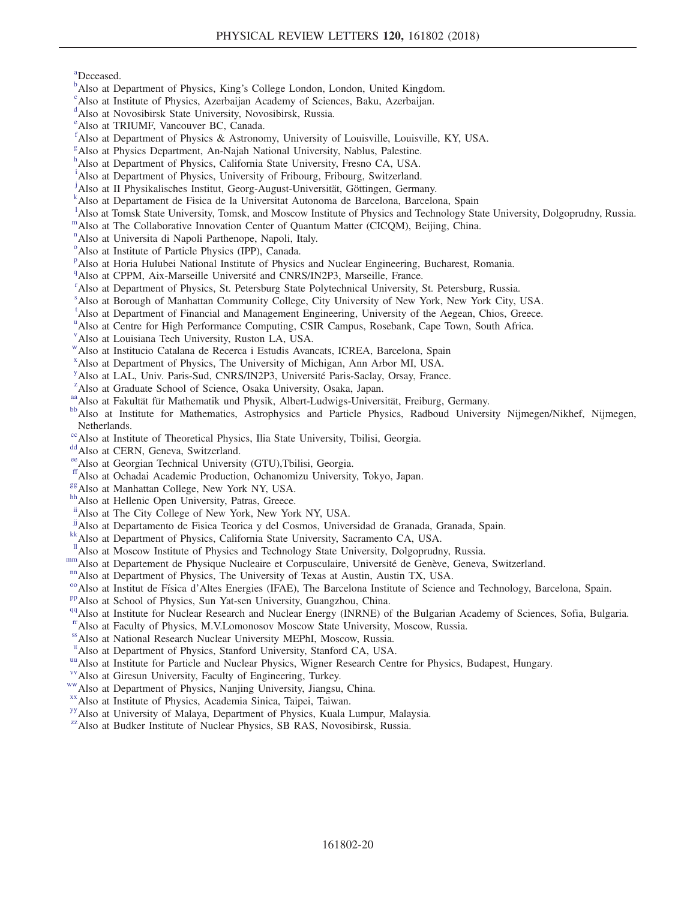[a]Deceased.
[b]Also at Department of Physics, King's College London, London, United Kingdom.
[c]Also at Institute of Physics, Azerbaijan Academy of Sciences, Baku, Azerbaijan.
[d]Also at Novosibirsk State University, Novosibirsk, Russia.
[e]Also at TRIUMF, Vancouver BC, Canada.
[f]Also at Department of Physics & Astronomy, University of Louisville, Louisville, KY, USA.
[g]Also at Physics Department, An-Najah National University, Nablus, Palestine.
[h]Also at Department of Physics, California State University, Fresno CA, USA.
[i]Also at Department of Physics, University of Fribourg, Fribourg, Switzerland.
[j]Also at II Physikalisches Institut, Georg-August-Universität, Göttingen, Germany.
[k]Also at Departament de Fisica de la Universitat Autonoma de Barcelona, Barcelona, Spain
[l]Also at Tomsk State University, Tomsk, and Moscow Institute of Physics and Technology State University, Dolgoprudny, Russia.
[m]Also at The Collaborative Innovation Center of Quantum Matter (CICQM), Beijing, China.
[n]Also at Universita di Napoli Parthenope, Napoli, Italy.
[o]Also at Institute of Particle Physics (IPP), Canada.
[p]Also at Horia Hulubei National Institute of Physics and Nuclear Engineering, Bucharest, Romania.
[q]Also at CPPM, Aix-Marseille Université and CNRS/IN2P3, Marseille, France.
[r]Also at Department of Physics, St. Petersburg State Polytechnical University, St. Petersburg, Russia.
[s]Also at Borough of Manhattan Community College, City University of New York, New York City, USA.
[t]Also at Department of Financial and Management Engineering, University of the Aegean, Chios, Greece.
[u]Also at Centre for High Performance Computing, CSIR Campus, Rosebank, Cape Town, South Africa.
[v]Also at Louisiana Tech University, Ruston LA, USA.
[w]Also at Institucio Catalana de Recerca i Estudis Avancats, ICREA, Barcelona, Spain
[x]Also at Department of Physics, The University of Michigan, Ann Arbor MI, USA.
[y]Also at LAL, Univ. Paris-Sud, CNRS/IN2P3, Université Paris-Saclay, Orsay, France.
[z]Also at Graduate School of Science, Osaka University, Osaka, Japan.
[aa]Also at Fakultät für Mathematik und Physik, Albert-Ludwigs-Universität, Freiburg, Germany.
[bb]Also at Institute for Mathematics, Astrophysics and Particle Physics, Radboud University Nijmegen/Nikhef, Nijmegen, Netherlands.
[cc]Also at Institute of Theoretical Physics, Ilia State University, Tbilisi, Georgia.
[dd]Also at CERN, Geneva, Switzerland.
[ee]Also at Georgian Technical University (GTU),Tbilisi, Georgia.
[ff]Also at Ochadai Academic Production, Ochanomizu University, Tokyo, Japan.
[gg]Also at Manhattan College, New York NY, USA.
[hh]Also at Hellenic Open University, Patras, Greece.
[ii]Also at The City College of New York, New York NY, USA.
[jj]Also at Departamento de Fisica Teorica y del Cosmos, Universidad de Granada, Granada, Spain.
[kk]Also at Department of Physics, California State University, Sacramento CA, USA.
[ll]Also at Moscow Institute of Physics and Technology State University, Dolgoprudny, Russia.
[mm]Also at Departement de Physique Nucleaire et Corpusculaire, Université de Genève, Geneva, Switzerland.
[nn]Also at Department of Physics, The University of Texas at Austin, Austin TX, USA.
[oo]Also at Institut de Física d'Altes Energies (IFAE), The Barcelona Institute of Science and Technology, Barcelona, Spain.
[pp]Also at School of Physics, Sun Yat-sen University, Guangzhou, China.
[qq]Also at Institute for Nuclear Research and Nuclear Energy (INRNE) of the Bulgarian Academy of Sciences, Sofia, Bulgaria.
[rr]Also at Faculty of Physics, M.V.Lomonosov Moscow State University, Moscow, Russia.
[ss]Also at National Research Nuclear University MEPhI, Moscow, Russia.
[tt]Also at Department of Physics, Stanford University, Stanford CA, USA.
[uu]Also at Institute for Particle and Nuclear Physics, Wigner Research Centre for Physics, Budapest, Hungary.
[vv]Also at Giresun University, Faculty of Engineering, Turkey.
[ww]Also at Department of Physics, Nanjing University, Jiangsu, China.
[xx]Also at Institute of Physics, Academia Sinica, Taipei, Taiwan.
[yy]Also at University of Malaya, Department of Physics, Kuala Lumpur, Malaysia.
[zz]Also at Budker Institute of Nuclear Physics, SB RAS, Novosibirsk, Russia.